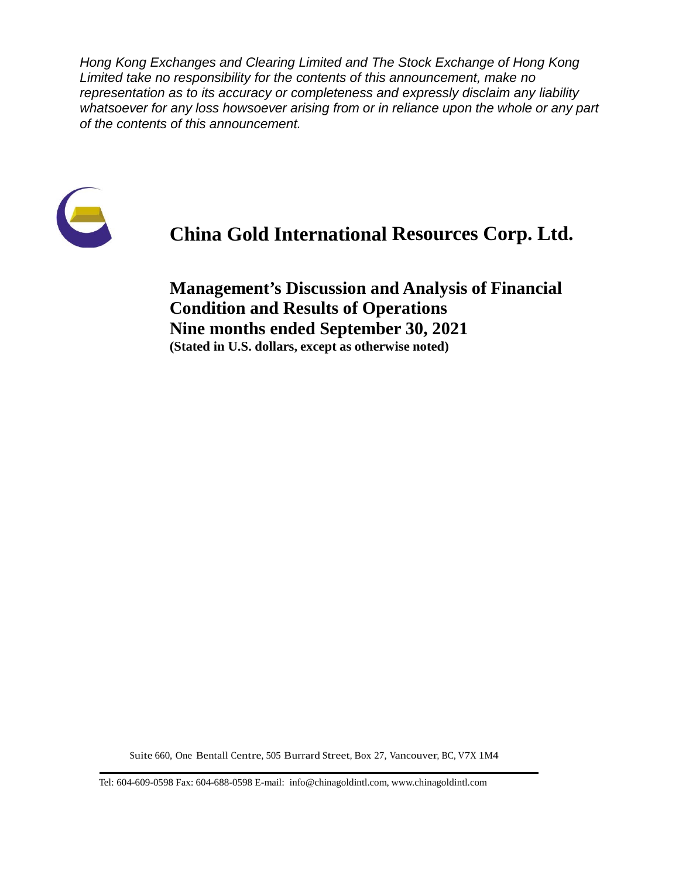*Hong Kong Exchanges and Clearing Limited and The Stock Exchange of Hong Kong Limited take no responsibility for the contents of this announcement, make no representation as to its accuracy or completeness and expressly disclaim any liability whatsoever for any loss howsoever arising from or in reliance upon the whole or any part of the contents of this announcement.*

# China Gold International Resources Corp. Ltd.

## Management's Discussion and Analysis of Financial Condition and Results of Operations
## Nine months ended September 30, 2021

**(Stated in U.S. dollars, except as otherwise noted)**

Suite 660, One Bentall Centre, 505 Burrard Street, Box 27, Vancouver, BC, V7X 1M4

Tel: 604-609-0598 Fax: 604-688-0598 E-mail: info@chinagoldintl.com, www.chinagoldintl.com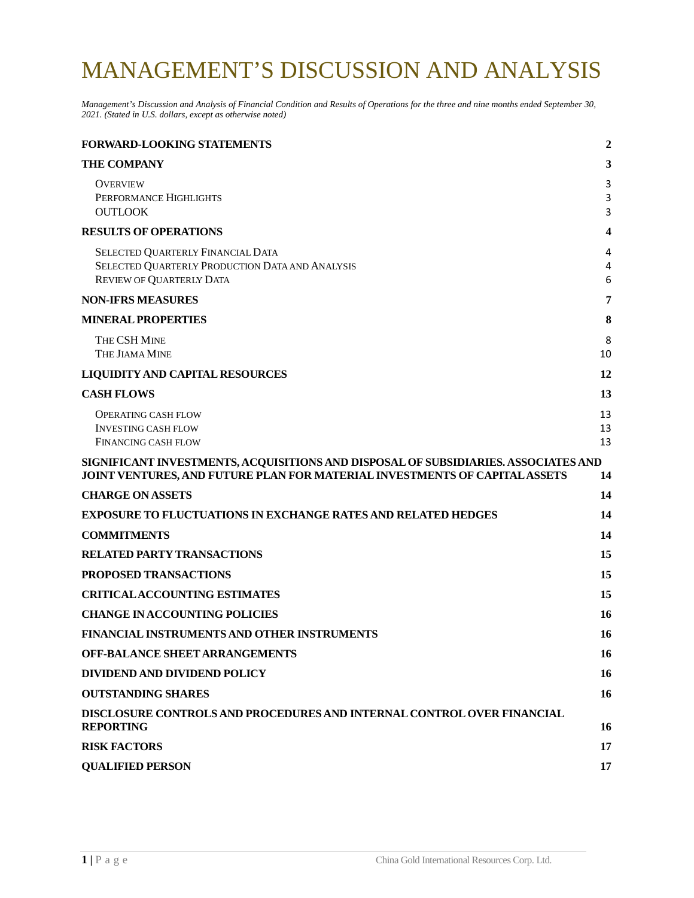# MANAGEMENT'S DISCUSSION AND ANALYSIS

*Management's Discussion and Analysis of Financial Condition and Results of Operations for the three and nine months ended September 30, 2021. (Stated in U.S. dollars, except as otherwise noted)*

| | |
|---|---|
| **FORWARD-LOOKING STATEMENTS** | **2** |
| **THE COMPANY** | **3** |
| OVERVIEW | 3 |
| PERFORMANCE HIGHLIGHTS | 3 |
| OUTLOOK | 3 |
| **RESULTS OF OPERATIONS** | **4** |
| SELECTED QUARTERLY FINANCIAL DATA | 4 |
| SELECTED QUARTERLY PRODUCTION DATA AND ANALYSIS | 4 |
| REVIEW OF QUARTERLY DATA | 6 |
| **NON-IFRS MEASURES** | **7** |
| **MINERAL PROPERTIES** | **8** |
| THE CSH MINE | 8 |
| THE JIAMA MINE | 10 |
| **LIQUIDITY AND CAPITAL RESOURCES** | **12** |
| **CASH FLOWS** | **13** |
| OPERATING CASH FLOW | 13 |
| INVESTING CASH FLOW | 13 |
| FINANCING CASH FLOW | 13 |
| **SIGNIFICANT INVESTMENTS, ACQUISITIONS AND DISPOSAL OF SUBSIDIARIES. ASSOCIATES AND JOINT VENTURES, AND FUTURE PLAN FOR MATERIAL INVESTMENTS OF CAPITAL ASSETS** | **14** |
| **CHARGE ON ASSETS** | **14** |
| **EXPOSURE TO FLUCTUATIONS IN EXCHANGE RATES AND RELATED HEDGES** | **14** |
| **COMMITMENTS** | **14** |
| **RELATED PARTY TRANSACTIONS** | **15** |
| **PROPOSED TRANSACTIONS** | **15** |
| **CRITICAL ACCOUNTING ESTIMATES** | **15** |
| **CHANGE IN ACCOUNTING POLICIES** | **16** |
| **FINANCIAL INSTRUMENTS AND OTHER INSTRUMENTS** | **16** |
| **OFF-BALANCE SHEET ARRANGEMENTS** | **16** |
| **DIVIDEND AND DIVIDEND POLICY** | **16** |
| **OUTSTANDING SHARES** | **16** |
| **DISCLOSURE CONTROLS AND PROCEDURES AND INTERNAL CONTROL OVER FINANCIAL REPORTING** | **16** |
| **RISK FACTORS** | **17** |
| **QUALIFIED PERSON** | **17** |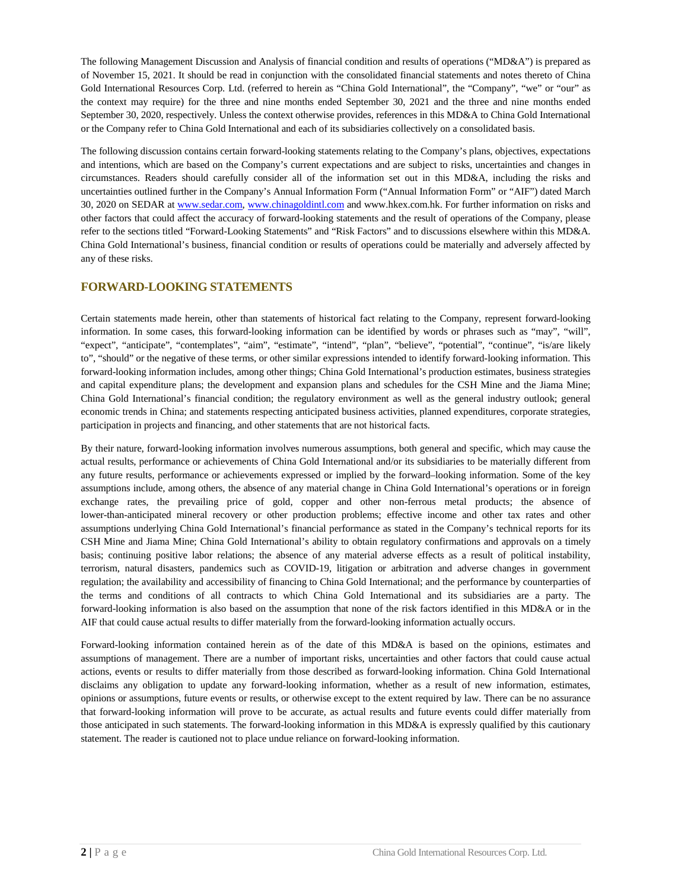The following Management Discussion and Analysis of financial condition and results of operations ("MD&A") is prepared as of November 15, 2021. It should be read in conjunction with the consolidated financial statements and notes thereto of China Gold International Resources Corp. Ltd. (referred to herein as "China Gold International", the "Company", "we" or "our" as the context may require) for the three and nine months ended September 30, 2021 and the three and nine months ended September 30, 2020, respectively. Unless the context otherwise provides, references in this MD&A to China Gold International or the Company refer to China Gold International and each of its subsidiaries collectively on a consolidated basis.

The following discussion contains certain forward-looking statements relating to the Company's plans, objectives, expectations and intentions, which are based on the Company's current expectations and are subject to risks, uncertainties and changes in circumstances. Readers should carefully consider all of the information set out in this MD&A, including the risks and uncertainties outlined further in the Company's Annual Information Form ("Annual Information Form" or "AIF") dated March 30, 2020 on SEDAR at www.sedar.com, www.chinagoldintl.com and www.hkex.com.hk. For further information on risks and other factors that could affect the accuracy of forward-looking statements and the result of operations of the Company, please refer to the sections titled "Forward-Looking Statements" and "Risk Factors" and to discussions elsewhere within this MD&A. China Gold International's business, financial condition or results of operations could be materially and adversely affected by any of these risks.

## FORWARD-LOOKING STATEMENTS

Certain statements made herein, other than statements of historical fact relating to the Company, represent forward-looking information. In some cases, this forward-looking information can be identified by words or phrases such as "may", "will", "expect", "anticipate", "contemplates", "aim", "estimate", "intend", "plan", "believe", "potential", "continue", "is/are likely to", "should" or the negative of these terms, or other similar expressions intended to identify forward-looking information. This forward-looking information includes, among other things; China Gold International's production estimates, business strategies and capital expenditure plans; the development and expansion plans and schedules for the CSH Mine and the Jiama Mine; China Gold International's financial condition; the regulatory environment as well as the general industry outlook; general economic trends in China; and statements respecting anticipated business activities, planned expenditures, corporate strategies, participation in projects and financing, and other statements that are not historical facts.

By their nature, forward-looking information involves numerous assumptions, both general and specific, which may cause the actual results, performance or achievements of China Gold International and/or its subsidiaries to be materially different from any future results, performance or achievements expressed or implied by the forward–looking information. Some of the key assumptions include, among others, the absence of any material change in China Gold International's operations or in foreign exchange rates, the prevailing price of gold, copper and other non-ferrous metal products; the absence of lower-than-anticipated mineral recovery or other production problems; effective income and other tax rates and other assumptions underlying China Gold International's financial performance as stated in the Company's technical reports for its CSH Mine and Jiama Mine; China Gold International's ability to obtain regulatory confirmations and approvals on a timely basis; continuing positive labor relations; the absence of any material adverse effects as a result of political instability, terrorism, natural disasters, pandemics such as COVID-19, litigation or arbitration and adverse changes in government regulation; the availability and accessibility of financing to China Gold International; and the performance by counterparties of the terms and conditions of all contracts to which China Gold International and its subsidiaries are a party. The forward-looking information is also based on the assumption that none of the risk factors identified in this MD&A or in the AIF that could cause actual results to differ materially from the forward-looking information actually occurs.

Forward-looking information contained herein as of the date of this MD&A is based on the opinions, estimates and assumptions of management. There are a number of important risks, uncertainties and other factors that could cause actual actions, events or results to differ materially from those described as forward-looking information. China Gold International disclaims any obligation to update any forward-looking information, whether as a result of new information, estimates, opinions or assumptions, future events or results, or otherwise except to the extent required by law. There can be no assurance that forward-looking information will prove to be accurate, as actual results and future events could differ materially from those anticipated in such statements. The forward-looking information in this MD&A is expressly qualified by this cautionary statement. The reader is cautioned not to place undue reliance on forward-looking information.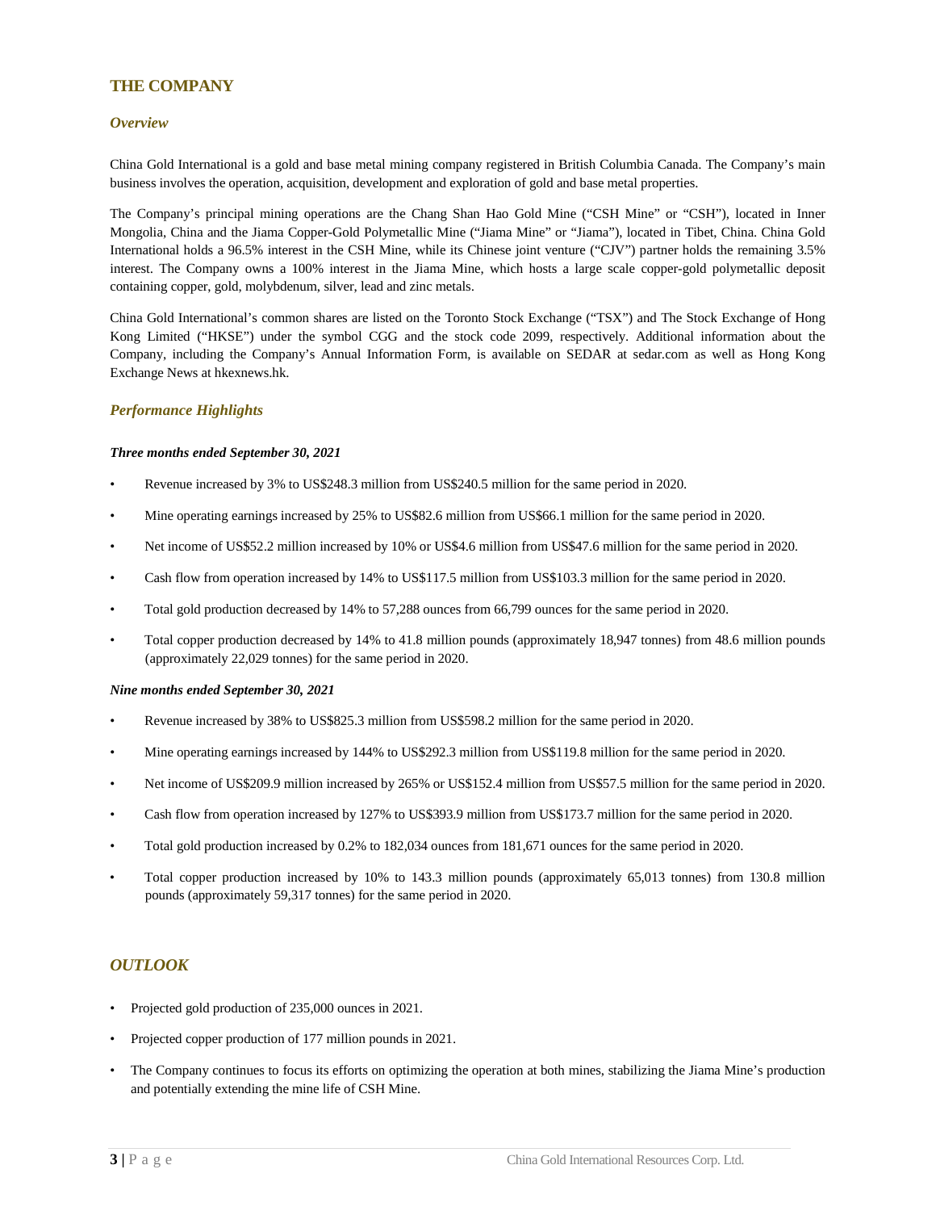# THE COMPANY

## *Overview*

China Gold International is a gold and base metal mining company registered in British Columbia Canada. The Company's main business involves the operation, acquisition, development and exploration of gold and base metal properties.

The Company's principal mining operations are the Chang Shan Hao Gold Mine ("CSH Mine" or "CSH"), located in Inner Mongolia, China and the Jiama Copper-Gold Polymetallic Mine ("Jiama Mine" or "Jiama"), located in Tibet, China. China Gold International holds a 96.5% interest in the CSH Mine, while its Chinese joint venture ("CJV") partner holds the remaining 3.5% interest. The Company owns a 100% interest in the Jiama Mine, which hosts a large scale copper-gold polymetallic deposit containing copper, gold, molybdenum, silver, lead and zinc metals.

China Gold International's common shares are listed on the Toronto Stock Exchange ("TSX") and The Stock Exchange of Hong Kong Limited ("HKSE") under the symbol CGG and the stock code 2099, respectively. Additional information about the Company, including the Company's Annual Information Form, is available on SEDAR at sedar.com as well as Hong Kong Exchange News at hkexnews.hk.

## *Performance Highlights*

***Three months ended September 30, 2021***

- Revenue increased by 3% to US$248.3 million from US$240.5 million for the same period in 2020.
- Mine operating earnings increased by 25% to US$82.6 million from US$66.1 million for the same period in 2020.
- Net income of US$52.2 million increased by 10% or US$4.6 million from US$47.6 million for the same period in 2020.
- Cash flow from operation increased by 14% to US$117.5 million from US$103.3 million for the same period in 2020.
- Total gold production decreased by 14% to 57,288 ounces from 66,799 ounces for the same period in 2020.
- Total copper production decreased by 14% to 41.8 million pounds (approximately 18,947 tonnes) from 48.6 million pounds (approximately 22,029 tonnes) for the same period in 2020.

***Nine months ended September 30, 2021***

- Revenue increased by 38% to US$825.3 million from US$598.2 million for the same period in 2020.
- Mine operating earnings increased by 144% to US$292.3 million from US$119.8 million for the same period in 2020.
- Net income of US$209.9 million increased by 265% or US$152.4 million from US$57.5 million for the same period in 2020.
- Cash flow from operation increased by 127% to US$393.9 million from US$173.7 million for the same period in 2020.
- Total gold production increased by 0.2% to 182,034 ounces from 181,671 ounces for the same period in 2020.
- Total copper production increased by 10% to 143.3 million pounds (approximately 65,013 tonnes) from 130.8 million pounds (approximately 59,317 tonnes) for the same period in 2020.

# *OUTLOOK*

- Projected gold production of 235,000 ounces in 2021.
- Projected copper production of 177 million pounds in 2021.
- The Company continues to focus its efforts on optimizing the operation at both mines, stabilizing the Jiama Mine's production and potentially extending the mine life of CSH Mine.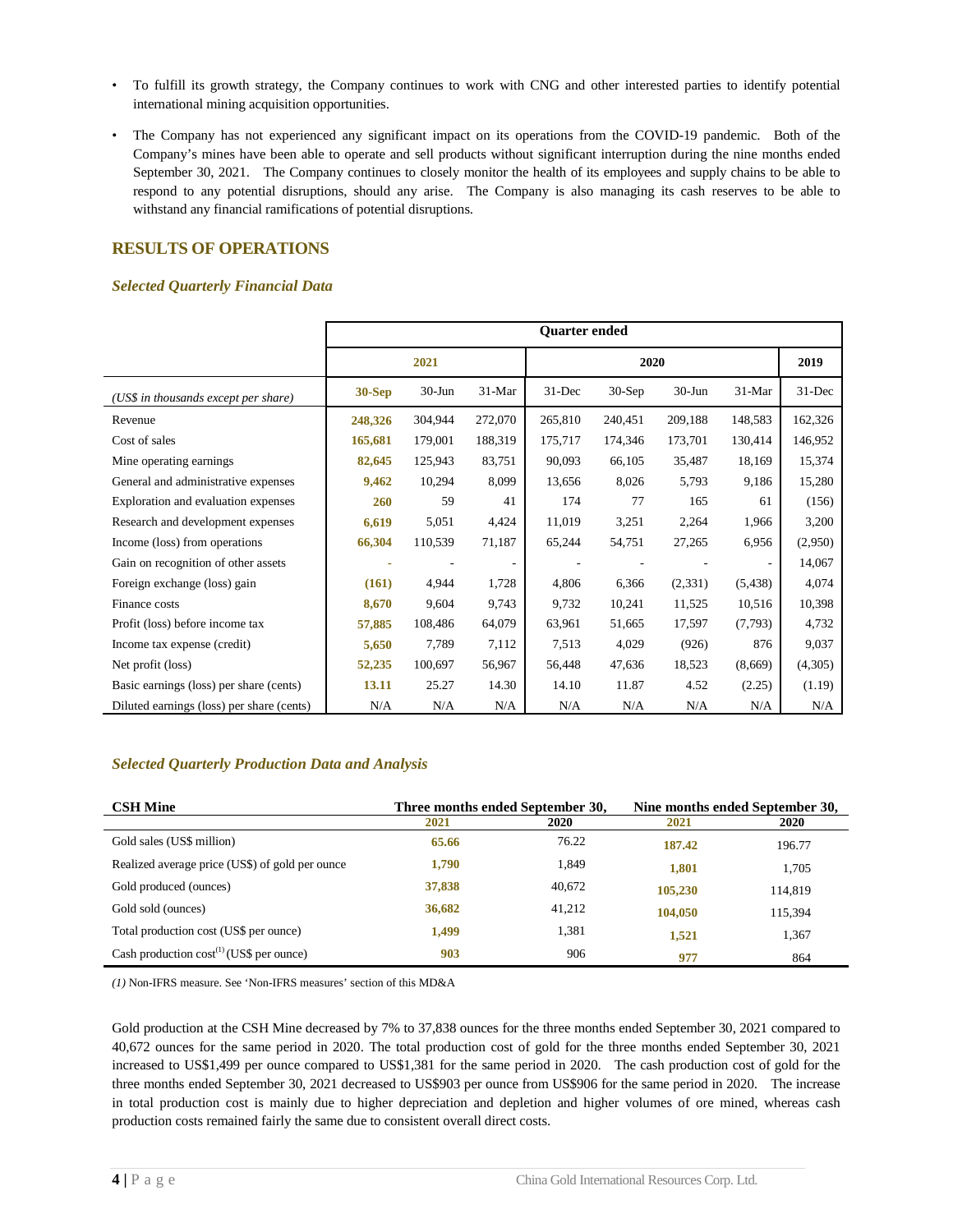- To fulfill its growth strategy, the Company continues to work with CNG and other interested parties to identify potential international mining acquisition opportunities.
- The Company has not experienced any significant impact on its operations from the COVID-19 pandemic. Both of the Company's mines have been able to operate and sell products without significant interruption during the nine months ended September 30, 2021. The Company continues to closely monitor the health of its employees and supply chains to be able to respond to any potential disruptions, should any arise. The Company is also managing its cash reserves to be able to withstand any financial ramifications of potential disruptions.

## RESULTS OF OPERATIONS

### *Selected Quarterly Financial Data*

| | Quarter ended | | | | | | | |
|---|---|---|---|---|---|---|---|---|
| | 2021 | | | 2020 | | | | 2019 |
| *(US$ in thousands except per share)* | **30-Sep** | 30-Jun | 31-Mar | 31-Dec | 30-Sep | 30-Jun | 31-Mar | 31-Dec |
| Revenue | **248,326** | 304,944 | 272,070 | 265,810 | 240,451 | 209,188 | 148,583 | 162,326 |
| Cost of sales | **165,681** | 179,001 | 188,319 | 175,717 | 174,346 | 173,701 | 130,414 | 146,952 |
| Mine operating earnings | **82,645** | 125,943 | 83,751 | 90,093 | 66,105 | 35,487 | 18,169 | 15,374 |
| General and administrative expenses | **9,462** | 10,294 | 8,099 | 13,656 | 8,026 | 5,793 | 9,186 | 15,280 |
| Exploration and evaluation expenses | **260** | 59 | 41 | 174 | 77 | 165 | 61 | (156) |
| Research and development expenses | **6,619** | 5,051 | 4,424 | 11,019 | 3,251 | 2,264 | 1,966 | 3,200 |
| Income (loss) from operations | **66,304** | 110,539 | 71,187 | 65,244 | 54,751 | 27,265 | 6,956 | (2,950) |
| Gain on recognition of other assets | **-** | - | - | - | - | - | - | 14,067 |
| Foreign exchange (loss) gain | **(161)** | 4,944 | 1,728 | 4,806 | 6,366 | (2,331) | (5,438) | 4,074 |
| Finance costs | **8,670** | 9,604 | 9,743 | 9,732 | 10,241 | 11,525 | 10,516 | 10,398 |
| Profit (loss) before income tax | **57,885** | 108,486 | 64,079 | 63,961 | 51,665 | 17,597 | (7,793) | 4,732 |
| Income tax expense (credit) | **5,650** | 7,789 | 7,112 | 7,513 | 4,029 | (926) | 876 | 9,037 |
| Net profit (loss) | **52,235** | 100,697 | 56,967 | 56,448 | 47,636 | 18,523 | (8,669) | (4,305) |
| Basic earnings (loss) per share (cents) | **13.11** | 25.27 | 14.30 | 14.10 | 11.87 | 4.52 | (2.25) | (1.19) |
| Diluted earnings (loss) per share (cents) | N/A | N/A | N/A | N/A | N/A | N/A | N/A | N/A |

### *Selected Quarterly Production Data and Analysis*

| **CSH Mine** | **Three months ended September 30,** | | **Nine months ended September 30,** | |
|---|---|---|---|---|
| | **2021** | **2020** | **2021** | **2020** |
| Gold sales (US$ million) | **65.66** | 76.22 | **187.42** | 196.77 |
| Realized average price (US$) of gold per ounce | **1,790** | 1,849 | **1,801** | 1,705 |
| Gold produced (ounces) | **37,838** | 40,672 | **105,230** | 114,819 |
| Gold sold (ounces) | **36,682** | 41,212 | **104,050** | 115,394 |
| Total production cost (US$ per ounce) | **1,499** | 1,381 | **1,521** | 1,367 |
| Cash production cost[(1)] (US$ per ounce) | **903** | 906 | **977** | 864 |

*(1)* Non-IFRS measure. See 'Non-IFRS measures' section of this MD&A

Gold production at the CSH Mine decreased by 7% to 37,838 ounces for the three months ended September 30, 2021 compared to 40,672 ounces for the same period in 2020. The total production cost of gold for the three months ended September 30, 2021 increased to US$1,499 per ounce compared to US$1,381 for the same period in 2020. The cash production cost of gold for the three months ended September 30, 2021 decreased to US$903 per ounce from US$906 for the same period in 2020. The increase in total production cost is mainly due to higher depreciation and depletion and higher volumes of ore mined, whereas cash production costs remained fairly the same due to consistent overall direct costs.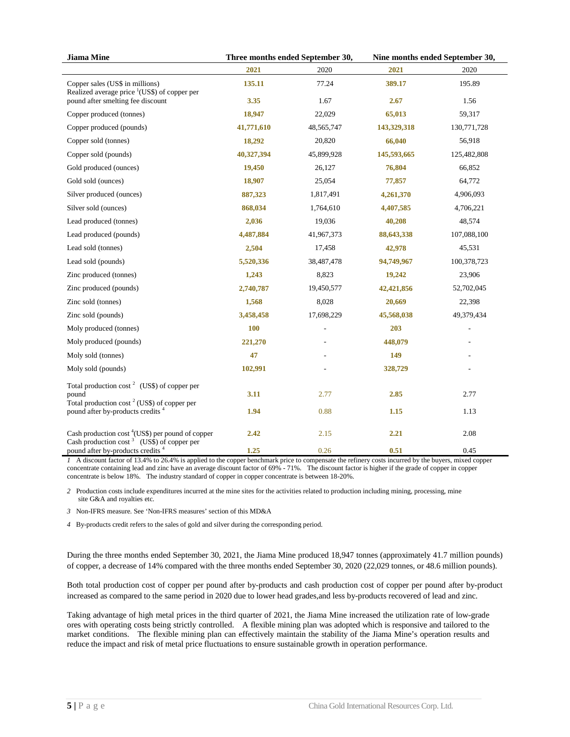| Jiama Mine | Three months ended September 30, | | Nine months ended September 30, | |
|---|---|---|---|---|
| | **2021** | 2020 | **2021** | 2020 |
| Copper sales (US$ in millions) | **135.11** | 77.24 | **389.17** | 195.89 |
| Realized average price [1](US$) of copper per pound after smelting fee discount | **3.35** | 1.67 | **2.67** | 1.56 |
| Copper produced (tonnes) | **18,947** | 22,029 | **65,013** | 59,317 |
| Copper produced (pounds) | **41,771,610** | 48,565,747 | **143,329,318** | 130,771,728 |
| Copper sold (tonnes) | **18,292** | 20,820 | **66,040** | 56,918 |
| Copper sold (pounds) | **40,327,394** | 45,899,928 | **145,593,665** | 125,482,808 |
| Gold produced (ounces) | **19,450** | 26,127 | **76,804** | 66,852 |
| Gold sold (ounces) | **18,907** | 25,054 | **77,857** | 64,772 |
| Silver produced (ounces) | **887,323** | 1,817,491 | **4,261,370** | 4,906,093 |
| Silver sold (ounces) | **868,034** | 1,764,610 | **4,407,585** | 4,706,221 |
| Lead produced (tonnes) | **2,036** | 19,036 | **40,208** | 48,574 |
| Lead produced (pounds) | **4,487,884** | 41,967,373 | **88,643,338** | 107,088,100 |
| Lead sold (tonnes) | **2,504** | 17,458 | **42,978** | 45,531 |
| Lead sold (pounds) | **5,520,336** | 38,487,478 | **94,749,967** | 100,378,723 |
| Zinc produced (tonnes) | **1,243** | 8,823 | **19,242** | 23,906 |
| Zinc produced (pounds) | **2,740,787** | 19,450,577 | **42,421,856** | 52,702,045 |
| Zinc sold (tonnes) | **1,568** | 8,028 | **20,669** | 22,398 |
| Zinc sold (pounds) | **3,458,458** | 17,698,229 | **45,568,038** | 49,379,434 |
| Moly produced (tonnes) | **100** | - | **203** | - |
| Moly produced (pounds) | **221,270** | - | **448,079** | - |
| Moly sold (tonnes) | **47** | - | **149** | - |
| Moly sold (pounds) | **102,991** | - | **328,729** | - |
| Total production cost [2] (US$) of copper per pound | **3.11** | 2.77 | **2.85** | 2.77 |
| Total production cost [2] (US$) of copper per pound after by-products credits [4] | **1.94** | 0.88 | **1.15** | 1.13 |
| Cash production cost [4](US$) per pound of copper | **2.42** | 2.15 | **2.21** | 2.08 |
| Cash production cost [3] (US$) of copper per pound after by-products credits [4] | **1.25** | 0.26 | **0.51** | 0.45 |

1 A discount factor of 13.4% to 26.4% is applied to the copper benchmark price to compensate the refinery costs incurred by the buyers, mixed copper concentrate containing lead and zinc have an average discount factor of 69% - 71%. The discount factor is higher if the grade of copper in copper concentrate is below 18%. The industry standard of copper in copper concentrate is between 18-20%.

2 Production costs include expenditures incurred at the mine sites for the activities related to production including mining, processing, mine site G&A and royalties etc.

3 Non-IFRS measure. See 'Non-IFRS measures' section of this MD&A

4 By-products credit refers to the sales of gold and silver during the corresponding period.

During the three months ended September 30, 2021, the Jiama Mine produced 18,947 tonnes (approximately 41.7 million pounds) of copper, a decrease of 14% compared with the three months ended September 30, 2020 (22,029 tonnes, or 48.6 million pounds).

Both total production cost of copper per pound after by-products and cash production cost of copper per pound after by-product increased as compared to the same period in 2020 due to lower head grades,and less by-products recovered of lead and zinc.

Taking advantage of high metal prices in the third quarter of 2021, the Jiama Mine increased the utilization rate of low-grade ores with operating costs being strictly controlled. A flexible mining plan was adopted which is responsive and tailored to the market conditions. The flexible mining plan can effectively maintain the stability of the Jiama Mine's operation results and reduce the impact and risk of metal price fluctuations to ensure sustainable growth in operation performance.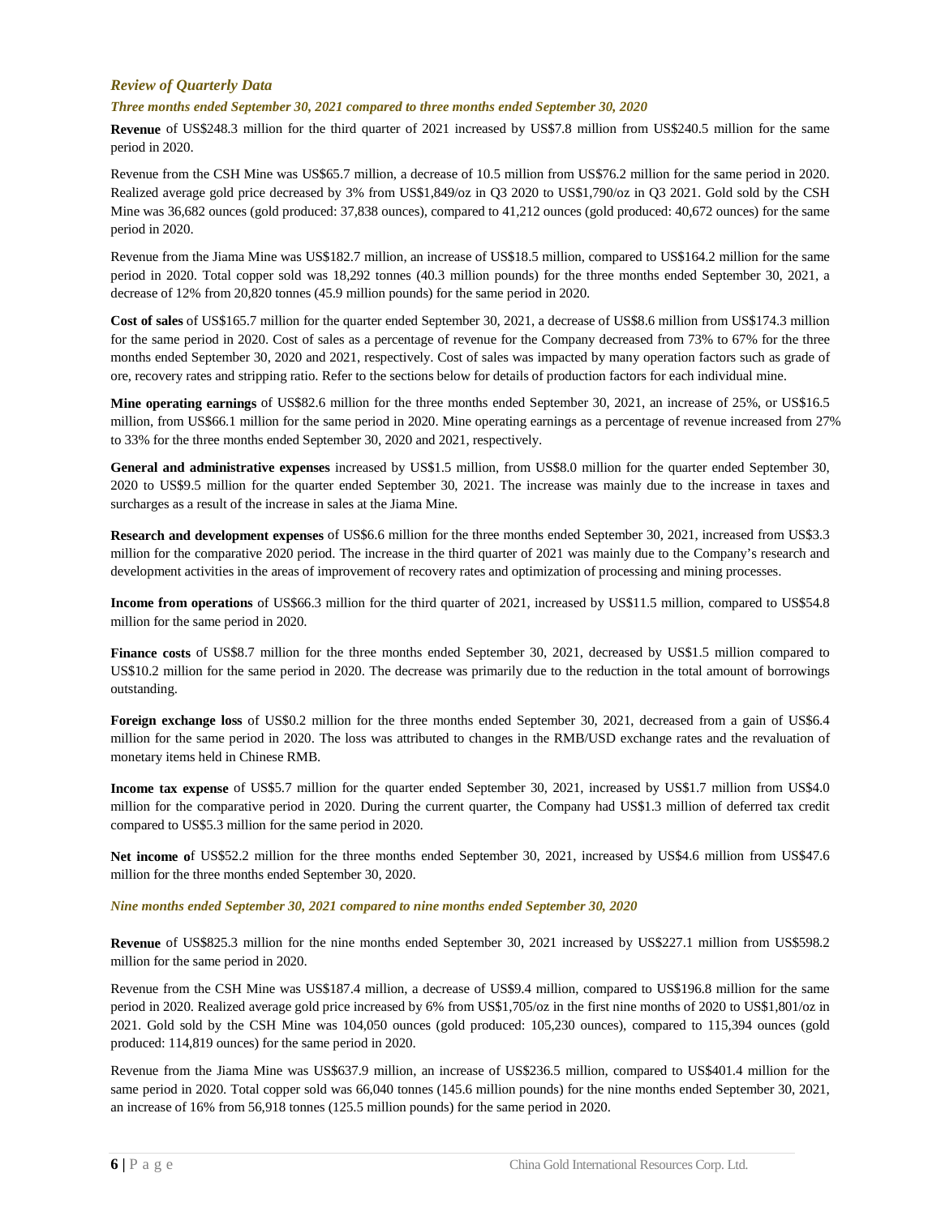### *Review of Quarterly Data*

***Three months ended September 30, 2021 compared to three months ended September 30, 2020***

**Revenue** of US$248.3 million for the third quarter of 2021 increased by US$7.8 million from US$240.5 million for the same period in 2020.

Revenue from the CSH Mine was US$65.7 million, a decrease of 10.5 million from US$76.2 million for the same period in 2020. Realized average gold price decreased by 3% from US$1,849/oz in Q3 2020 to US$1,790/oz in Q3 2021. Gold sold by the CSH Mine was 36,682 ounces (gold produced: 37,838 ounces), compared to 41,212 ounces (gold produced: 40,672 ounces) for the same period in 2020.

Revenue from the Jiama Mine was US$182.7 million, an increase of US$18.5 million, compared to US$164.2 million for the same period in 2020. Total copper sold was 18,292 tonnes (40.3 million pounds) for the three months ended September 30, 2021, a decrease of 12% from 20,820 tonnes (45.9 million pounds) for the same period in 2020.

**Cost of sales** of US$165.7 million for the quarter ended September 30, 2021, a decrease of US$8.6 million from US$174.3 million for the same period in 2020. Cost of sales as a percentage of revenue for the Company decreased from 73% to 67% for the three months ended September 30, 2020 and 2021, respectively. Cost of sales was impacted by many operation factors such as grade of ore, recovery rates and stripping ratio. Refer to the sections below for details of production factors for each individual mine.

**Mine operating earnings** of US$82.6 million for the three months ended September 30, 2021, an increase of 25%, or US$16.5 million, from US$66.1 million for the same period in 2020. Mine operating earnings as a percentage of revenue increased from 27% to 33% for the three months ended September 30, 2020 and 2021, respectively.

**General and administrative expenses** increased by US$1.5 million, from US$8.0 million for the quarter ended September 30, 2020 to US$9.5 million for the quarter ended September 30, 2021. The increase was mainly due to the increase in taxes and surcharges as a result of the increase in sales at the Jiama Mine.

**Research and development expenses** of US$6.6 million for the three months ended September 30, 2021, increased from US$3.3 million for the comparative 2020 period. The increase in the third quarter of 2021 was mainly due to the Company's research and development activities in the areas of improvement of recovery rates and optimization of processing and mining processes.

**Income from operations** of US$66.3 million for the third quarter of 2021, increased by US$11.5 million, compared to US$54.8 million for the same period in 2020.

**Finance costs** of US$8.7 million for the three months ended September 30, 2021, decreased by US$1.5 million compared to US$10.2 million for the same period in 2020. The decrease was primarily due to the reduction in the total amount of borrowings outstanding.

**Foreign exchange loss** of US$0.2 million for the three months ended September 30, 2021, decreased from a gain of US$6.4 million for the same period in 2020. The loss was attributed to changes in the RMB/USD exchange rates and the revaluation of monetary items held in Chinese RMB.

**Income tax expense** of US$5.7 million for the quarter ended September 30, 2021, increased by US$1.7 million from US$4.0 million for the comparative period in 2020. During the current quarter, the Company had US$1.3 million of deferred tax credit compared to US$5.3 million for the same period in 2020.

**Net income o**f US$52.2 million for the three months ended September 30, 2021, increased by US$4.6 million from US$47.6 million for the three months ended September 30, 2020.

***Nine months ended September 30, 2021 compared to nine months ended September 30, 2020***

**Revenue** of US$825.3 million for the nine months ended September 30, 2021 increased by US$227.1 million from US$598.2 million for the same period in 2020.

Revenue from the CSH Mine was US$187.4 million, a decrease of US$9.4 million, compared to US$196.8 million for the same period in 2020. Realized average gold price increased by 6% from US$1,705/oz in the first nine months of 2020 to US$1,801/oz in 2021. Gold sold by the CSH Mine was 104,050 ounces (gold produced: 105,230 ounces), compared to 115,394 ounces (gold produced: 114,819 ounces) for the same period in 2020.

Revenue from the Jiama Mine was US$637.9 million, an increase of US$236.5 million, compared to US$401.4 million for the same period in 2020. Total copper sold was 66,040 tonnes (145.6 million pounds) for the nine months ended September 30, 2021, an increase of 16% from 56,918 tonnes (125.5 million pounds) for the same period in 2020.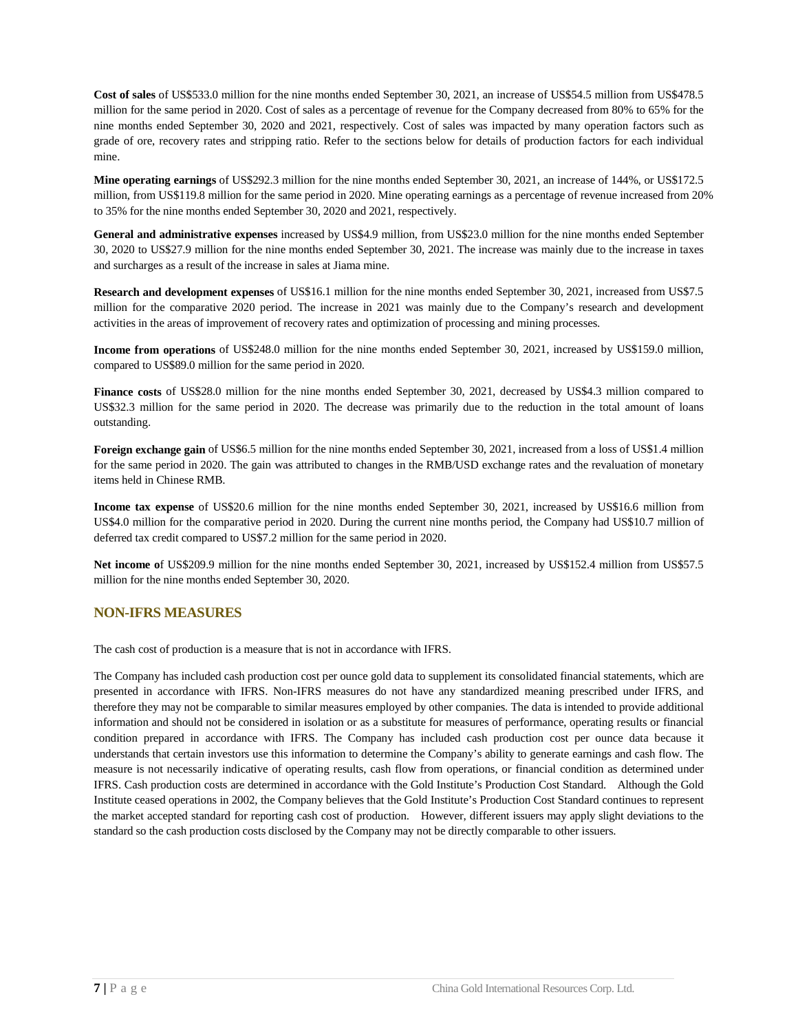**Cost of sales** of US$533.0 million for the nine months ended September 30, 2021, an increase of US$54.5 million from US$478.5 million for the same period in 2020. Cost of sales as a percentage of revenue for the Company decreased from 80% to 65% for the nine months ended September 30, 2020 and 2021, respectively. Cost of sales was impacted by many operation factors such as grade of ore, recovery rates and stripping ratio. Refer to the sections below for details of production factors for each individual mine.

**Mine operating earnings** of US$292.3 million for the nine months ended September 30, 2021, an increase of 144%, or US$172.5 million, from US$119.8 million for the same period in 2020. Mine operating earnings as a percentage of revenue increased from 20% to 35% for the nine months ended September 30, 2020 and 2021, respectively.

**General and administrative expenses** increased by US$4.9 million, from US$23.0 million for the nine months ended September 30, 2020 to US$27.9 million for the nine months ended September 30, 2021. The increase was mainly due to the increase in taxes and surcharges as a result of the increase in sales at Jiama mine.

**Research and development expenses** of US$16.1 million for the nine months ended September 30, 2021, increased from US$7.5 million for the comparative 2020 period. The increase in 2021 was mainly due to the Company's research and development activities in the areas of improvement of recovery rates and optimization of processing and mining processes.

**Income from operations** of US$248.0 million for the nine months ended September 30, 2021, increased by US$159.0 million, compared to US$89.0 million for the same period in 2020.

**Finance costs** of US$28.0 million for the nine months ended September 30, 2021, decreased by US$4.3 million compared to US$32.3 million for the same period in 2020. The decrease was primarily due to the reduction in the total amount of loans outstanding.

**Foreign exchange gain** of US$6.5 million for the nine months ended September 30, 2021, increased from a loss of US$1.4 million for the same period in 2020. The gain was attributed to changes in the RMB/USD exchange rates and the revaluation of monetary items held in Chinese RMB.

**Income tax expense** of US$20.6 million for the nine months ended September 30, 2021, increased by US$16.6 million from US$4.0 million for the comparative period in 2020. During the current nine months period, the Company had US$10.7 million of deferred tax credit compared to US$7.2 million for the same period in 2020.

**Net income o**f US$209.9 million for the nine months ended September 30, 2021, increased by US$152.4 million from US$57.5 million for the nine months ended September 30, 2020.

## NON-IFRS MEASURES

The cash cost of production is a measure that is not in accordance with IFRS.

The Company has included cash production cost per ounce gold data to supplement its consolidated financial statements, which are presented in accordance with IFRS. Non-IFRS measures do not have any standardized meaning prescribed under IFRS, and therefore they may not be comparable to similar measures employed by other companies. The data is intended to provide additional information and should not be considered in isolation or as a substitute for measures of performance, operating results or financial condition prepared in accordance with IFRS. The Company has included cash production cost per ounce data because it understands that certain investors use this information to determine the Company's ability to generate earnings and cash flow. The measure is not necessarily indicative of operating results, cash flow from operations, or financial condition as determined under IFRS. Cash production costs are determined in accordance with the Gold Institute's Production Cost Standard. Although the Gold Institute ceased operations in 2002, the Company believes that the Gold Institute's Production Cost Standard continues to represent the market accepted standard for reporting cash cost of production. However, different issuers may apply slight deviations to the standard so the cash production costs disclosed by the Company may not be directly comparable to other issuers.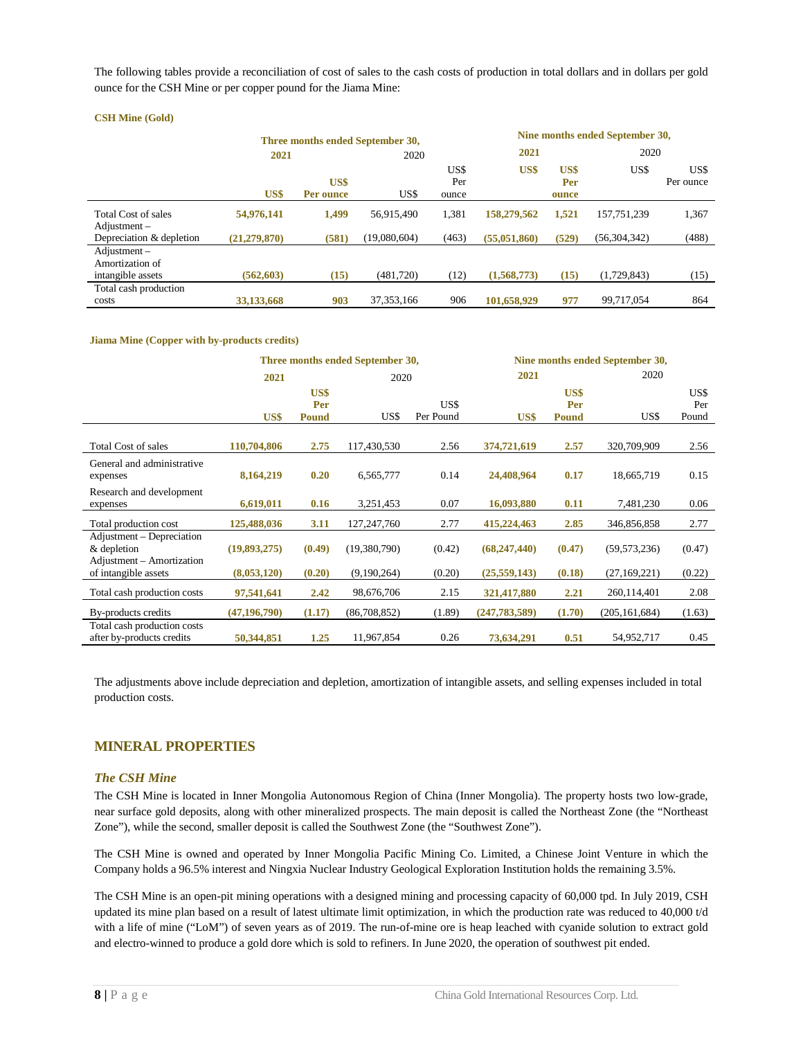The following tables provide a reconciliation of cost of sales to the cash costs of production in total dollars and in dollars per gold ounce for the CSH Mine or per copper pound for the Jiama Mine:

**CSH Mine (Gold)**

| | Three months ended September 30, | | | | Nine months ended September 30, | | | |
|---|---|---|---|---|---|---|---|---|
| | **2021** | | 2020 | | **2021** | | 2020 | |
| | **US$** | **US$ Per ounce** | US$ | US$ Per ounce | **US$** | **US$ Per ounce** | US$ | US$ Per ounce |
| Total Cost of sales | **54,976,141** | **1,499** | 56,915,490 | 1,381 | **158,279,562** | **1,521** | 157,751,239 | 1,367 |
| Adjustment – Depreciation & depletion | **(21,279,870)** | **(581)** | (19,080,604) | (463) | **(55,051,860)** | **(529)** | (56,304,342) | (488) |
| Adjustment – Amortization of intangible assets | **(562,603)** | **(15)** | (481,720) | (12) | **(1,568,773)** | **(15)** | (1,729,843) | (15) |
| Total cash production costs | **33,133,668** | **903** | 37,353,166 | 906 | **101,658,929** | **977** | 99,717,054 | 864 |

**Jiama Mine (Copper with by-products credits)**

| | Three months ended September 30, | | | | Nine months ended September 30, | | | |
|---|---|---|---|---|---|---|---|---|
| | **2021** | | 2020 | | **2021** | | 2020 | |
| | **US$** | **US$ Per Pound** | US$ | US$ Per Pound | **US$** | **US$ Per Pound** | US$ | US$ Per Pound |
| Total Cost of sales | **110,704,806** | **2.75** | 117,430,530 | 2.56 | **374,721,619** | **2.57** | 320,709,909 | 2.56 |
| General and administrative expenses | **8,164,219** | **0.20** | 6,565,777 | 0.14 | **24,408,964** | **0.17** | 18,665,719 | 0.15 |
| Research and development expenses | **6,619,011** | **0.16** | 3,251,453 | 0.07 | **16,093,880** | **0.11** | 7,481,230 | 0.06 |
| Total production cost | **125,488,036** | **3.11** | 127,247,760 | 2.77 | **415,224,463** | **2.85** | 346,856,858 | 2.77 |
| Adjustment – Depreciation & depletion | **(19,893,275)** | **(0.49)** | (19,380,790) | (0.42) | **(68,247,440)** | **(0.47)** | (59,573,236) | (0.47) |
| Adjustment – Amortization of intangible assets | **(8,053,120)** | **(0.20)** | (9,190,264) | (0.20) | **(25,559,143)** | **(0.18)** | (27,169,221) | (0.22) |
| Total cash production costs | **97,541,641** | **2.42** | 98,676,706 | 2.15 | **321,417,880** | **2.21** | 260,114,401 | 2.08 |
| By-products credits | **(47,196,790)** | **(1.17)** | (86,708,852) | (1.89) | **(247,783,589)** | **(1.70)** | (205,161,684) | (1.63) |
| Total cash production costs after by-products credits | **50,344,851** | **1.25** | 11,967,854 | 0.26 | **73,634,291** | **0.51** | 54,952,717 | 0.45 |

The adjustments above include depreciation and depletion, amortization of intangible assets, and selling expenses included in total production costs.

## MINERAL PROPERTIES

### *The CSH Mine*

The CSH Mine is located in Inner Mongolia Autonomous Region of China (Inner Mongolia). The property hosts two low-grade, near surface gold deposits, along with other mineralized prospects. The main deposit is called the Northeast Zone (the "Northeast Zone"), while the second, smaller deposit is called the Southwest Zone (the "Southwest Zone").

The CSH Mine is owned and operated by Inner Mongolia Pacific Mining Co. Limited, a Chinese Joint Venture in which the Company holds a 96.5% interest and Ningxia Nuclear Industry Geological Exploration Institution holds the remaining 3.5%.

The CSH Mine is an open-pit mining operations with a designed mining and processing capacity of 60,000 tpd. In July 2019, CSH updated its mine plan based on a result of latest ultimate limit optimization, in which the production rate was reduced to 40,000 t/d with a life of mine ("LoM") of seven years as of 2019. The run-of-mine ore is heap leached with cyanide solution to extract gold and electro-winned to produce a gold dore which is sold to refiners. In June 2020, the operation of southwest pit ended.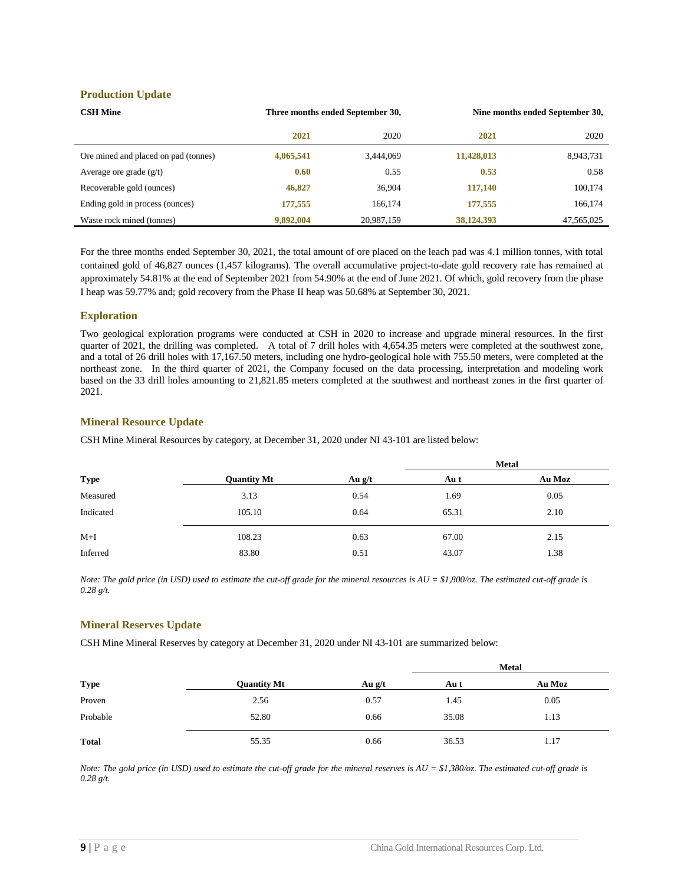## Production Update

| CSH Mine | Three months ended September 30, | | Nine months ended September 30, | |
|---|---|---|---|---|
| | **2021** | 2020 | **2021** | 2020 |
| Ore mined and placed on pad (tonnes) | **4,065,541** | 3,444,069 | **11,428,013** | 8,943,731 |
| Average ore grade (g/t) | **0.60** | 0.55 | **0.53** | 0.58 |
| Recoverable gold (ounces) | **46,827** | 36,904 | **117,140** | 100,174 |
| Ending gold in process (ounces) | **177,555** | 166,174 | **177,555** | 166,174 |
| Waste rock mined (tonnes) | **9,892,004** | 20,987,159 | **38,124,393** | 47,565,025 |

For the three months ended September 30, 2021, the total amount of ore placed on the leach pad was 4.1 million tonnes, with total contained gold of 46,827 ounces (1,457 kilograms). The overall accumulative project-to-date gold recovery rate has remained at approximately 54.81% at the end of September 2021 from 54.90% at the end of June 2021. Of which, gold recovery from the phase I heap was 59.77% and; gold recovery from the Phase II heap was 50.68% at September 30, 2021.

## Exploration

Two geological exploration programs were conducted at CSH in 2020 to increase and upgrade mineral resources. In the first quarter of 2021, the drilling was completed. A total of 7 drill holes with 4,654.35 meters were completed at the southwest zone, and a total of 26 drill holes with 17,167.50 meters, including one hydro-geological hole with 755.50 meters, were completed at the northeast zone. In the third quarter of 2021, the Company focused on the data processing, interpretation and modeling work based on the 33 drill holes amounting to 21,821.85 meters completed at the southwest and northeast zones in the first quarter of 2021.

## Mineral Resource Update

CSH Mine Mineral Resources by category, at December 31, 2020 under NI 43-101 are listed below:

| | | | Metal | |
|---|---|---|---|---|
| **Type** | **Quantity Mt** | **Au g/t** | **Au t** | **Au Moz** |
| Measured | 3.13 | 0.54 | 1.69 | 0.05 |
| Indicated | 105.10 | 0.64 | 65.31 | 2.10 |
| M+I | 108.23 | 0.63 | 67.00 | 2.15 |
| Inferred | 83.80 | 0.51 | 43.07 | 1.38 |

*Note: The gold price (in USD) used to estimate the cut-off grade for the mineral resources is AU = $1,800/oz. The estimated cut-off grade is 0.28 g/t.*

## Mineral Reserves Update

CSH Mine Mineral Reserves by category at December 31, 2020 under NI 43-101 are summarized below:

| | | | Metal | |
|---|---|---|---|---|
| **Type** | **Quantity Mt** | **Au g/t** | **Au t** | **Au Moz** |
| Proven | 2.56 | 0.57 | 1.45 | 0.05 |
| Probable | 52.80 | 0.66 | 35.08 | 1.13 |
| **Total** | 55.35 | 0.66 | 36.53 | 1.17 |

*Note: The gold price (in USD) used to estimate the cut-off grade for the mineral reserves is AU = $1,380/oz. The estimated cut-off grade is 0.28 g/t.*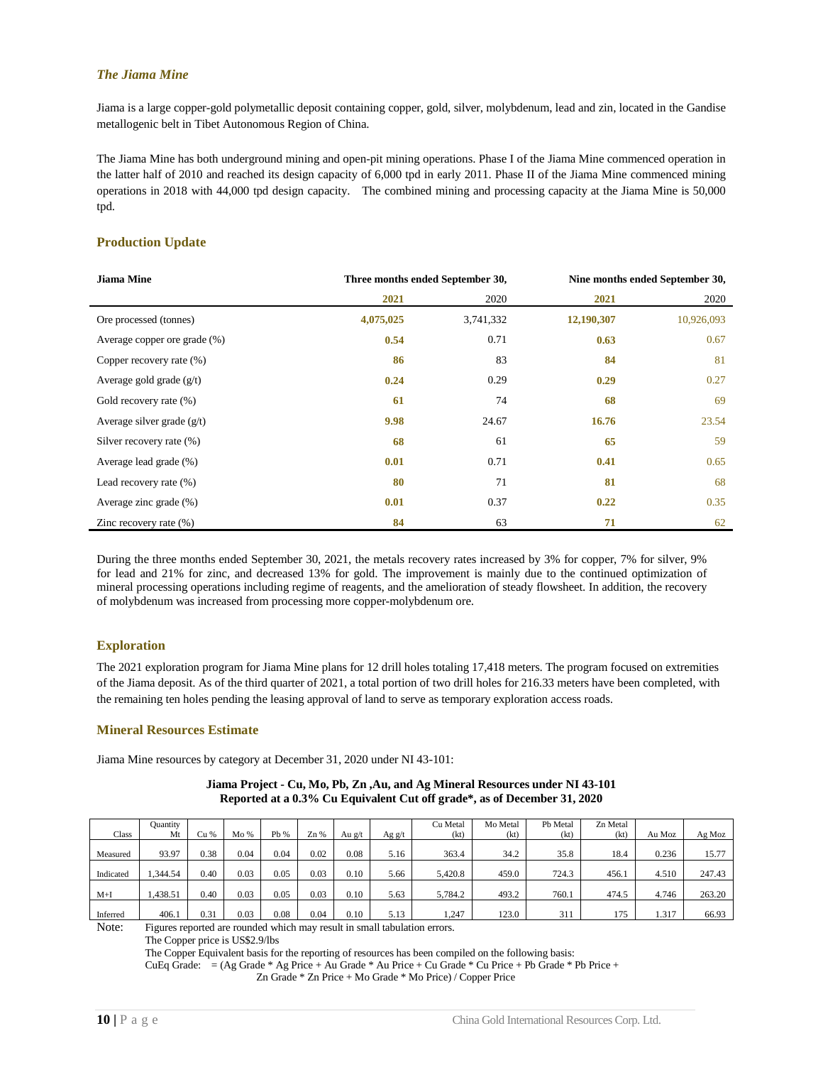### *The Jiama Mine*

Jiama is a large copper-gold polymetallic deposit containing copper, gold, silver, molybdenum, lead and zin, located in the Gandise metallogenic belt in Tibet Autonomous Region of China.

The Jiama Mine has both underground mining and open-pit mining operations. Phase I of the Jiama Mine commenced operation in the latter half of 2010 and reached its design capacity of 6,000 tpd in early 2011. Phase II of the Jiama Mine commenced mining operations in 2018 with 44,000 tpd design capacity. The combined mining and processing capacity at the Jiama Mine is 50,000 tpd.

## Production Update

| Jiama Mine | Three months ended September 30, | | Nine months ended September 30, | |
|---|---|---|---|---|
| | **2021** | 2020 | **2021** | 2020 |
| Ore processed (tonnes) | **4,075,025** | 3,741,332 | **12,190,307** | 10,926,093 |
| Average copper ore grade (%) | **0.54** | 0.71 | **0.63** | 0.67 |
| Copper recovery rate (%) | **86** | 83 | **84** | 81 |
| Average gold grade (g/t) | **0.24** | 0.29 | **0.29** | 0.27 |
| Gold recovery rate (%) | **61** | 74 | **68** | 69 |
| Average silver grade (g/t) | **9.98** | 24.67 | **16.76** | 23.54 |
| Silver recovery rate (%) | **68** | 61 | **65** | 59 |
| Average lead grade (%) | **0.01** | 0.71 | **0.41** | 0.65 |
| Lead recovery rate (%) | **80** | 71 | **81** | 68 |
| Average zinc grade (%) | **0.01** | 0.37 | **0.22** | 0.35 |
| Zinc recovery rate (%) | **84** | 63 | **71** | 62 |

During the three months ended September 30, 2021, the metals recovery rates increased by 3% for copper, 7% for silver, 9% for lead and 21% for zinc, and decreased 13% for gold. The improvement is mainly due to the continued optimization of mineral processing operations including regime of reagents, and the amelioration of steady flowsheet. In addition, the recovery of molybdenum was increased from processing more copper-molybdenum ore.

## Exploration

The 2021 exploration program for Jiama Mine plans for 12 drill holes totaling 17,418 meters. The program focused on extremities of the Jiama deposit. As of the third quarter of 2021, a total portion of two drill holes for 216.33 meters have been completed, with the remaining ten holes pending the leasing approval of land to serve as temporary exploration access roads.

## Mineral Resources Estimate

Jiama Mine resources by category at December 31, 2020 under NI 43-101:

**Jiama Project - Cu, Mo, Pb, Zn ,Au, and Ag Mineral Resources under NI 43-101**
**Reported at a 0.3% Cu Equivalent Cut off grade*, as of December 31, 2020**

| Class | Quantity Mt | Cu % | Mo % | Pb % | Zn % | Au g/t | Ag g/t | Cu Metal (kt) | Mo Metal (kt) | Pb Metal (kt) | Zn Metal (kt) | Au Moz | Ag Moz |
|---|---|---|---|---|---|---|---|---|---|---|---|---|---|
| Measured | 93.97 | 0.38 | 0.04 | 0.04 | 0.02 | 0.08 | 5.16 | 363.4 | 34.2 | 35.8 | 18.4 | 0.236 | 15.77 |
| Indicated | 1,344.54 | 0.40 | 0.03 | 0.05 | 0.03 | 0.10 | 5.66 | 5,420.8 | 459.0 | 724.3 | 456.1 | 4.510 | 247.43 |
| M+I | 1,438.51 | 0.40 | 0.03 | 0.05 | 0.03 | 0.10 | 5.63 | 5,784.2 | 493.2 | 760.1 | 474.5 | 4.746 | 263.20 |
| Inferred | 406.1 | 0.31 | 0.03 | 0.08 | 0.04 | 0.10 | 5.13 | 1,247 | 123.0 | 311 | 175 | 1.317 | 66.93 |

Note: Figures reported are rounded which may result in small tabulation errors.
The Copper price is US$2.9/lbs
The Copper Equivalent basis for the reporting of resources has been compiled on the following basis:
CuEq Grade: = (Ag Grade * Ag Price + Au Grade * Au Price + Cu Grade * Cu Price + Pb Grade * Pb Price + Zn Grade * Zn Price + Mo Grade * Mo Price) / Copper Price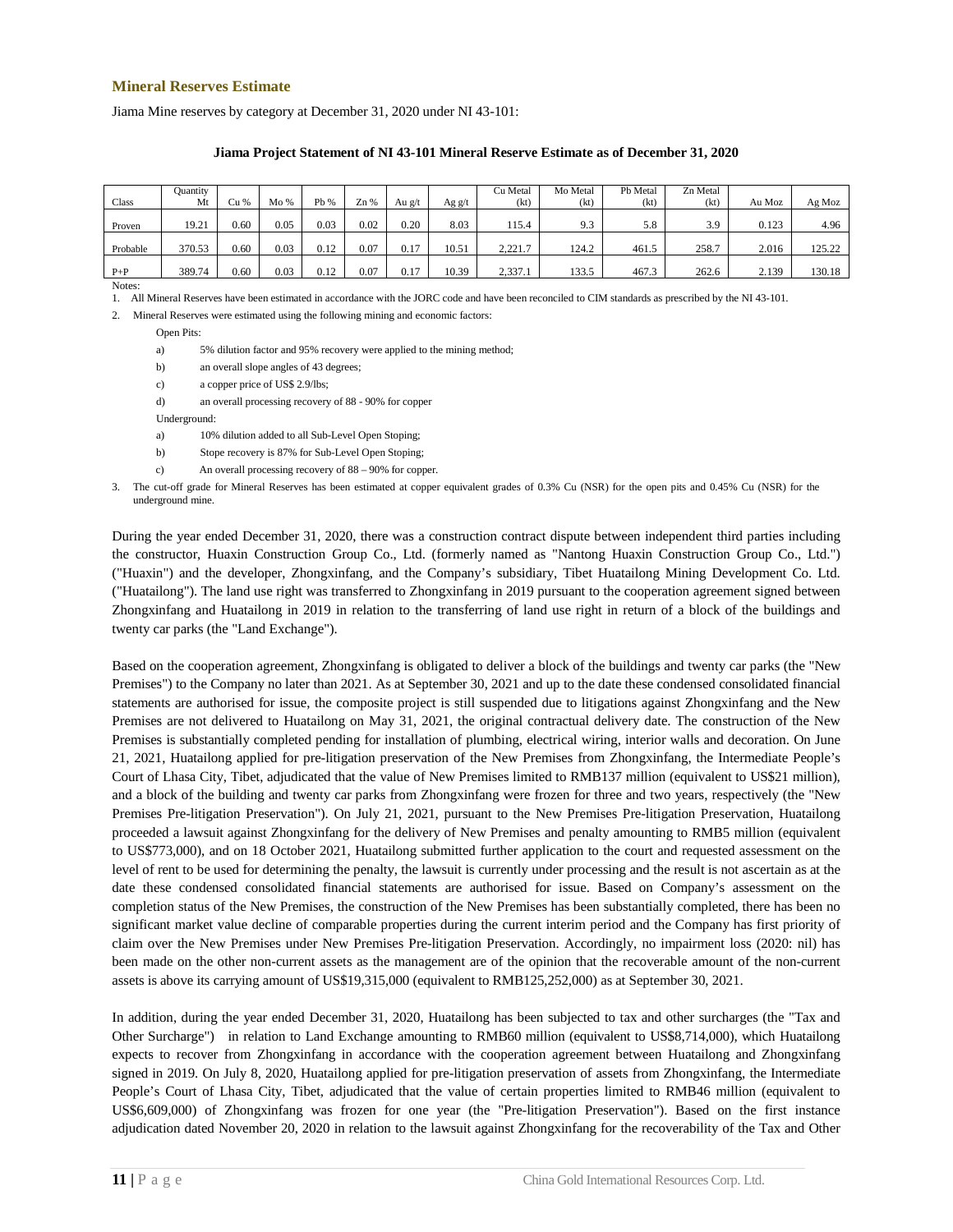## Mineral Reserves Estimate

Jiama Mine reserves by category at December 31, 2020 under NI 43-101:

**Jiama Project Statement of NI 43-101 Mineral Reserve Estimate as of December 31, 2020**

| Class | Quantity Mt | Cu % | Mo % | Pb % | Zn % | Au g/t | Ag g/t | Cu Metal (kt) | Mo Metal (kt) | Pb Metal (kt) | Zn Metal (kt) | Au Moz | Ag Moz |
|---|---|---|---|---|---|---|---|---|---|---|---|---|---|
| Proven | 19.21 | 0.60 | 0.05 | 0.03 | 0.02 | 0.20 | 8.03 | 115.4 | 9.3 | 5.8 | 3.9 | 0.123 | 4.96 |
| Probable | 370.53 | 0.60 | 0.03 | 0.12 | 0.07 | 0.17 | 10.51 | 2,221.7 | 124.2 | 461.5 | 258.7 | 2.016 | 125.22 |
| P+P | 389.74 | 0.60 | 0.03 | 0.12 | 0.07 | 0.17 | 10.39 | 2,337.1 | 133.5 | 467.3 | 262.6 | 2.139 | 130.18 |

Notes:

1. All Mineral Reserves have been estimated in accordance with the JORC code and have been reconciled to CIM standards as prescribed by the NI 43-101.
2. Mineral Reserves were estimated using the following mining and economic factors:

   Open Pits:

   a) 5% dilution factor and 95% recovery were applied to the mining method;

   b) an overall slope angles of 43 degrees;

   c) a copper price of US$ 2.9/lbs;

   d) an overall processing recovery of 88 - 90% for copper

   Underground:

   a) 10% dilution added to all Sub-Level Open Stoping;

   b) Stope recovery is 87% for Sub-Level Open Stoping;

   c) An overall processing recovery of 88 – 90% for copper.

3. The cut-off grade for Mineral Reserves has been estimated at copper equivalent grades of 0.3% Cu (NSR) for the open pits and 0.45% Cu (NSR) for the underground mine.

During the year ended December 31, 2020, there was a construction contract dispute between independent third parties including the constructor, Huaxin Construction Group Co., Ltd. (formerly named as "Nantong Huaxin Construction Group Co., Ltd.") ("Huaxin") and the developer, Zhongxinfang, and the Company's subsidiary, Tibet Huatailong Mining Development Co. Ltd. ("Huatailong"). The land use right was transferred to Zhongxinfang in 2019 pursuant to the cooperation agreement signed between Zhongxinfang and Huatailong in 2019 in relation to the transferring of land use right in return of a block of the buildings and twenty car parks (the "Land Exchange").

Based on the cooperation agreement, Zhongxinfang is obligated to deliver a block of the buildings and twenty car parks (the "New Premises") to the Company no later than 2021. As at September 30, 2021 and up to the date these condensed consolidated financial statements are authorised for issue, the composite project is still suspended due to litigations against Zhongxinfang and the New Premises are not delivered to Huatailong on May 31, 2021, the original contractual delivery date. The construction of the New Premises is substantially completed pending for installation of plumbing, electrical wiring, interior walls and decoration. On June 21, 2021, Huatailong applied for pre-litigation preservation of the New Premises from Zhongxinfang, the Intermediate People's Court of Lhasa City, Tibet, adjudicated that the value of New Premises limited to RMB137 million (equivalent to US$21 million), and a block of the building and twenty car parks from Zhongxinfang were frozen for three and two years, respectively (the "New Premises Pre-litigation Preservation"). On July 21, 2021, pursuant to the New Premises Pre-litigation Preservation, Huatailong proceeded a lawsuit against Zhongxinfang for the delivery of New Premises and penalty amounting to RMB5 million (equivalent to US$773,000), and on 18 October 2021, Huatailong submitted further application to the court and requested assessment on the level of rent to be used for determining the penalty, the lawsuit is currently under processing and the result is not ascertain as at the date these condensed consolidated financial statements are authorised for issue. Based on Company's assessment on the completion status of the New Premises, the construction of the New Premises has been substantially completed, there has been no significant market value decline of comparable properties during the current interim period and the Company has first priority of claim over the New Premises under New Premises Pre-litigation Preservation. Accordingly, no impairment loss (2020: nil) has been made on the other non-current assets as the management are of the opinion that the recoverable amount of the non-current assets is above its carrying amount of US$19,315,000 (equivalent to RMB125,252,000) as at September 30, 2021.

In addition, during the year ended December 31, 2020, Huatailong has been subjected to tax and other surcharges (the "Tax and Other Surcharge") in relation to Land Exchange amounting to RMB60 million (equivalent to US$8,714,000), which Huatailong expects to recover from Zhongxinfang in accordance with the cooperation agreement between Huatailong and Zhongxinfang signed in 2019. On July 8, 2020, Huatailong applied for pre-litigation preservation of assets from Zhongxinfang, the Intermediate People's Court of Lhasa City, Tibet, adjudicated that the value of certain properties limited to RMB46 million (equivalent to US$6,609,000) of Zhongxinfang was frozen for one year (the "Pre-litigation Preservation"). Based on the first instance adjudication dated November 20, 2020 in relation to the lawsuit against Zhongxinfang for the recoverability of the Tax and Other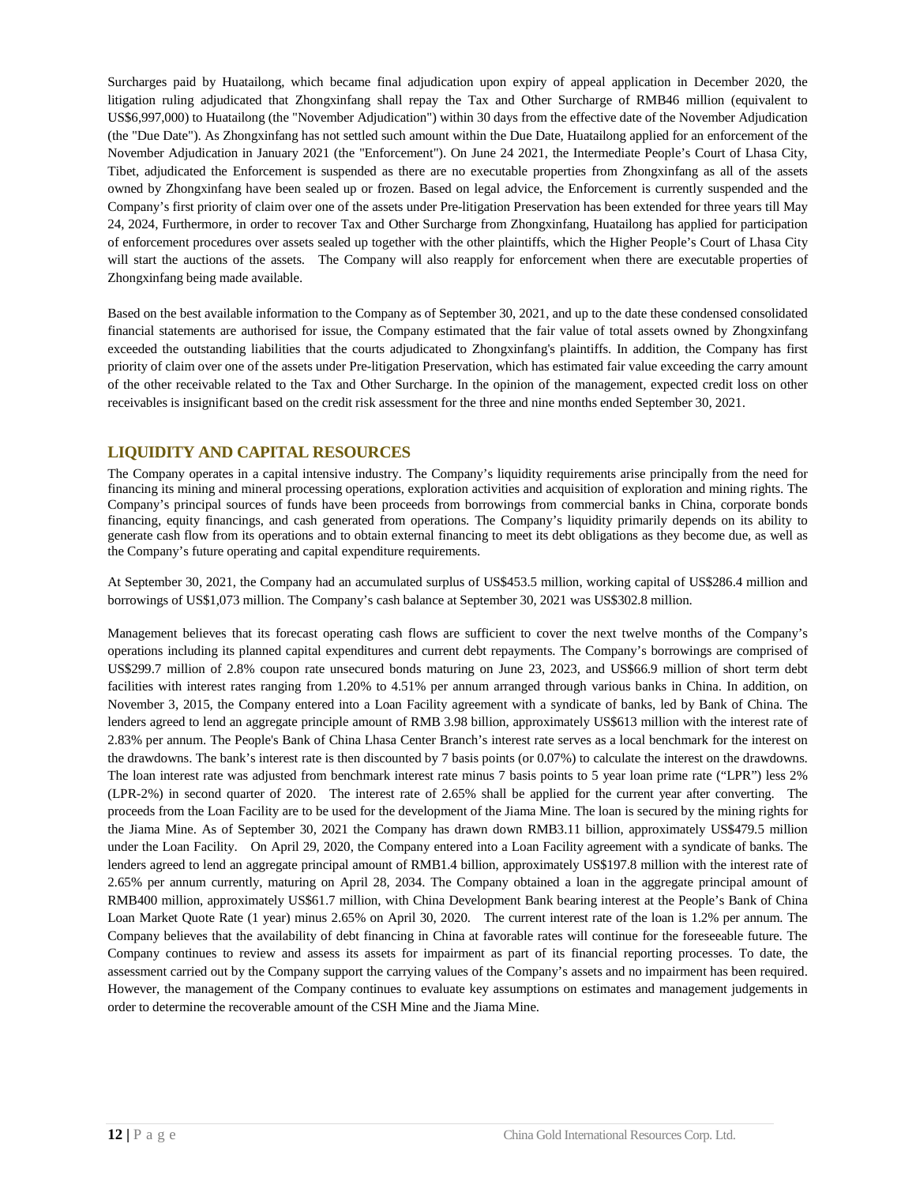Surcharges paid by Huatailong, which became final adjudication upon expiry of appeal application in December 2020, the litigation ruling adjudicated that Zhongxinfang shall repay the Tax and Other Surcharge of RMB46 million (equivalent to US$6,997,000) to Huatailong (the "November Adjudication") within 30 days from the effective date of the November Adjudication (the "Due Date"). As Zhongxinfang has not settled such amount within the Due Date, Huatailong applied for an enforcement of the November Adjudication in January 2021 (the "Enforcement"). On June 24 2021, the Intermediate People's Court of Lhasa City, Tibet, adjudicated the Enforcement is suspended as there are no executable properties from Zhongxinfang as all of the assets owned by Zhongxinfang have been sealed up or frozen. Based on legal advice, the Enforcement is currently suspended and the Company's first priority of claim over one of the assets under Pre-litigation Preservation has been extended for three years till May 24, 2024, Furthermore, in order to recover Tax and Other Surcharge from Zhongxinfang, Huatailong has applied for participation of enforcement procedures over assets sealed up together with the other plaintiffs, which the Higher People's Court of Lhasa City will start the auctions of the assets. The Company will also reapply for enforcement when there are executable properties of Zhongxinfang being made available.

Based on the best available information to the Company as of September 30, 2021, and up to the date these condensed consolidated financial statements are authorised for issue, the Company estimated that the fair value of total assets owned by Zhongxinfang exceeded the outstanding liabilities that the courts adjudicated to Zhongxinfang's plaintiffs. In addition, the Company has first priority of claim over one of the assets under Pre-litigation Preservation, which has estimated fair value exceeding the carry amount of the other receivable related to the Tax and Other Surcharge. In the opinion of the management, expected credit loss on other receivables is insignificant based on the credit risk assessment for the three and nine months ended September 30, 2021.

## LIQUIDITY AND CAPITAL RESOURCES

The Company operates in a capital intensive industry. The Company's liquidity requirements arise principally from the need for financing its mining and mineral processing operations, exploration activities and acquisition of exploration and mining rights. The Company's principal sources of funds have been proceeds from borrowings from commercial banks in China, corporate bonds financing, equity financings, and cash generated from operations. The Company's liquidity primarily depends on its ability to generate cash flow from its operations and to obtain external financing to meet its debt obligations as they become due, as well as the Company's future operating and capital expenditure requirements.

At September 30, 2021, the Company had an accumulated surplus of US$453.5 million, working capital of US$286.4 million and borrowings of US$1,073 million. The Company's cash balance at September 30, 2021 was US$302.8 million.

Management believes that its forecast operating cash flows are sufficient to cover the next twelve months of the Company's operations including its planned capital expenditures and current debt repayments. The Company's borrowings are comprised of US$299.7 million of 2.8% coupon rate unsecured bonds maturing on June 23, 2023, and US$66.9 million of short term debt facilities with interest rates ranging from 1.20% to 4.51% per annum arranged through various banks in China. In addition, on November 3, 2015, the Company entered into a Loan Facility agreement with a syndicate of banks, led by Bank of China. The lenders agreed to lend an aggregate principle amount of RMB 3.98 billion, approximately US$613 million with the interest rate of 2.83% per annum. The People's Bank of China Lhasa Center Branch's interest rate serves as a local benchmark for the interest on the drawdowns. The bank's interest rate is then discounted by 7 basis points (or 0.07%) to calculate the interest on the drawdowns. The loan interest rate was adjusted from benchmark interest rate minus 7 basis points to 5 year loan prime rate ("LPR") less 2% (LPR-2%) in second quarter of 2020. The interest rate of 2.65% shall be applied for the current year after converting. The proceeds from the Loan Facility are to be used for the development of the Jiama Mine. The loan is secured by the mining rights for the Jiama Mine. As of September 30, 2021 the Company has drawn down RMB3.11 billion, approximately US$479.5 million under the Loan Facility. On April 29, 2020, the Company entered into a Loan Facility agreement with a syndicate of banks. The lenders agreed to lend an aggregate principal amount of RMB1.4 billion, approximately US$197.8 million with the interest rate of 2.65% per annum currently, maturing on April 28, 2034. The Company obtained a loan in the aggregate principal amount of RMB400 million, approximately US$61.7 million, with China Development Bank bearing interest at the People's Bank of China Loan Market Quote Rate (1 year) minus 2.65% on April 30, 2020. The current interest rate of the loan is 1.2% per annum. The Company believes that the availability of debt financing in China at favorable rates will continue for the foreseeable future. The Company continues to review and assess its assets for impairment as part of its financial reporting processes. To date, the assessment carried out by the Company support the carrying values of the Company's assets and no impairment has been required. However, the management of the Company continues to evaluate key assumptions on estimates and management judgements in order to determine the recoverable amount of the CSH Mine and the Jiama Mine.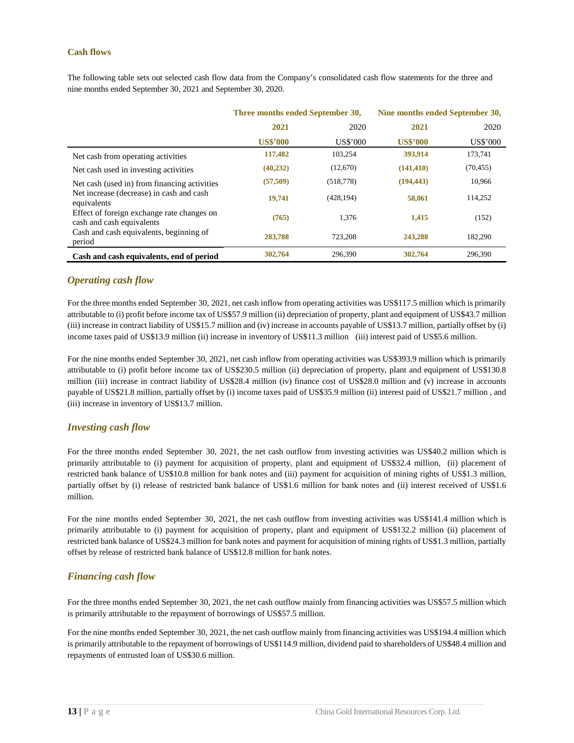### Cash flows

The following table sets out selected cash flow data from the Company's consolidated cash flow statements for the three and nine months ended September 30, 2021 and September 30, 2020.

| | Three months ended September 30, | | Nine months ended September 30, | |
|---|---|---|---|---|
| | **2021** | 2020 | **2021** | 2020 |
| | **US$'000** | US$'000 | **US$'000** | US$'000 |
| Net cash from operating activities | **117,482** | 103,254 | **393,914** | 173,741 |
| Net cash used in investing activities | **(40,232)** | (12,670) | **(141,410)** | (70,455) |
| Net cash (used in) from financing activities | **(57,509)** | (518,778) | **(194,443)** | 10,966 |
| Net increase (decrease) in cash and cash equivalents | **19,741** | (428,194) | **58,061** | 114,252 |
| Effect of foreign exchange rate changes on cash and cash equivalents | **(765)** | 1,376 | **1,415** | (152) |
| Cash and cash equivalents, beginning of period | **283,788** | 723,208 | **243,288** | 182,290 |
| **Cash and cash equivalents, end of period** | **302,764** | 296,390 | **302,764** | 296,390 |

## *Operating cash flow*

For the three months ended September 30, 2021, net cash inflow from operating activities was US$117.5 million which is primarily attributable to (i) profit before income tax of US$57.9 million (ii) depreciation of property, plant and equipment of US$43.7 million (iii) increase in contract liability of US$15.7 million and (iv) increase in accounts payable of US$13.7 million, partially offset by (i) income taxes paid of US$13.9 million (ii) increase in inventory of US$11.3 million (iii) interest paid of US$5.6 million.

For the nine months ended September 30, 2021, net cash inflow from operating activities was US$393.9 million which is primarily attributable to (i) profit before income tax of US$230.5 million (ii) depreciation of property, plant and equipment of US$130.8 million (iii) increase in contract liability of US$28.4 million (iv) finance cost of US$28.0 million and (v) increase in accounts payable of US$21.8 million, partially offset by (i) income taxes paid of US$35.9 million (ii) interest paid of US$21.7 million , and (iii) increase in inventory of US$13.7 million.

## *Investing cash flow*

For the three months ended September 30, 2021, the net cash outflow from investing activities was US$40.2 million which is primarily attributable to (i) payment for acquisition of property, plant and equipment of US$32.4 million, (ii) placement of restricted bank balance of US$10.8 million for bank notes and (iii) payment for acquisition of mining rights of US$1.3 million, partially offset by (i) release of restricted bank balance of US$1.6 million for bank notes and (ii) interest received of US$1.6 million.

For the nine months ended September 30, 2021, the net cash outflow from investing activities was US$141.4 million which is primarily attributable to (i) payment for acquisition of property, plant and equipment of US$132.2 million (ii) placement of restricted bank balance of US$24.3 million for bank notes and payment for acquisition of mining rights of US$1.3 million, partially offset by release of restricted bank balance of US$12.8 million for bank notes.

## *Financing cash flow*

For the three months ended September 30, 2021, the net cash outflow mainly from financing activities was US$57.5 million which is primarily attributable to the repayment of borrowings of US$57.5 million.

For the nine months ended September 30, 2021, the net cash outflow mainly from financing activities was US$194.4 million which is primarily attributable to the repayment of borrowings of US$114.9 million, dividend paid to shareholders of US$48.4 million and repayments of entrusted loan of US$30.6 million.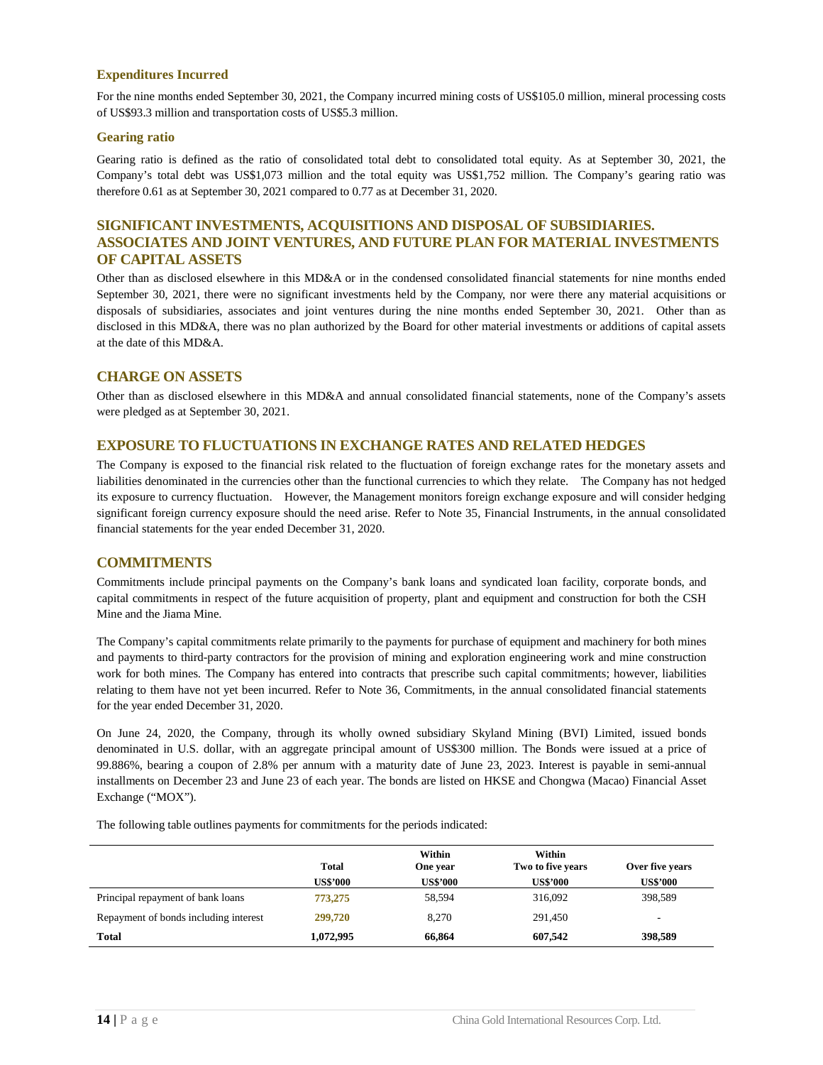### Expenditures Incurred

For the nine months ended September 30, 2021, the Company incurred mining costs of US$105.0 million, mineral processing costs of US$93.3 million and transportation costs of US$5.3 million.

### Gearing ratio

Gearing ratio is defined as the ratio of consolidated total debt to consolidated total equity. As at September 30, 2021, the Company's total debt was US$1,073 million and the total equity was US$1,752 million. The Company's gearing ratio was therefore 0.61 as at September 30, 2021 compared to 0.77 as at December 31, 2020.

## SIGNIFICANT INVESTMENTS, ACQUISITIONS AND DISPOSAL OF SUBSIDIARIES. ASSOCIATES AND JOINT VENTURES, AND FUTURE PLAN FOR MATERIAL INVESTMENTS OF CAPITAL ASSETS

Other than as disclosed elsewhere in this MD&A or in the condensed consolidated financial statements for nine months ended September 30, 2021, there were no significant investments held by the Company, nor were there any material acquisitions or disposals of subsidiaries, associates and joint ventures during the nine months ended September 30, 2021. Other than as disclosed in this MD&A, there was no plan authorized by the Board for other material investments or additions of capital assets at the date of this MD&A.

## CHARGE ON ASSETS

Other than as disclosed elsewhere in this MD&A and annual consolidated financial statements, none of the Company's assets were pledged as at September 30, 2021.

## EXPOSURE TO FLUCTUATIONS IN EXCHANGE RATES AND RELATED HEDGES

The Company is exposed to the financial risk related to the fluctuation of foreign exchange rates for the monetary assets and liabilities denominated in the currencies other than the functional currencies to which they relate. The Company has not hedged its exposure to currency fluctuation. However, the Management monitors foreign exchange exposure and will consider hedging significant foreign currency exposure should the need arise. Refer to Note 35, Financial Instruments, in the annual consolidated financial statements for the year ended December 31, 2020.

## COMMITMENTS

Commitments include principal payments on the Company's bank loans and syndicated loan facility, corporate bonds, and capital commitments in respect of the future acquisition of property, plant and equipment and construction for both the CSH Mine and the Jiama Mine.

The Company's capital commitments relate primarily to the payments for purchase of equipment and machinery for both mines and payments to third-party contractors for the provision of mining and exploration engineering work and mine construction work for both mines. The Company has entered into contracts that prescribe such capital commitments; however, liabilities relating to them have not yet been incurred. Refer to Note 36, Commitments, in the annual consolidated financial statements for the year ended December 31, 2020.

On June 24, 2020, the Company, through its wholly owned subsidiary Skyland Mining (BVI) Limited, issued bonds denominated in U.S. dollar, with an aggregate principal amount of US$300 million. The Bonds were issued at a price of 99.886%, bearing a coupon of 2.8% per annum with a maturity date of June 23, 2023. Interest is payable in semi-annual installments on December 23 and June 23 of each year. The bonds are listed on HKSE and Chongwa (Macao) Financial Asset Exchange ("MOX").

The following table outlines payments for commitments for the periods indicated:

| | Total | Within One year | Within Two to five years | Over five years |
|---|---|---|---|---|
| | **US$'000** | **US$'000** | **US$'000** | **US$'000** |
| Principal repayment of bank loans | **773,275** | 58,594 | 316,092 | 398,589 |
| Repayment of bonds including interest | **299,720** | 8,270 | 291,450 | - |
| **Total** | **1,072,995** | **66,864** | **607,542** | **398,589** |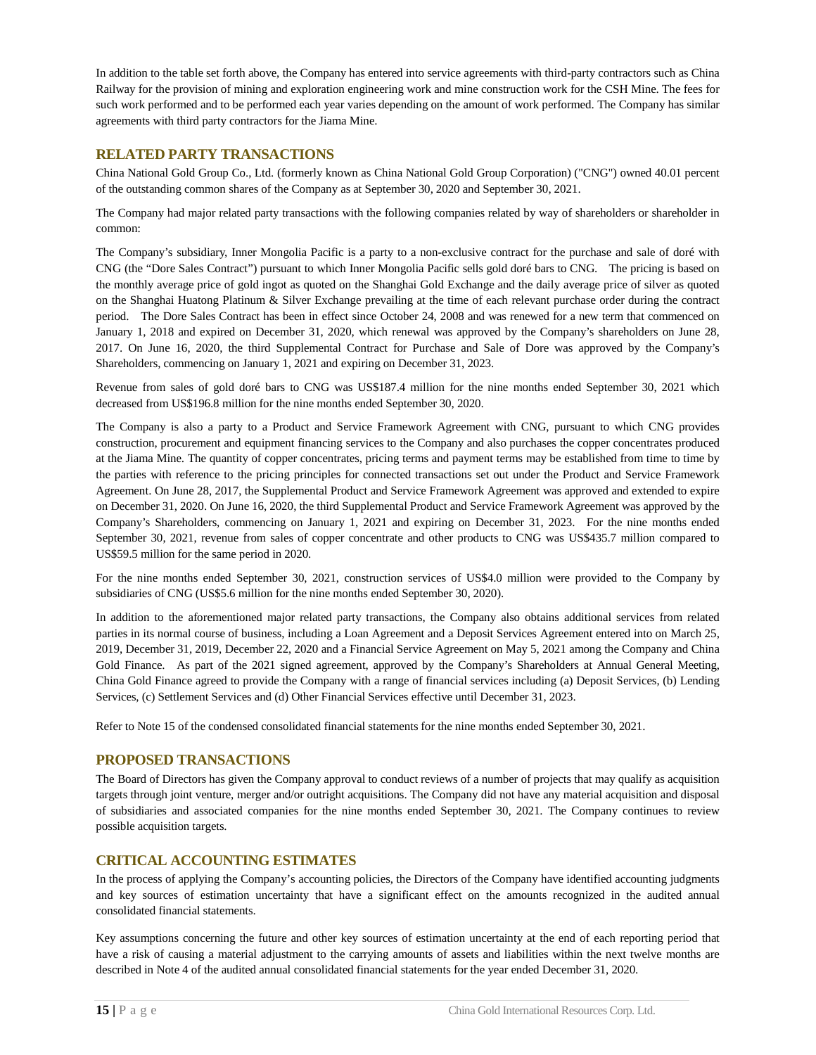In addition to the table set forth above, the Company has entered into service agreements with third-party contractors such as China Railway for the provision of mining and exploration engineering work and mine construction work for the CSH Mine. The fees for such work performed and to be performed each year varies depending on the amount of work performed. The Company has similar agreements with third party contractors for the Jiama Mine.

## RELATED PARTY TRANSACTIONS

China National Gold Group Co., Ltd. (formerly known as China National Gold Group Corporation) ("CNG") owned 40.01 percent of the outstanding common shares of the Company as at September 30, 2020 and September 30, 2021.

The Company had major related party transactions with the following companies related by way of shareholders or shareholder in common:

The Company's subsidiary, Inner Mongolia Pacific is a party to a non-exclusive contract for the purchase and sale of doré with CNG (the "Dore Sales Contract") pursuant to which Inner Mongolia Pacific sells gold doré bars to CNG. The pricing is based on the monthly average price of gold ingot as quoted on the Shanghai Gold Exchange and the daily average price of silver as quoted on the Shanghai Huatong Platinum & Silver Exchange prevailing at the time of each relevant purchase order during the contract period. The Dore Sales Contract has been in effect since October 24, 2008 and was renewed for a new term that commenced on January 1, 2018 and expired on December 31, 2020, which renewal was approved by the Company's shareholders on June 28, 2017. On June 16, 2020, the third Supplemental Contract for Purchase and Sale of Dore was approved by the Company's Shareholders, commencing on January 1, 2021 and expiring on December 31, 2023.

Revenue from sales of gold doré bars to CNG was US$187.4 million for the nine months ended September 30, 2021 which decreased from US$196.8 million for the nine months ended September 30, 2020.

The Company is also a party to a Product and Service Framework Agreement with CNG, pursuant to which CNG provides construction, procurement and equipment financing services to the Company and also purchases the copper concentrates produced at the Jiama Mine. The quantity of copper concentrates, pricing terms and payment terms may be established from time to time by the parties with reference to the pricing principles for connected transactions set out under the Product and Service Framework Agreement. On June 28, 2017, the Supplemental Product and Service Framework Agreement was approved and extended to expire on December 31, 2020. On June 16, 2020, the third Supplemental Product and Service Framework Agreement was approved by the Company's Shareholders, commencing on January 1, 2021 and expiring on December 31, 2023. For the nine months ended September 30, 2021, revenue from sales of copper concentrate and other products to CNG was US$435.7 million compared to US$59.5 million for the same period in 2020.

For the nine months ended September 30, 2021, construction services of US$4.0 million were provided to the Company by subsidiaries of CNG (US$5.6 million for the nine months ended September 30, 2020).

In addition to the aforementioned major related party transactions, the Company also obtains additional services from related parties in its normal course of business, including a Loan Agreement and a Deposit Services Agreement entered into on March 25, 2019, December 31, 2019, December 22, 2020 and a Financial Service Agreement on May 5, 2021 among the Company and China Gold Finance. As part of the 2021 signed agreement, approved by the Company's Shareholders at Annual General Meeting, China Gold Finance agreed to provide the Company with a range of financial services including (a) Deposit Services, (b) Lending Services, (c) Settlement Services and (d) Other Financial Services effective until December 31, 2023.

Refer to Note 15 of the condensed consolidated financial statements for the nine months ended September 30, 2021.

## PROPOSED TRANSACTIONS

The Board of Directors has given the Company approval to conduct reviews of a number of projects that may qualify as acquisition targets through joint venture, merger and/or outright acquisitions. The Company did not have any material acquisition and disposal of subsidiaries and associated companies for the nine months ended September 30, 2021. The Company continues to review possible acquisition targets.

## CRITICAL ACCOUNTING ESTIMATES

In the process of applying the Company's accounting policies, the Directors of the Company have identified accounting judgments and key sources of estimation uncertainty that have a significant effect on the amounts recognized in the audited annual consolidated financial statements.

Key assumptions concerning the future and other key sources of estimation uncertainty at the end of each reporting period that have a risk of causing a material adjustment to the carrying amounts of assets and liabilities within the next twelve months are described in Note 4 of the audited annual consolidated financial statements for the year ended December 31, 2020.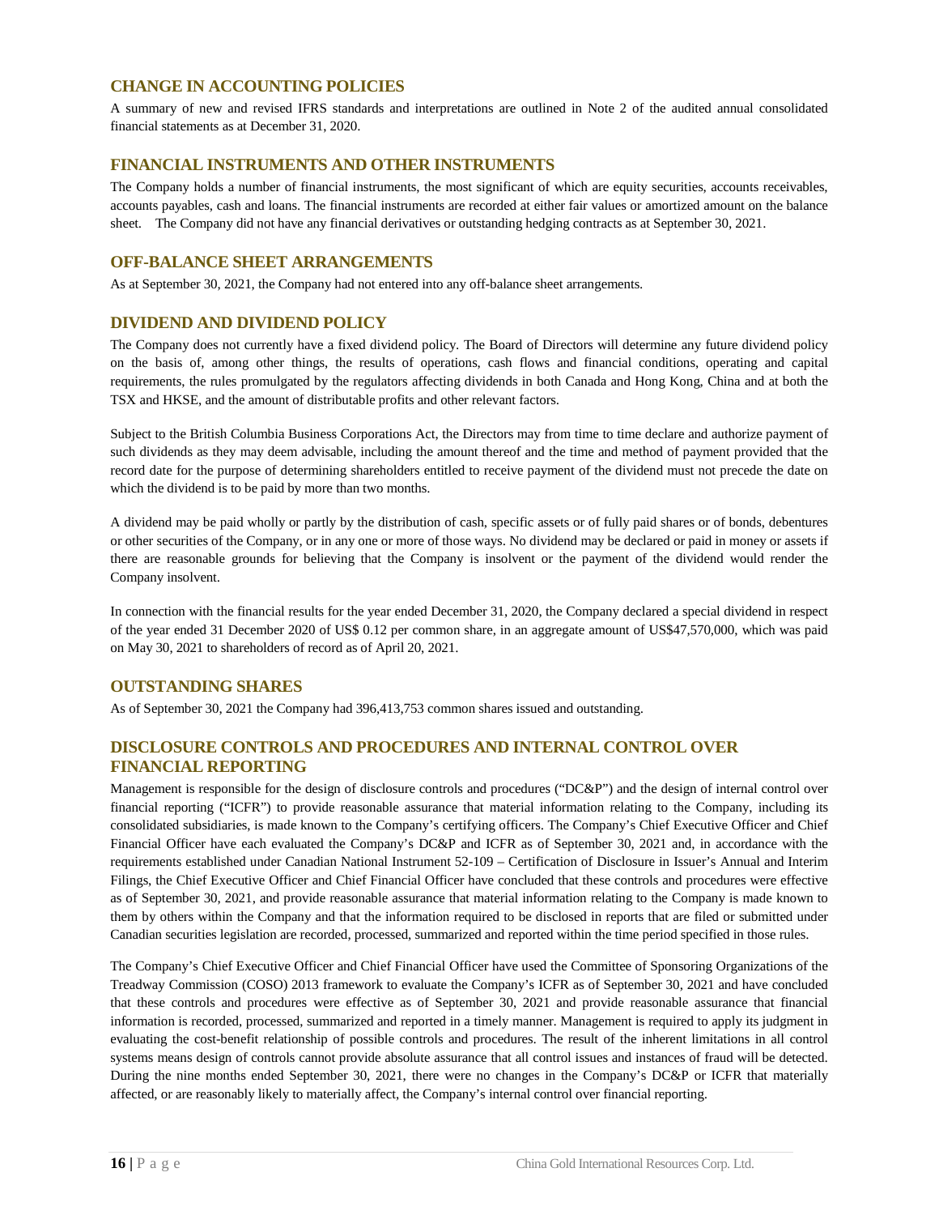## CHANGE IN ACCOUNTING POLICIES

A summary of new and revised IFRS standards and interpretations are outlined in Note 2 of the audited annual consolidated financial statements as at December 31, 2020.

## FINANCIAL INSTRUMENTS AND OTHER INSTRUMENTS

The Company holds a number of financial instruments, the most significant of which are equity securities, accounts receivables, accounts payables, cash and loans. The financial instruments are recorded at either fair values or amortized amount on the balance sheet. The Company did not have any financial derivatives or outstanding hedging contracts as at September 30, 2021.

## OFF-BALANCE SHEET ARRANGEMENTS

As at September 30, 2021, the Company had not entered into any off-balance sheet arrangements.

## DIVIDEND AND DIVIDEND POLICY

The Company does not currently have a fixed dividend policy. The Board of Directors will determine any future dividend policy on the basis of, among other things, the results of operations, cash flows and financial conditions, operating and capital requirements, the rules promulgated by the regulators affecting dividends in both Canada and Hong Kong, China and at both the TSX and HKSE, and the amount of distributable profits and other relevant factors.

Subject to the British Columbia Business Corporations Act, the Directors may from time to time declare and authorize payment of such dividends as they may deem advisable, including the amount thereof and the time and method of payment provided that the record date for the purpose of determining shareholders entitled to receive payment of the dividend must not precede the date on which the dividend is to be paid by more than two months.

A dividend may be paid wholly or partly by the distribution of cash, specific assets or of fully paid shares or of bonds, debentures or other securities of the Company, or in any one or more of those ways. No dividend may be declared or paid in money or assets if there are reasonable grounds for believing that the Company is insolvent or the payment of the dividend would render the Company insolvent.

In connection with the financial results for the year ended December 31, 2020, the Company declared a special dividend in respect of the year ended 31 December 2020 of US$ 0.12 per common share, in an aggregate amount of US$47,570,000, which was paid on May 30, 2021 to shareholders of record as of April 20, 2021.

## OUTSTANDING SHARES

As of September 30, 2021 the Company had 396,413,753 common shares issued and outstanding.

## DISCLOSURE CONTROLS AND PROCEDURES AND INTERNAL CONTROL OVER FINANCIAL REPORTING

Management is responsible for the design of disclosure controls and procedures ("DC&P") and the design of internal control over financial reporting ("ICFR") to provide reasonable assurance that material information relating to the Company, including its consolidated subsidiaries, is made known to the Company's certifying officers. The Company's Chief Executive Officer and Chief Financial Officer have each evaluated the Company's DC&P and ICFR as of September 30, 2021 and, in accordance with the requirements established under Canadian National Instrument 52-109 – Certification of Disclosure in Issuer's Annual and Interim Filings, the Chief Executive Officer and Chief Financial Officer have concluded that these controls and procedures were effective as of September 30, 2021, and provide reasonable assurance that material information relating to the Company is made known to them by others within the Company and that the information required to be disclosed in reports that are filed or submitted under Canadian securities legislation are recorded, processed, summarized and reported within the time period specified in those rules.

The Company's Chief Executive Officer and Chief Financial Officer have used the Committee of Sponsoring Organizations of the Treadway Commission (COSO) 2013 framework to evaluate the Company's ICFR as of September 30, 2021 and have concluded that these controls and procedures were effective as of September 30, 2021 and provide reasonable assurance that financial information is recorded, processed, summarized and reported in a timely manner. Management is required to apply its judgment in evaluating the cost-benefit relationship of possible controls and procedures. The result of the inherent limitations in all control systems means design of controls cannot provide absolute assurance that all control issues and instances of fraud will be detected. During the nine months ended September 30, 2021, there were no changes in the Company's DC&P or ICFR that materially affected, or are reasonably likely to materially affect, the Company's internal control over financial reporting.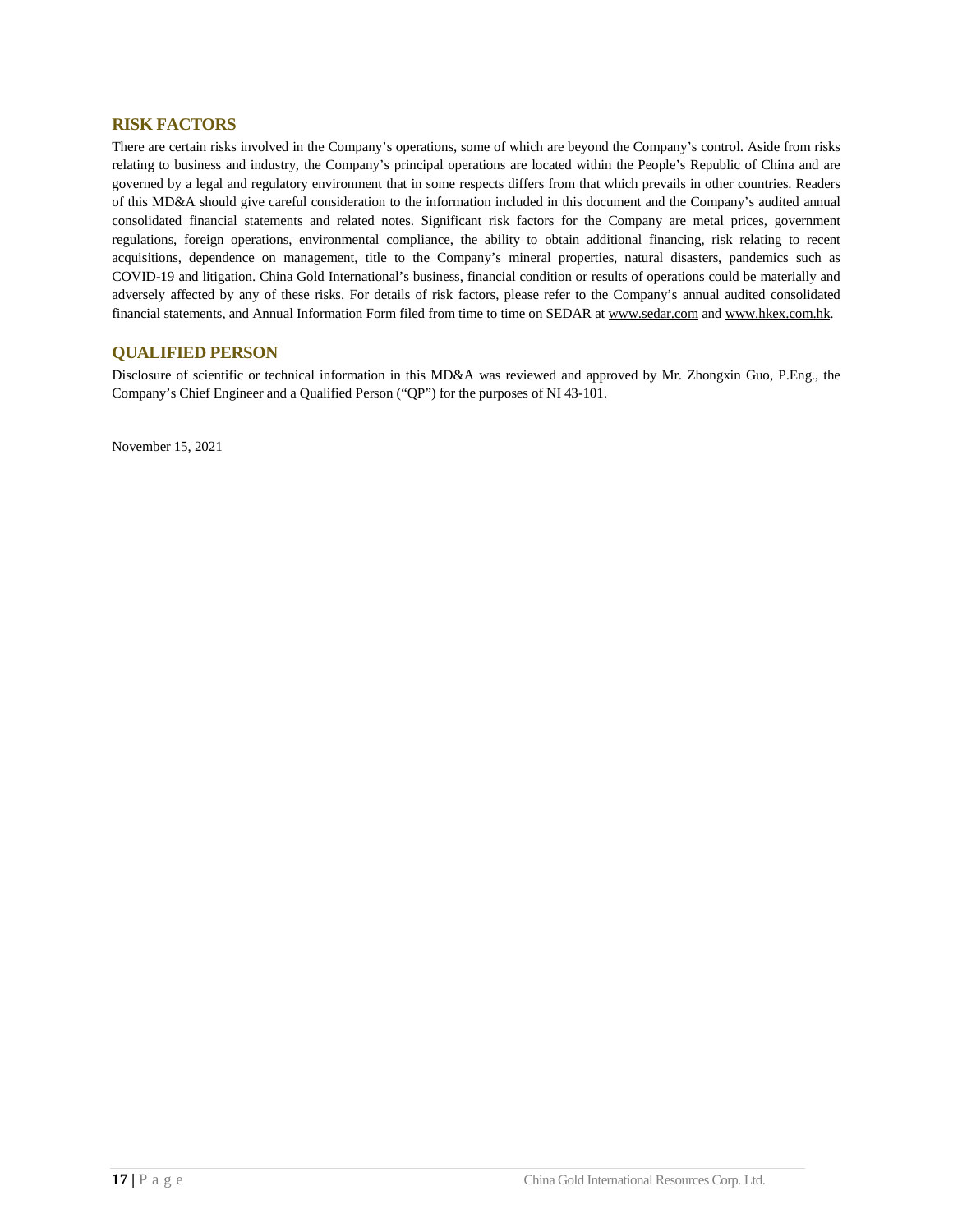## RISK FACTORS

There are certain risks involved in the Company's operations, some of which are beyond the Company's control. Aside from risks relating to business and industry, the Company's principal operations are located within the People's Republic of China and are governed by a legal and regulatory environment that in some respects differs from that which prevails in other countries. Readers of this MD&A should give careful consideration to the information included in this document and the Company's audited annual consolidated financial statements and related notes. Significant risk factors for the Company are metal prices, government regulations, foreign operations, environmental compliance, the ability to obtain additional financing, risk relating to recent acquisitions, dependence on management, title to the Company's mineral properties, natural disasters, pandemics such as COVID-19 and litigation. China Gold International's business, financial condition or results of operations could be materially and adversely affected by any of these risks. For details of risk factors, please refer to the Company's annual audited consolidated financial statements, and Annual Information Form filed from time to time on SEDAR at www.sedar.com and www.hkex.com.hk.

## QUALIFIED PERSON

Disclosure of scientific or technical information in this MD&A was reviewed and approved by Mr. Zhongxin Guo, P.Eng., the Company's Chief Engineer and a Qualified Person ("QP") for the purposes of NI 43-101.

November 15, 2021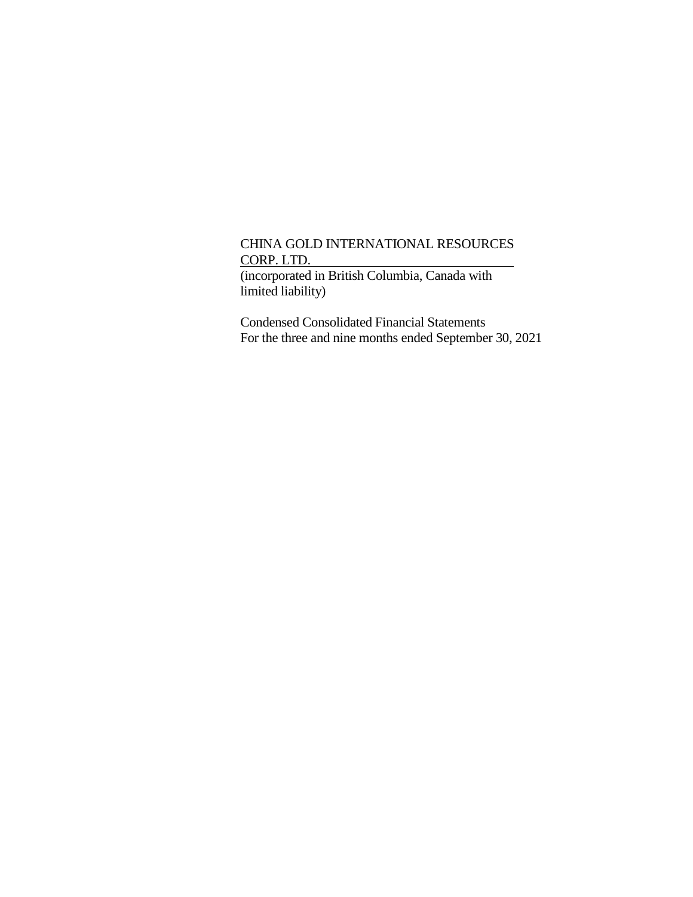CHINA GOLD INTERNATIONAL RESOURCES CORP. LTD.

(incorporated in British Columbia, Canada with limited liability)

Condensed Consolidated Financial Statements

For the three and nine months ended September 30, 2021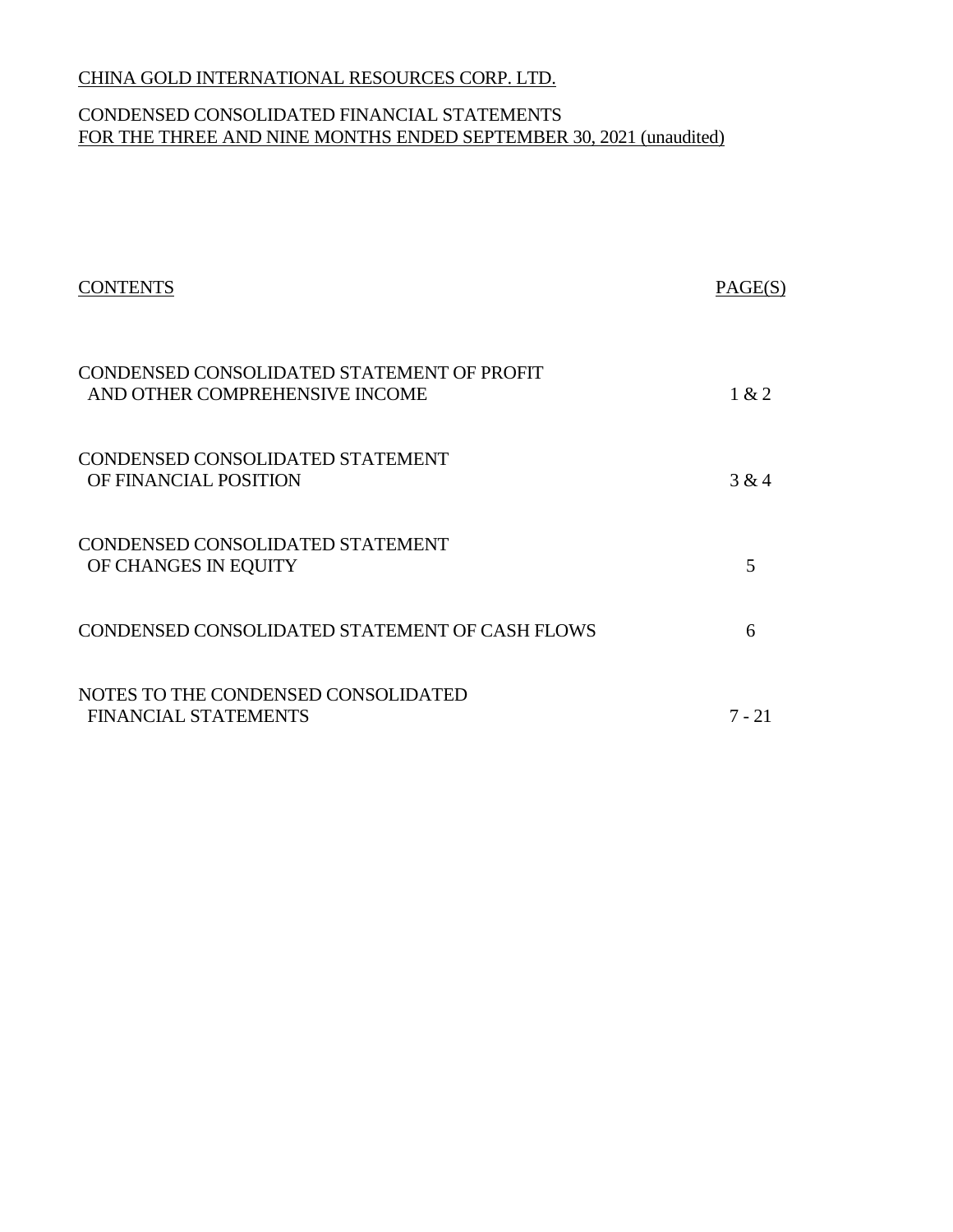CHINA GOLD INTERNATIONAL RESOURCES CORP. LTD.

CONDENSED CONSOLIDATED FINANCIAL STATEMENTS
FOR THE THREE AND NINE MONTHS ENDED SEPTEMBER 30, 2021 (unaudited)

| CONTENTS | PAGE(S) |
|---|---|
| CONDENSED CONSOLIDATED STATEMENT OF PROFIT AND OTHER COMPREHENSIVE INCOME | 1 & 2 |
| CONDENSED CONSOLIDATED STATEMENT OF FINANCIAL POSITION | 3 & 4 |
| CONDENSED CONSOLIDATED STATEMENT OF CHANGES IN EQUITY | 5 |
| CONDENSED CONSOLIDATED STATEMENT OF CASH FLOWS | 6 |
| NOTES TO THE CONDENSED CONSOLIDATED FINANCIAL STATEMENTS | 7 - 21 |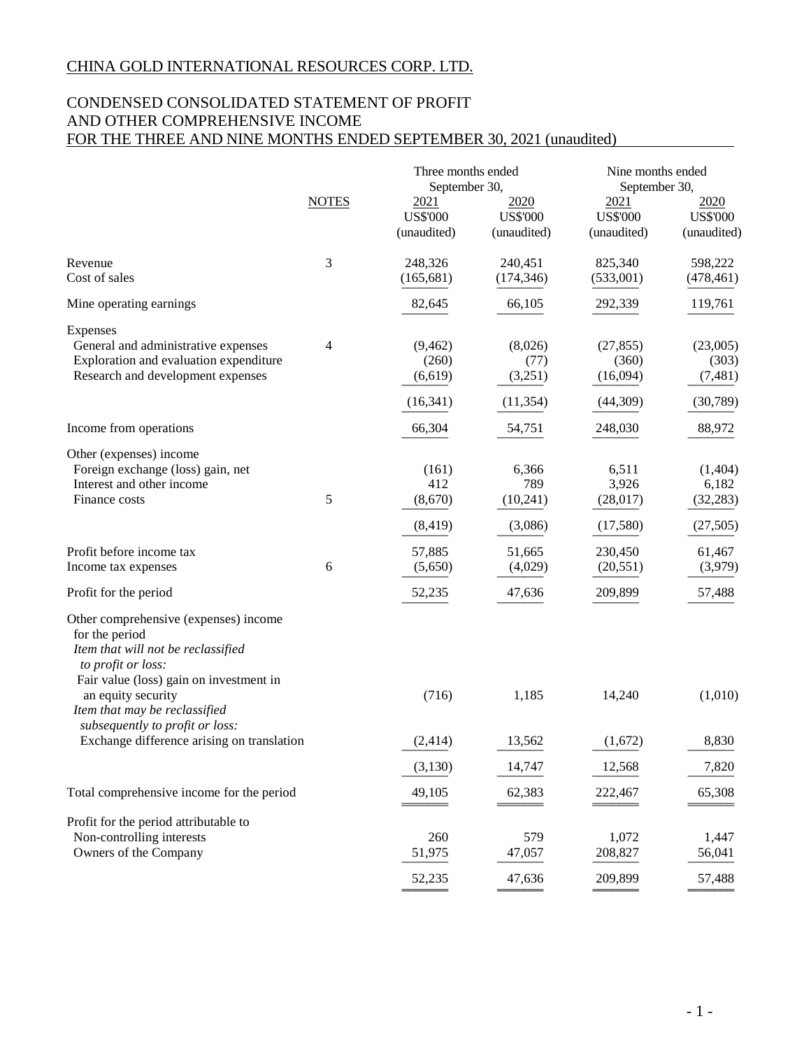CHINA GOLD INTERNATIONAL RESOURCES CORP. LTD.

CONDENSED CONSOLIDATED STATEMENT OF PROFIT AND OTHER COMPREHENSIVE INCOME FOR THE THREE AND NINE MONTHS ENDED SEPTEMBER 30, 2021 (unaudited)

| | NOTES | Three months ended September 30, 2021 US$'000 (unaudited) | Three months ended September 30, 2020 US$'000 (unaudited) | Nine months ended September 30, 2021 US$'000 (unaudited) | Nine months ended September 30, 2020 US$'000 (unaudited) |
|---|---|---|---|---|---|
| Revenue | 3 | 248,326 | 240,451 | 825,340 | 598,222 |
| Cost of sales | | (165,681) | (174,346) | (533,001) | (478,461) |
| Mine operating earnings | | 82,645 | 66,105 | 292,339 | 119,761 |
| Expenses | | | | | |
| General and administrative expenses | 4 | (9,462) | (8,026) | (27,855) | (23,005) |
| Exploration and evaluation expenditure | | (260) | (77) | (360) | (303) |
| Research and development expenses | | (6,619) | (3,251) | (16,094) | (7,481) |
| | | (16,341) | (11,354) | (44,309) | (30,789) |
| Income from operations | | 66,304 | 54,751 | 248,030 | 88,972 |
| Other (expenses) income | | | | | |
| Foreign exchange (loss) gain, net | | (161) | 6,366 | 6,511 | (1,404) |
| Interest and other income | | 412 | 789 | 3,926 | 6,182 |
| Finance costs | 5 | (8,670) | (10,241) | (28,017) | (32,283) |
| | | (8,419) | (3,086) | (17,580) | (27,505) |
| Profit before income tax | | 57,885 | 51,665 | 230,450 | 61,467 |
| Income tax expenses | 6 | (5,650) | (4,029) | (20,551) | (3,979) |
| Profit for the period | | 52,235 | 47,636 | 209,899 | 57,488 |
| Other comprehensive (expenses) income for the period | | | | | |
| *Item that will not be reclassified to profit or loss:* | | | | | |
| Fair value (loss) gain on investment in an equity security | | (716) | 1,185 | 14,240 | (1,010) |
| *Item that may be reclassified subsequently to profit or loss:* | | | | | |
| Exchange difference arising on translation | | (2,414) | 13,562 | (1,672) | 8,830 |
| | | (3,130) | 14,747 | 12,568 | 7,820 |
| Total comprehensive income for the period | | 49,105 | 62,383 | 222,467 | 65,308 |
| Profit for the period attributable to | | | | | |
| Non-controlling interests | | 260 | 579 | 1,072 | 1,447 |
| Owners of the Company | | 51,975 | 47,057 | 208,827 | 56,041 |
| | | 52,235 | 47,636 | 209,899 | 57,488 |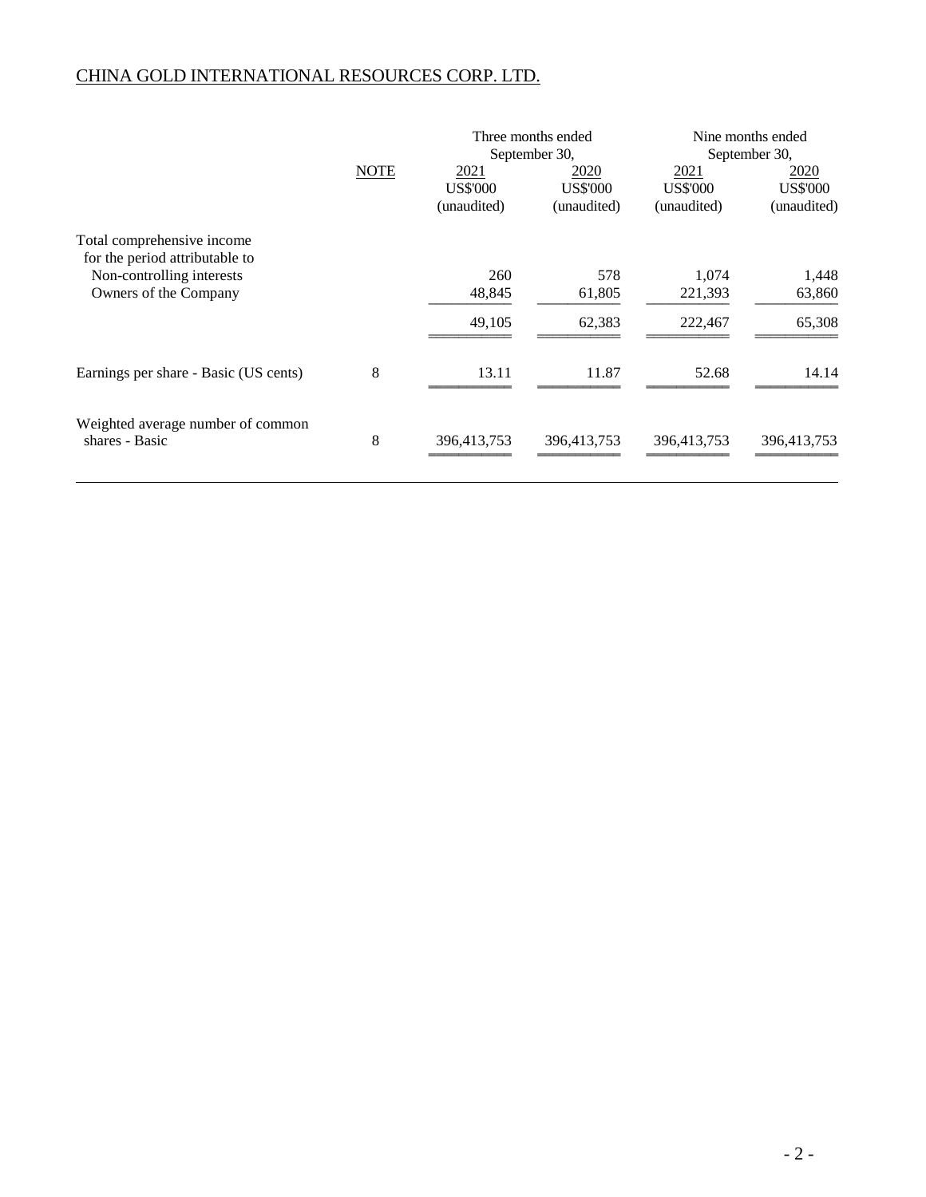CHINA GOLD INTERNATIONAL RESOURCES CORP. LTD.

| | NOTE | Three months ended September 30, | | Nine months ended September 30, | |
|---|---|---|---|---|---|
| | | 2021 | 2020 | 2021 | 2020 |
| | | US$'000 | US$'000 | US$'000 | US$'000 |
| | | (unaudited) | (unaudited) | (unaudited) | (unaudited) |
| Total comprehensive income for the period attributable to | | | | | |
| Non-controlling interests | | 260 | 578 | 1,074 | 1,448 |
| Owners of the Company | | 48,845 | 61,805 | 221,393 | 63,860 |
| | | 49,105 | 62,383 | 222,467 | 65,308 |
| Earnings per share - Basic (US cents) | 8 | 13.11 | 11.87 | 52.68 | 14.14 |
| Weighted average number of common shares - Basic | 8 | 396,413,753 | 396,413,753 | 396,413,753 | 396,413,753 |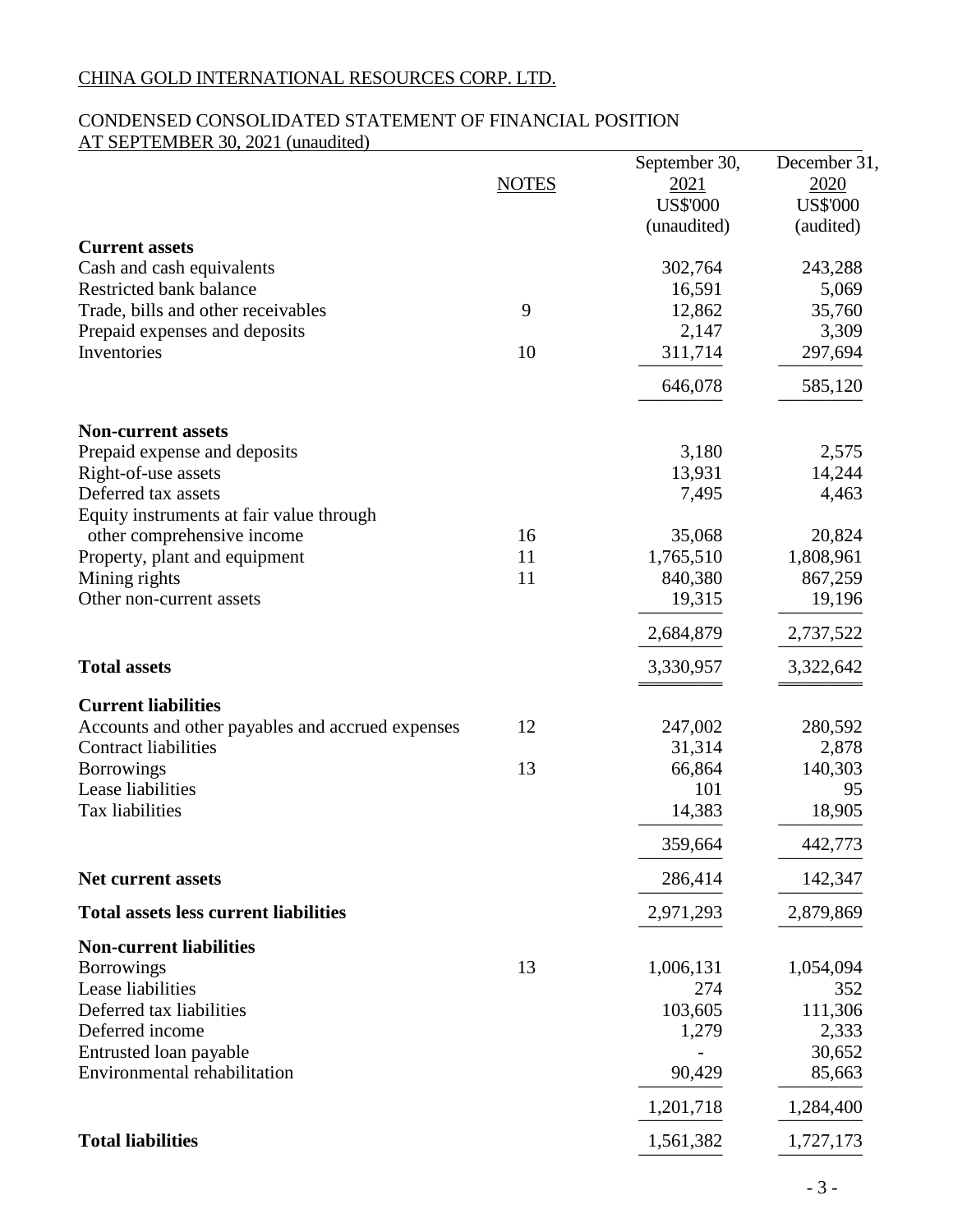CHINA GOLD INTERNATIONAL RESOURCES CORP. LTD.

CONDENSED CONSOLIDATED STATEMENT OF FINANCIAL POSITION
AT SEPTEMBER 30, 2021 (unaudited)

| | NOTES | September 30, 2021 US$'000 (unaudited) | December 31, 2020 US$'000 (audited) |
|---|---|---|---|
| **Current assets** | | | |
| Cash and cash equivalents | | 302,764 | 243,288 |
| Restricted bank balance | | 16,591 | 5,069 |
| Trade, bills and other receivables | 9 | 12,862 | 35,760 |
| Prepaid expenses and deposits | | 2,147 | 3,309 |
| Inventories | 10 | 311,714 | 297,694 |
| | | 646,078 | 585,120 |
| **Non-current assets** | | | |
| Prepaid expense and deposits | | 3,180 | 2,575 |
| Right-of-use assets | | 13,931 | 14,244 |
| Deferred tax assets | | 7,495 | 4,463 |
| Equity instruments at fair value through other comprehensive income | 16 | 35,068 | 20,824 |
| Property, plant and equipment | 11 | 1,765,510 | 1,808,961 |
| Mining rights | 11 | 840,380 | 867,259 |
| Other non-current assets | | 19,315 | 19,196 |
| | | 2,684,879 | 2,737,522 |
| **Total assets** | | 3,330,957 | 3,322,642 |
| **Current liabilities** | | | |
| Accounts and other payables and accrued expenses | 12 | 247,002 | 280,592 |
| Contract liabilities | | 31,314 | 2,878 |
| Borrowings | 13 | 66,864 | 140,303 |
| Lease liabilities | | 101 | 95 |
| Tax liabilities | | 14,383 | 18,905 |
| | | 359,664 | 442,773 |
| **Net current assets** | | 286,414 | 142,347 |
| **Total assets less current liabilities** | | 2,971,293 | 2,879,869 |
| **Non-current liabilities** | | | |
| Borrowings | 13 | 1,006,131 | 1,054,094 |
| Lease liabilities | | 274 | 352 |
| Deferred tax liabilities | | 103,605 | 111,306 |
| Deferred income | | 1,279 | 2,333 |
| Entrusted loan payable | | - | 30,652 |
| Environmental rehabilitation | | 90,429 | 85,663 |
| | | 1,201,718 | 1,284,400 |
| **Total liabilities** | | 1,561,382 | 1,727,173 |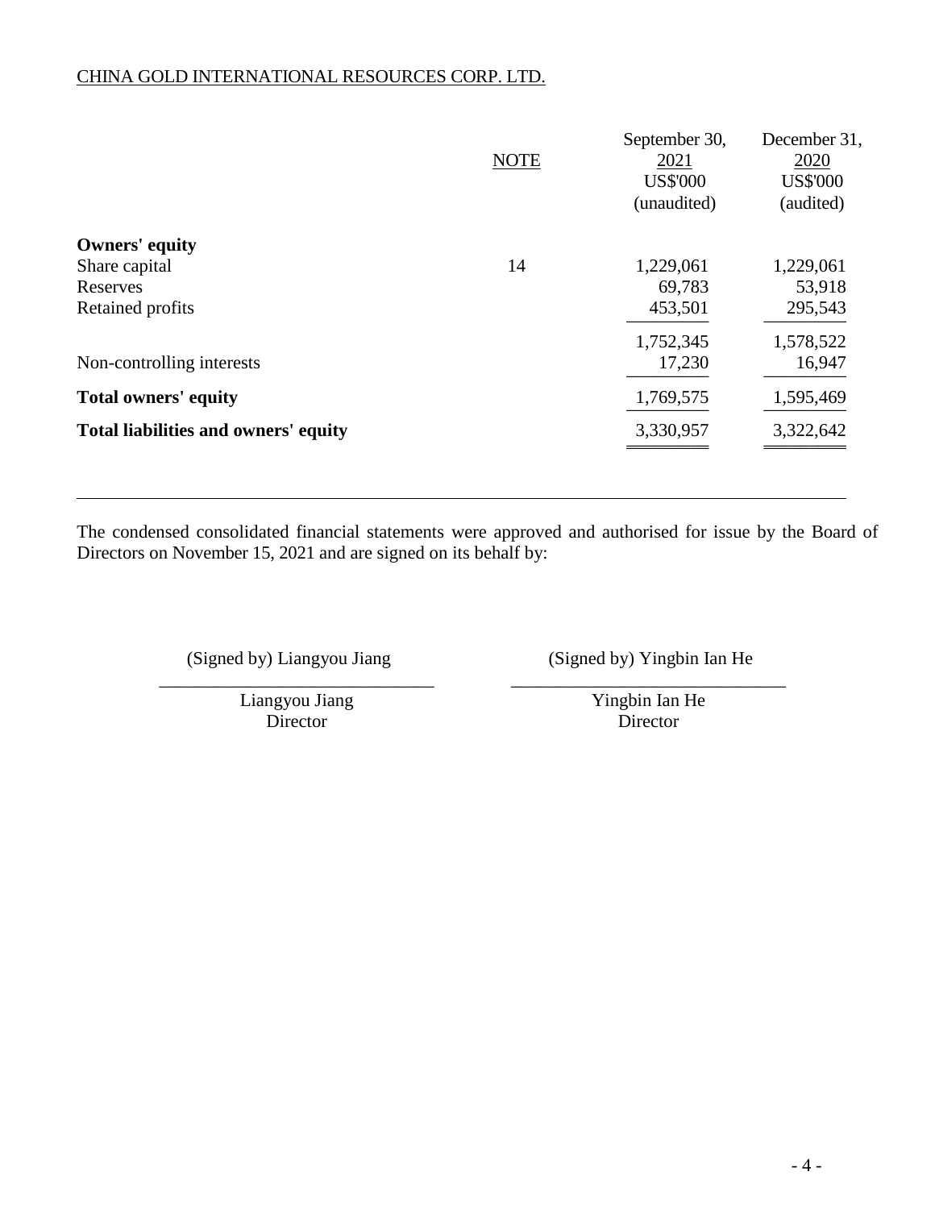CHINA GOLD INTERNATIONAL RESOURCES CORP. LTD.

| | NOTE | September 30, 2021 US$'000 (unaudited) | December 31, 2020 US$'000 (audited) |
|---|---|---|---|
| **Owners' equity** | | | |
| Share capital | 14 | 1,229,061 | 1,229,061 |
| Reserves | | 69,783 | 53,918 |
| Retained profits | | 453,501 | 295,543 |
| | | 1,752,345 | 1,578,522 |
| Non-controlling interests | | 17,230 | 16,947 |
| **Total owners' equity** | | 1,769,575 | 1,595,469 |
| **Total liabilities and owners' equity** | | 3,330,957 | 3,322,642 |

The condensed consolidated financial statements were approved and authorised for issue by the Board of Directors on November 15, 2021 and are signed on its behalf by:

(Signed by) Liangyou Jiang

Liangyou Jiang
Director

(Signed by) Yingbin Ian He

Yingbin Ian He
Director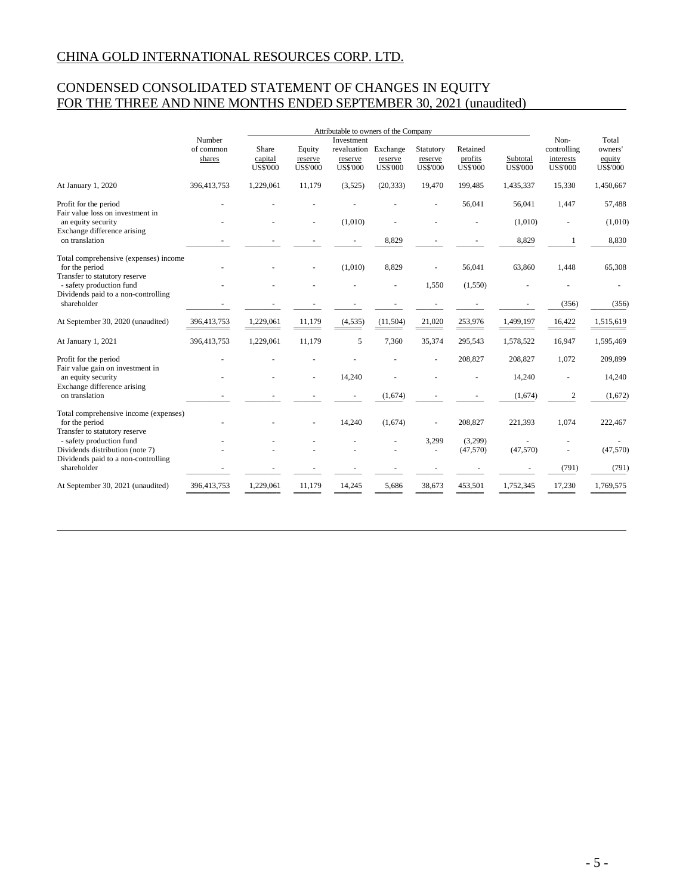# CHINA GOLD INTERNATIONAL RESOURCES CORP. LTD.

## CONDENSED CONSOLIDATED STATEMENT OF CHANGES IN EQUITY FOR THE THREE AND NINE MONTHS ENDED SEPTEMBER 30, 2021 (unaudited)

| | Number of common shares | Attributable to owners of the Company | | | | | | | | Non-controlling interests | Total owners' equity |
|---|---|---|---|---|---|---|---|---|---|---|---|
| | | Share capital | Equity reserve | Investment revaluation reserve | Exchange reserve | Statutory reserve | Retained profits | Subtotal | | | |
| | | US$'000 | US$'000 | US$'000 | US$'000 | US$'000 | US$'000 | US$'000 | | US$'000 | US$'000 |
| At January 1, 2020 | 396,413,753 | 1,229,061 | 11,179 | (3,525) | (20,333) | 19,470 | 199,485 | 1,435,337 | | 15,330 | 1,450,667 |
| Profit for the period | - | - | - | - | - | - | 56,041 | 56,041 | | 1,447 | 57,488 |
| Fair value loss on investment in an equity security | - | - | - | (1,010) | - | - | - | (1,010) | | - | (1,010) |
| Exchange difference arising on translation | - | - | - | - | 8,829 | - | - | 8,829 | | 1 | 8,830 |
| Total comprehensive (expenses) income for the period | - | - | - | (1,010) | 8,829 | - | 56,041 | 63,860 | | 1,448 | 65,308 |
| Transfer to statutory reserve - safety production fund | - | - | - | - | - | 1,550 | (1,550) | - | | - | - |
| Dividends paid to a non-controlling shareholder | - | - | - | - | - | - | - | - | | (356) | (356) |
| At September 30, 2020 (unaudited) | 396,413,753 | 1,229,061 | 11,179 | (4,535) | (11,504) | 21,020 | 253,976 | 1,499,197 | | 16,422 | 1,515,619 |
| At January 1, 2021 | 396,413,753 | 1,229,061 | 11,179 | 5 | 7,360 | 35,374 | 295,543 | 1,578,522 | | 16,947 | 1,595,469 |
| Profit for the period | - | - | - | - | - | - | 208,827 | 208,827 | | 1,072 | 209,899 |
| Fair value gain on investment in an equity security | - | - | - | 14,240 | - | - | - | 14,240 | | - | 14,240 |
| Exchange difference arising on translation | - | - | - | - | (1,674) | - | - | (1,674) | | 2 | (1,672) |
| Total comprehensive income (expenses) for the period | - | - | - | 14,240 | (1,674) | - | 208,827 | 221,393 | | 1,074 | 222,467 |
| Transfer to statutory reserve - safety production fund | - | - | - | - | - | 3,299 | (3,299) | - | | - | - |
| Dividends distribution (note 7) | - | - | - | - | - | - | (47,570) | (47,570) | | - | (47,570) |
| Dividends paid to a non-controlling shareholder | - | - | - | - | - | - | - | - | | (791) | (791) |
| At September 30, 2021 (unaudited) | 396,413,753 | 1,229,061 | 11,179 | 14,245 | 5,686 | 38,673 | 453,501 | 1,752,345 | | 17,230 | 1,769,575 |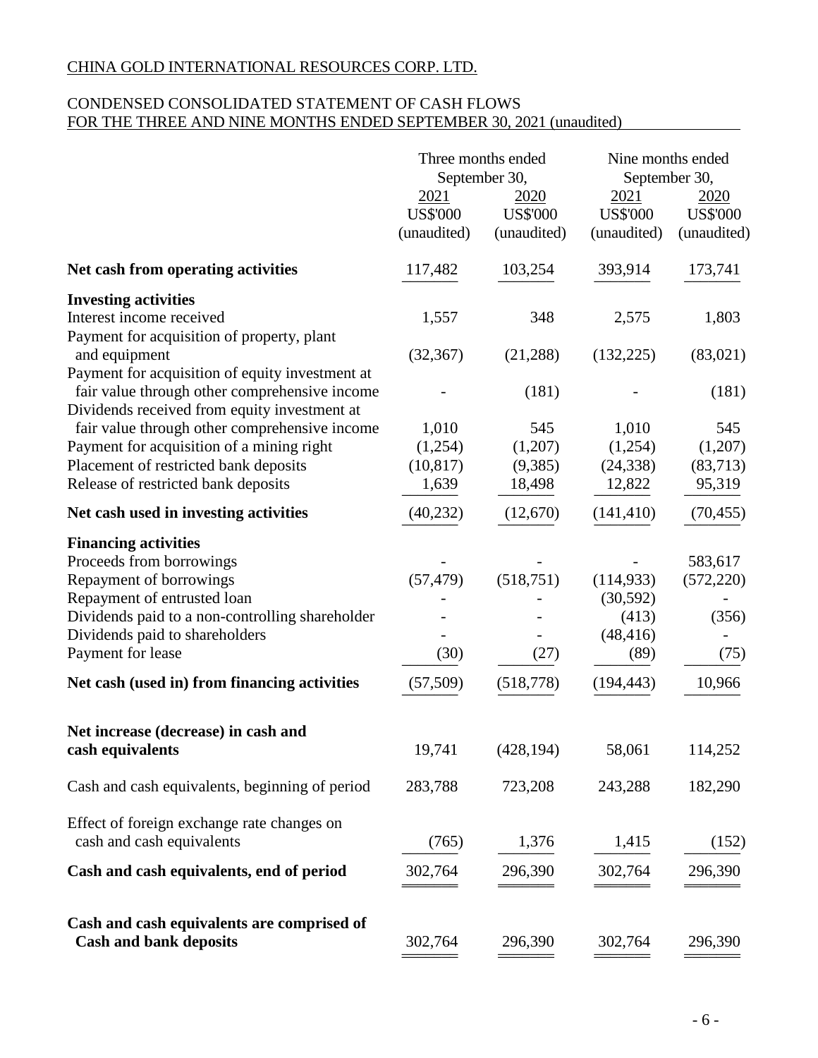CHINA GOLD INTERNATIONAL RESOURCES CORP. LTD.

CONDENSED CONSOLIDATED STATEMENT OF CASH FLOWS
FOR THE THREE AND NINE MONTHS ENDED SEPTEMBER 30, 2021 (unaudited)

| | Three months ended September 30, | | Nine months ended September 30, | |
|---|---|---|---|---|
| | 2021 | 2020 | 2021 | 2020 |
| | US$'000 | US$'000 | US$'000 | US$'000 |
| | (unaudited) | (unaudited) | (unaudited) | (unaudited) |
| **Net cash from operating activities** | 117,482 | 103,254 | 393,914 | 173,741 |
| **Investing activities** | | | | |
| Interest income received | 1,557 | 348 | 2,575 | 1,803 |
| Payment for acquisition of property, plant and equipment | (32,367) | (21,288) | (132,225) | (83,021) |
| Payment for acquisition of equity investment at fair value through other comprehensive income | - | (181) | - | (181) |
| Dividends received from equity investment at fair value through other comprehensive income | 1,010 | 545 | 1,010 | 545 |
| Payment for acquisition of a mining right | (1,254) | (1,207) | (1,254) | (1,207) |
| Placement of restricted bank deposits | (10,817) | (9,385) | (24,338) | (83,713) |
| Release of restricted bank deposits | 1,639 | 18,498 | 12,822 | 95,319 |
| **Net cash used in investing activities** | (40,232) | (12,670) | (141,410) | (70,455) |
| **Financing activities** | | | | |
| Proceeds from borrowings | - | - | - | 583,617 |
| Repayment of borrowings | (57,479) | (518,751) | (114,933) | (572,220) |
| Repayment of entrusted loan | - | - | (30,592) | - |
| Dividends paid to a non-controlling shareholder | - | - | (413) | (356) |
| Dividends paid to shareholders | - | - | (48,416) | - |
| Payment for lease | (30) | (27) | (89) | (75) |
| **Net cash (used in) from financing activities** | (57,509) | (518,778) | (194,443) | 10,966 |
| **Net increase (decrease) in cash and cash equivalents** | 19,741 | (428,194) | 58,061 | 114,252 |
| Cash and cash equivalents, beginning of period | 283,788 | 723,208 | 243,288 | 182,290 |
| Effect of foreign exchange rate changes on cash and cash equivalents | (765) | 1,376 | 1,415 | (152) |
| **Cash and cash equivalents, end of period** | 302,764 | 296,390 | 302,764 | 296,390 |
| **Cash and cash equivalents are comprised of** | | | | |
| **Cash and bank deposits** | 302,764 | 296,390 | 302,764 | 296,390 |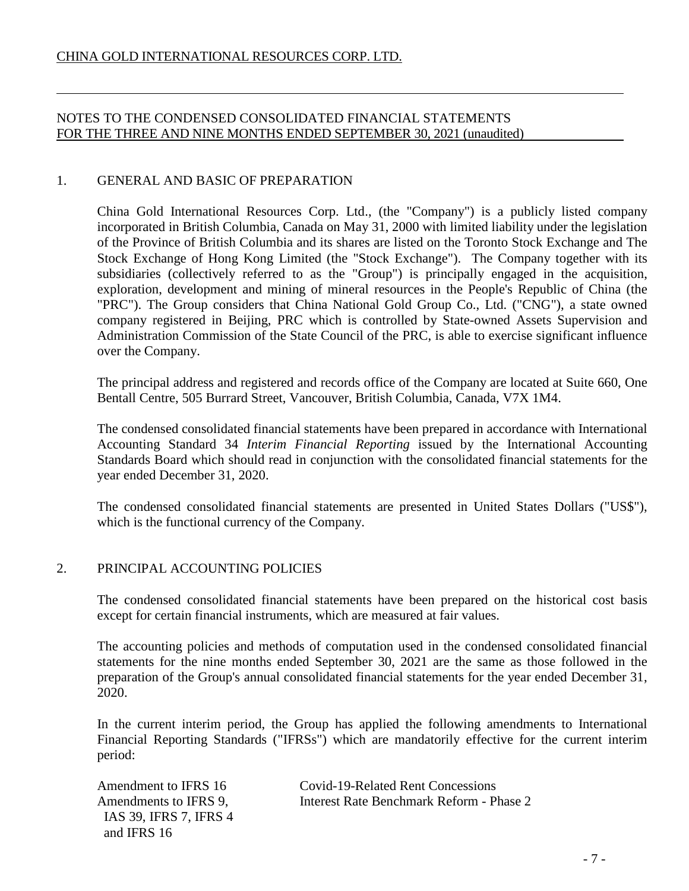## NOTES TO THE CONDENSED CONSOLIDATED FINANCIAL STATEMENTS FOR THE THREE AND NINE MONTHS ENDED SEPTEMBER 30, 2021 (unaudited)

### 1. GENERAL AND BASIC OF PREPARATION

China Gold International Resources Corp. Ltd., (the "Company") is a publicly listed company incorporated in British Columbia, Canada on May 31, 2000 with limited liability under the legislation of the Province of British Columbia and its shares are listed on the Toronto Stock Exchange and The Stock Exchange of Hong Kong Limited (the "Stock Exchange"). The Company together with its subsidiaries (collectively referred to as the "Group") is principally engaged in the acquisition, exploration, development and mining of mineral resources in the People's Republic of China (the "PRC"). The Group considers that China National Gold Group Co., Ltd. ("CNG"), a state owned company registered in Beijing, PRC which is controlled by State-owned Assets Supervision and Administration Commission of the State Council of the PRC, is able to exercise significant influence over the Company.

The principal address and registered and records office of the Company are located at Suite 660, One Bentall Centre, 505 Burrard Street, Vancouver, British Columbia, Canada, V7X 1M4.

The condensed consolidated financial statements have been prepared in accordance with International Accounting Standard 34 *Interim Financial Reporting* issued by the International Accounting Standards Board which should read in conjunction with the consolidated financial statements for the year ended December 31, 2020.

The condensed consolidated financial statements are presented in United States Dollars ("US$"), which is the functional currency of the Company.

### 2. PRINCIPAL ACCOUNTING POLICIES

The condensed consolidated financial statements have been prepared on the historical cost basis except for certain financial instruments, which are measured at fair values.

The accounting policies and methods of computation used in the condensed consolidated financial statements for the nine months ended September 30, 2021 are the same as those followed in the preparation of the Group's annual consolidated financial statements for the year ended December 31, 2020.

In the current interim period, the Group has applied the following amendments to International Financial Reporting Standards ("IFRSs") which are mandatorily effective for the current interim period:

| | |
|---|---|
| Amendment to IFRS 16 | Covid-19-Related Rent Concessions |
| Amendments to IFRS 9, IAS 39, IFRS 7, IFRS 4 and IFRS 16 | Interest Rate Benchmark Reform - Phase 2 |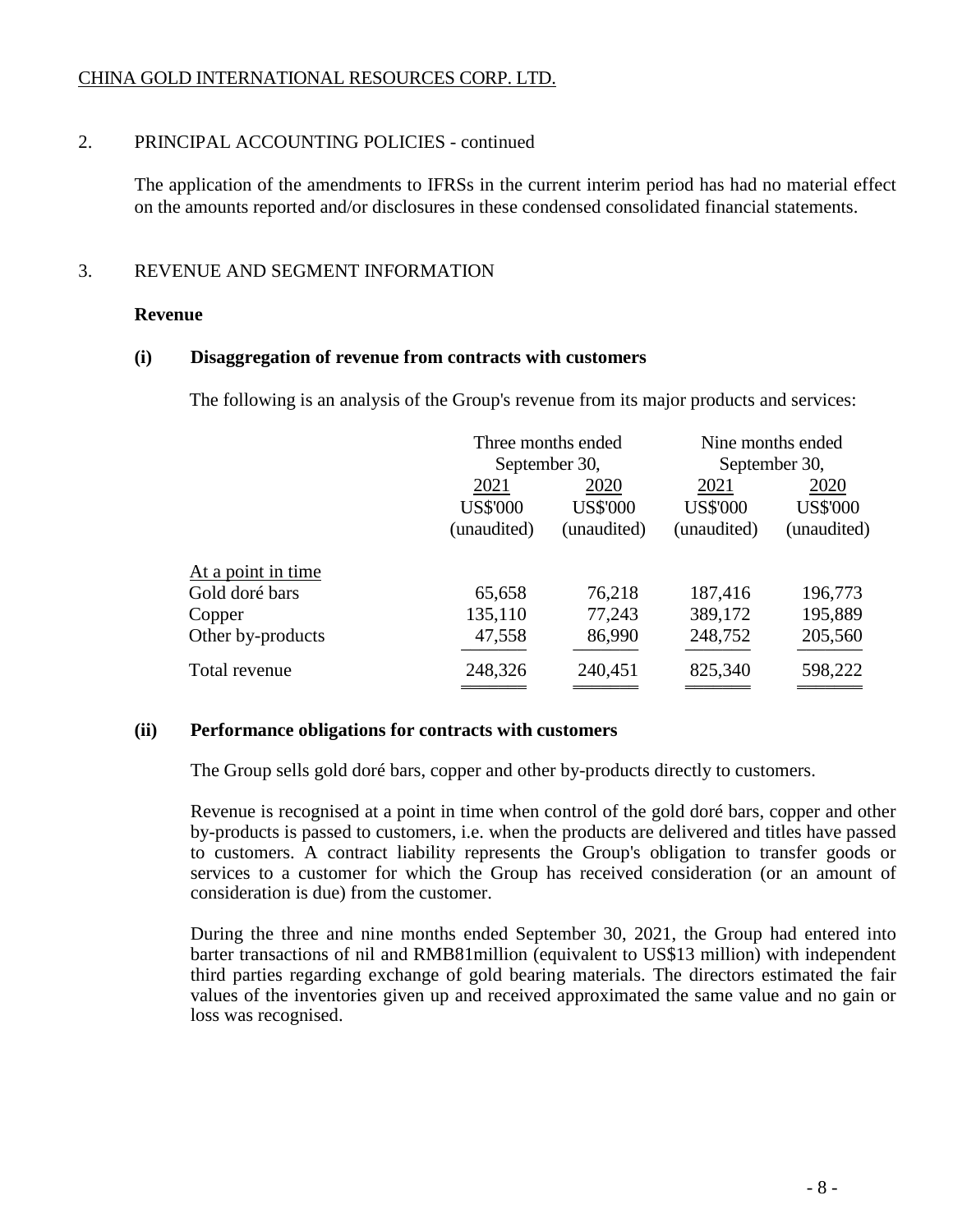## 2. PRINCIPAL ACCOUNTING POLICIES - continued

The application of the amendments to IFRSs in the current interim period has had no material effect on the amounts reported and/or disclosures in these condensed consolidated financial statements.

## 3. REVENUE AND SEGMENT INFORMATION

**Revenue**

**(i) Disaggregation of revenue from contracts with customers**

The following is an analysis of the Group's revenue from its major products and services:

| | Three months ended September 30, | | Nine months ended September 30, | |
|---|---|---|---|---|
| | 2021 | 2020 | 2021 | 2020 |
| | US$'000 | US$'000 | US$'000 | US$'000 |
| | (unaudited) | (unaudited) | (unaudited) | (unaudited) |
| At a point in time | | | | |
| Gold doré bars | 65,658 | 76,218 | 187,416 | 196,773 |
| Copper | 135,110 | 77,243 | 389,172 | 195,889 |
| Other by-products | 47,558 | 86,990 | 248,752 | 205,560 |
| Total revenue | 248,326 | 240,451 | 825,340 | 598,222 |

**(ii) Performance obligations for contracts with customers**

The Group sells gold doré bars, copper and other by-products directly to customers.

Revenue is recognised at a point in time when control of the gold doré bars, copper and other by-products is passed to customers, i.e. when the products are delivered and titles have passed to customers. A contract liability represents the Group's obligation to transfer goods or services to a customer for which the Group has received consideration (or an amount of consideration is due) from the customer.

During the three and nine months ended September 30, 2021, the Group had entered into barter transactions of nil and RMB81million (equivalent to US$13 million) with independent third parties regarding exchange of gold bearing materials. The directors estimated the fair values of the inventories given up and received approximated the same value and no gain or loss was recognised.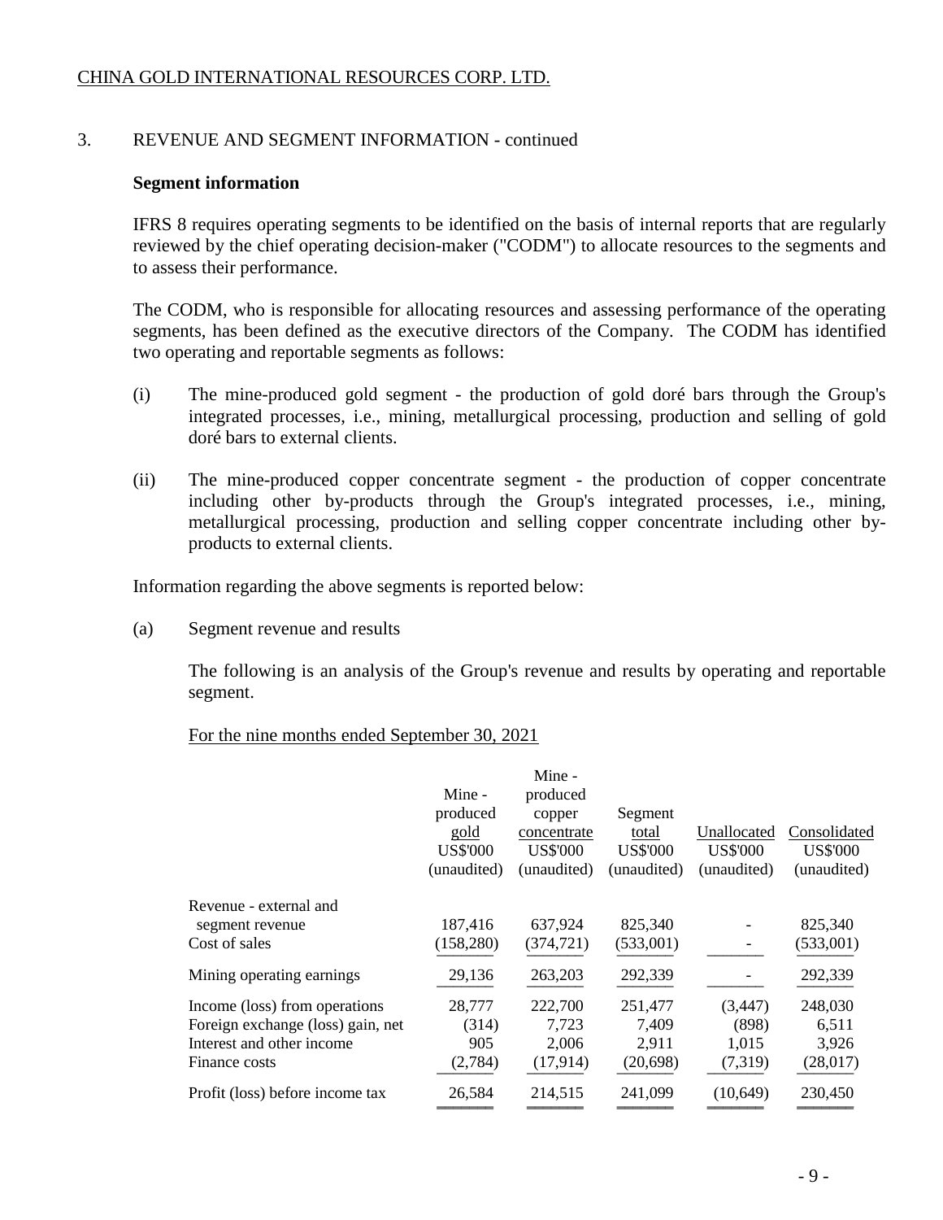CHINA GOLD INTERNATIONAL RESOURCES CORP. LTD.

3. REVENUE AND SEGMENT INFORMATION - continued

**Segment information**

IFRS 8 requires operating segments to be identified on the basis of internal reports that are regularly reviewed by the chief operating decision-maker ("CODM") to allocate resources to the segments and to assess their performance.

The CODM, who is responsible for allocating resources and assessing performance of the operating segments, has been defined as the executive directors of the Company. The CODM has identified two operating and reportable segments as follows:

(i) The mine-produced gold segment - the production of gold doré bars through the Group's integrated processes, i.e., mining, metallurgical processing, production and selling of gold doré bars to external clients.

(ii) The mine-produced copper concentrate segment - the production of copper concentrate including other by-products through the Group's integrated processes, i.e., mining, metallurgical processing, production and selling copper concentrate including other by-products to external clients.

Information regarding the above segments is reported below:

(a) Segment revenue and results

The following is an analysis of the Group's revenue and results by operating and reportable segment.

For the nine months ended September 30, 2021

| | Mine - produced gold US$'000 (unaudited) | Mine - produced copper concentrate US$'000 (unaudited) | Segment total US$'000 (unaudited) | Unallocated US$'000 (unaudited) | Consolidated US$'000 (unaudited) |
|---|---|---|---|---|---|
| Revenue - external and segment revenue | 187,416 | 637,924 | 825,340 | - | 825,340 |
| Cost of sales | (158,280) | (374,721) | (533,001) | - | (533,001) |
| Mining operating earnings | 29,136 | 263,203 | 292,339 | - | 292,339 |
| Income (loss) from operations | 28,777 | 222,700 | 251,477 | (3,447) | 248,030 |
| Foreign exchange (loss) gain, net | (314) | 7,723 | 7,409 | (898) | 6,511 |
| Interest and other income | 905 | 2,006 | 2,911 | 1,015 | 3,926 |
| Finance costs | (2,784) | (17,914) | (20,698) | (7,319) | (28,017) |
| Profit (loss) before income tax | 26,584 | 214,515 | 241,099 | (10,649) | 230,450 |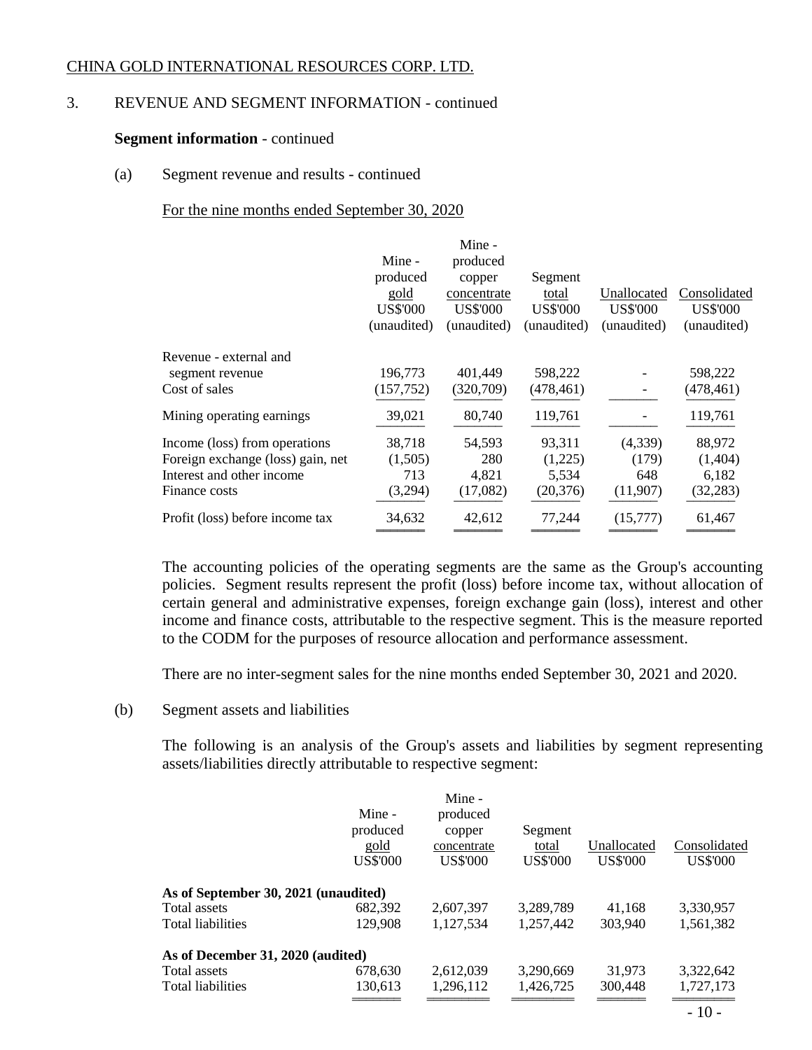CHINA GOLD INTERNATIONAL RESOURCES CORP. LTD.

3. REVENUE AND SEGMENT INFORMATION - continued

**Segment information** - continued

(a) Segment revenue and results - continued

For the nine months ended September 30, 2020

| | Mine - produced gold US$'000 (unaudited) | Mine - produced copper concentrate US$'000 (unaudited) | Segment total US$'000 (unaudited) | Unallocated US$'000 (unaudited) | Consolidated US$'000 (unaudited) |
|---|---|---|---|---|---|
| Revenue - external and segment revenue | 196,773 | 401,449 | 598,222 | - | 598,222 |
| Cost of sales | (157,752) | (320,709) | (478,461) | - | (478,461) |
| Mining operating earnings | 39,021 | 80,740 | 119,761 | - | 119,761 |
| Income (loss) from operations | 38,718 | 54,593 | 93,311 | (4,339) | 88,972 |
| Foreign exchange (loss) gain, net | (1,505) | 280 | (1,225) | (179) | (1,404) |
| Interest and other income | 713 | 4,821 | 5,534 | 648 | 6,182 |
| Finance costs | (3,294) | (17,082) | (20,376) | (11,907) | (32,283) |
| Profit (loss) before income tax | 34,632 | 42,612 | 77,244 | (15,777) | 61,467 |

The accounting policies of the operating segments are the same as the Group's accounting policies. Segment results represent the profit (loss) before income tax, without allocation of certain general and administrative expenses, foreign exchange gain (loss), interest and other income and finance costs, attributable to the respective segment. This is the measure reported to the CODM for the purposes of resource allocation and performance assessment.

There are no inter-segment sales for the nine months ended September 30, 2021 and 2020.

(b) Segment assets and liabilities

The following is an analysis of the Group's assets and liabilities by segment representing assets/liabilities directly attributable to respective segment:

| | Mine - produced gold US$'000 | Mine - produced copper concentrate US$'000 | Segment total US$'000 | Unallocated US$'000 | Consolidated US$'000 |
|---|---|---|---|---|---|
| **As of September 30, 2021 (unaudited)** | | | | | |
| Total assets | 682,392 | 2,607,397 | 3,289,789 | 41,168 | 3,330,957 |
| Total liabilities | 129,908 | 1,127,534 | 1,257,442 | 303,940 | 1,561,382 |
| **As of December 31, 2020 (audited)** | | | | | |
| Total assets | 678,630 | 2,612,039 | 3,290,669 | 31,973 | 3,322,642 |
| Total liabilities | 130,613 | 1,296,112 | 1,426,725 | 300,448 | 1,727,173 |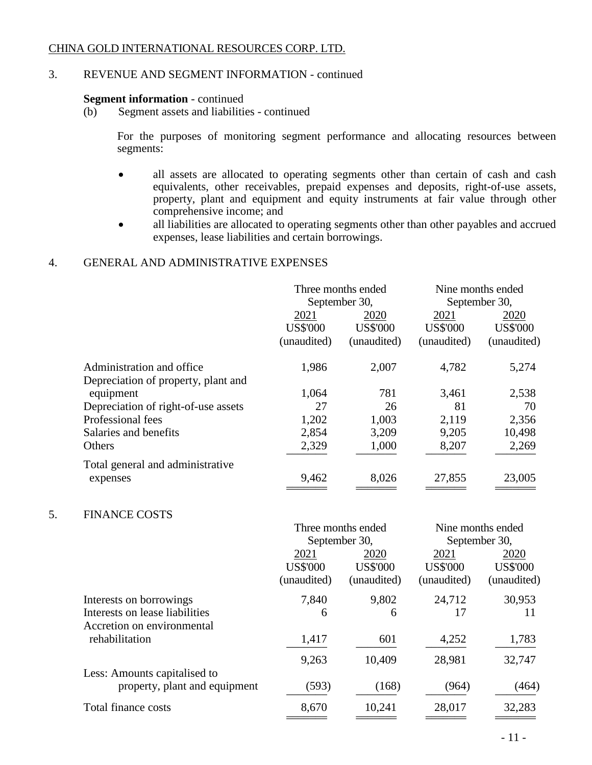CHINA GOLD INTERNATIONAL RESOURCES CORP. LTD.

## 3. REVENUE AND SEGMENT INFORMATION - continued

**Segment information** - continued

(b) Segment assets and liabilities - continued

For the purposes of monitoring segment performance and allocating resources between segments:

- all assets are allocated to operating segments other than certain of cash and cash equivalents, other receivables, prepaid expenses and deposits, right-of-use assets, property, plant and equipment and equity instruments at fair value through other comprehensive income; and
- all liabilities are allocated to operating segments other than other payables and accrued expenses, lease liabilities and certain borrowings.

## 4. GENERAL AND ADMINISTRATIVE EXPENSES

| | Three months ended September 30, | | Nine months ended September 30, | |
|---|---|---|---|---|
| | 2021 | 2020 | 2021 | 2020 |
| | US$'000 (unaudited) | US$'000 (unaudited) | US$'000 (unaudited) | US$'000 (unaudited) |
| Administration and office | 1,986 | 2,007 | 4,782 | 5,274 |
| Depreciation of property, plant and equipment | 1,064 | 781 | 3,461 | 2,538 |
| Depreciation of right-of-use assets | 27 | 26 | 81 | 70 |
| Professional fees | 1,202 | 1,003 | 2,119 | 2,356 |
| Salaries and benefits | 2,854 | 3,209 | 9,205 | 10,498 |
| Others | 2,329 | 1,000 | 8,207 | 2,269 |
| Total general and administrative expenses | 9,462 | 8,026 | 27,855 | 23,005 |

## 5. FINANCE COSTS

| | Three months ended September 30, | | Nine months ended September 30, | |
|---|---|---|---|---|
| | 2021 | 2020 | 2021 | 2020 |
| | US$'000 (unaudited) | US$'000 (unaudited) | US$'000 (unaudited) | US$'000 (unaudited) |
| Interests on borrowings | 7,840 | 9,802 | 24,712 | 30,953 |
| Interests on lease liabilities | 6 | 6 | 17 | 11 |
| Accretion on environmental rehabilitation | 1,417 | 601 | 4,252 | 1,783 |
| | 9,263 | 10,409 | 28,981 | 32,747 |
| Less: Amounts capitalised to property, plant and equipment | (593) | (168) | (964) | (464) |
| Total finance costs | 8,670 | 10,241 | 28,017 | 32,283 |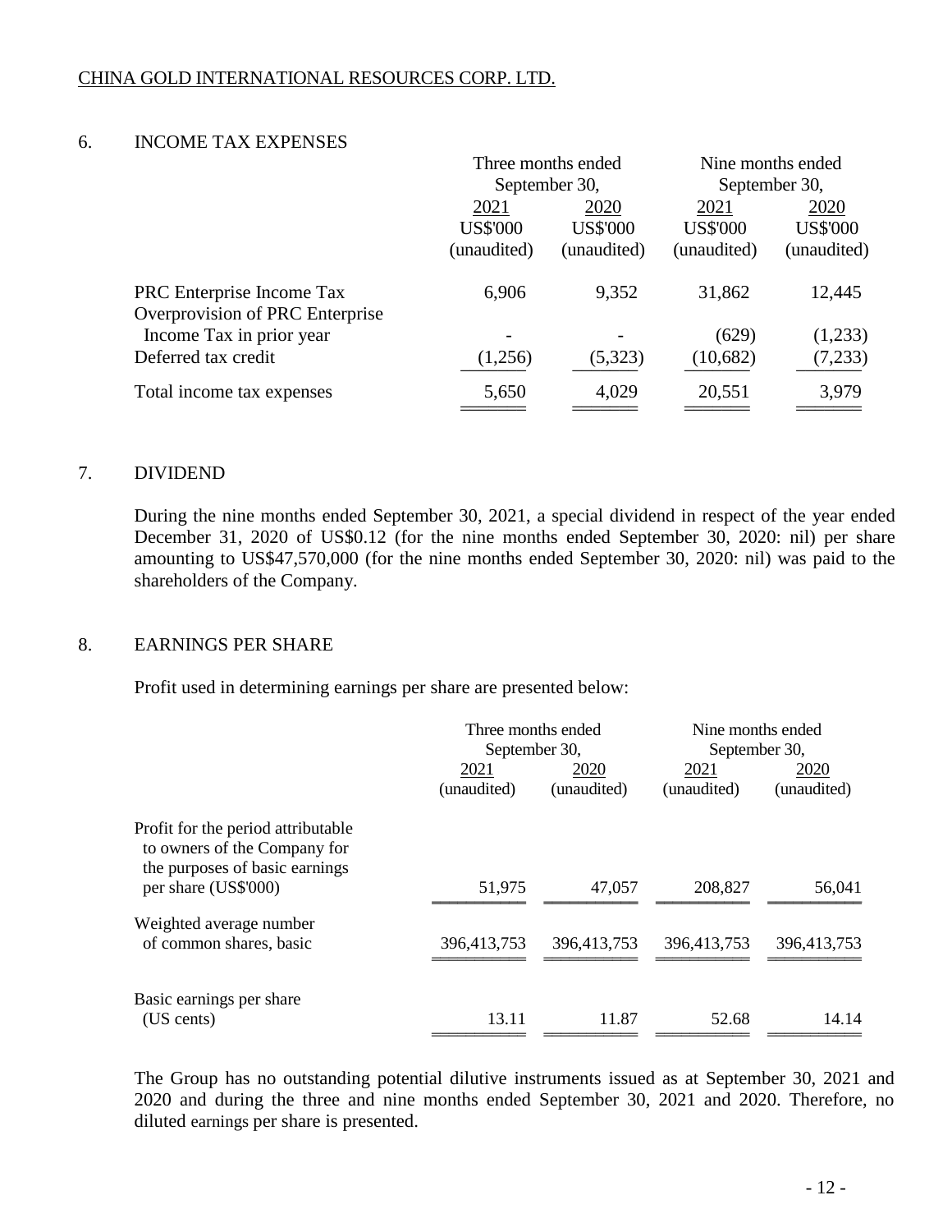CHINA GOLD INTERNATIONAL RESOURCES CORP. LTD.

## 6. INCOME TAX EXPENSES

| | Three months ended September 30, | | Nine months ended September 30, | |
|---|---|---|---|---|
| | 2021 | 2020 | 2021 | 2020 |
| | US$'000 | US$'000 | US$'000 | US$'000 |
| | (unaudited) | (unaudited) | (unaudited) | (unaudited) |
| PRC Enterprise Income Tax | 6,906 | 9,352 | 31,862 | 12,445 |
| Overprovision of PRC Enterprise Income Tax in prior year | - | - | (629) | (1,233) |
| Deferred tax credit | (1,256) | (5,323) | (10,682) | (7,233) |
| Total income tax expenses | 5,650 | 4,029 | 20,551 | 3,979 |

## 7. DIVIDEND

During the nine months ended September 30, 2021, a special dividend in respect of the year ended December 31, 2020 of US$0.12 (for the nine months ended September 30, 2020: nil) per share amounting to US$47,570,000 (for the nine months ended September 30, 2020: nil) was paid to the shareholders of the Company.

## 8. EARNINGS PER SHARE

Profit used in determining earnings per share are presented below:

| | Three months ended September 30, | | Nine months ended September 30, | |
|---|---|---|---|---|
| | 2021 | 2020 | 2021 | 2020 |
| | (unaudited) | (unaudited) | (unaudited) | (unaudited) |
| Profit for the period attributable to owners of the Company for the purposes of basic earnings per share (US$'000) | 51,975 | 47,057 | 208,827 | 56,041 |
| Weighted average number of common shares, basic | 396,413,753 | 396,413,753 | 396,413,753 | 396,413,753 |
| Basic earnings per share (US cents) | 13.11 | 11.87 | 52.68 | 14.14 |

The Group has no outstanding potential dilutive instruments issued as at September 30, 2021 and 2020 and during the three and nine months ended September 30, 2021 and 2020. Therefore, no diluted earnings per share is presented.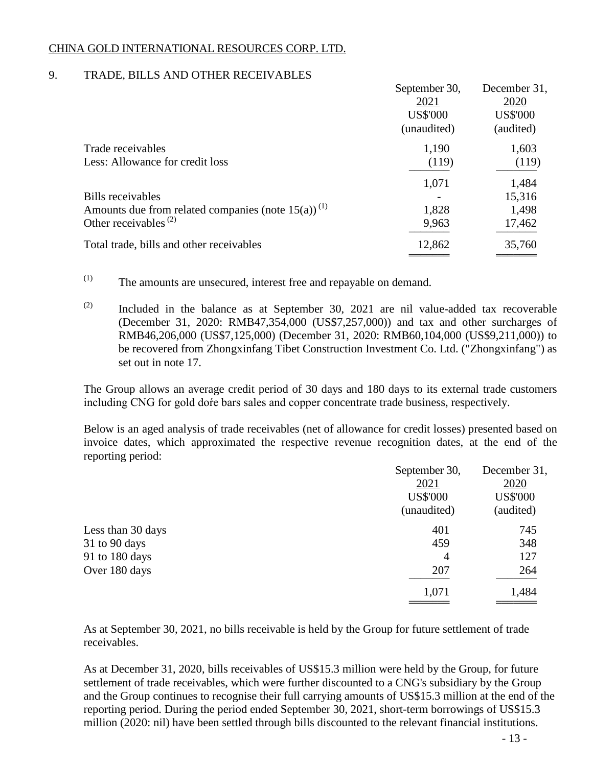CHINA GOLD INTERNATIONAL RESOURCES CORP. LTD.

## 9. TRADE, BILLS AND OTHER RECEIVABLES

| | September 30, 2021 US$'000 (unaudited) | December 31, 2020 US$'000 (audited) |
|---|---|---|
| Trade receivables | 1,190 | 1,603 |
| Less: Allowance for credit loss | (119) | (119) |
| | 1,071 | 1,484 |
| Bills receivables | - | 15,316 |
| Amounts due from related companies (note 15(a)) [(1)] | 1,828 | 1,498 |
| Other receivables [(2)] | 9,963 | 17,462 |
| Total trade, bills and other receivables | 12,862 | 35,760 |

(1) The amounts are unsecured, interest free and repayable on demand.

(2) Included in the balance as at September 30, 2021 are nil value-added tax recoverable (December 31, 2020: RMB47,354,000 (US$7,257,000)) and tax and other surcharges of RMB46,206,000 (US$7,125,000) (December 31, 2020: RMB60,104,000 (US$9,211,000)) to be recovered from Zhongxinfang Tibet Construction Investment Co. Ltd. ("Zhongxinfang") as set out in note 17.

The Group allows an average credit period of 30 days and 180 days to its external trade customers including CNG for gold doŕe bars sales and copper concentrate trade business, respectively.

Below is an aged analysis of trade receivables (net of allowance for credit losses) presented based on invoice dates, which approximated the respective revenue recognition dates, at the end of the reporting period:

| | September 30, 2021 US$'000 (unaudited) | December 31, 2020 US$'000 (audited) |
|---|---|---|
| Less than 30 days | 401 | 745 |
| 31 to 90 days | 459 | 348 |
| 91 to 180 days | 4 | 127 |
| Over 180 days | 207 | 264 |
| | 1,071 | 1,484 |

As at September 30, 2021, no bills receivable is held by the Group for future settlement of trade receivables.

As at December 31, 2020, bills receivables of US$15.3 million were held by the Group, for future settlement of trade receivables, which were further discounted to a CNG's subsidiary by the Group and the Group continues to recognise their full carrying amounts of US$15.3 million at the end of the reporting period. During the period ended September 30, 2021, short-term borrowings of US$15.3 million (2020: nil) have been settled through bills discounted to the relevant financial institutions.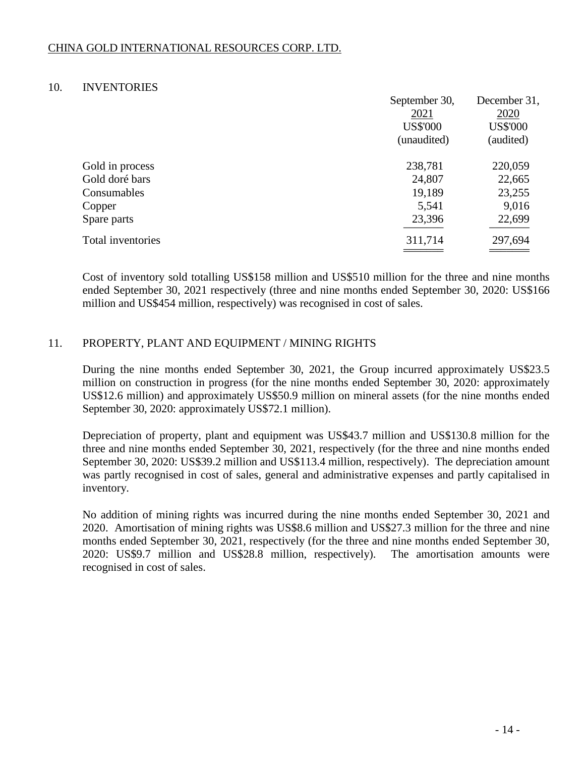## 10. INVENTORIES

| | September 30, 2021 US$'000 (unaudited) | December 31, 2020 US$'000 (audited) |
|---|---|---|
| Gold in process | 238,781 | 220,059 |
| Gold doré bars | 24,807 | 22,665 |
| Consumables | 19,189 | 23,255 |
| Copper | 5,541 | 9,016 |
| Spare parts | 23,396 | 22,699 |
| Total inventories | 311,714 | 297,694 |

Cost of inventory sold totalling US$158 million and US$510 million for the three and nine months ended September 30, 2021 respectively (three and nine months ended September 30, 2020: US$166 million and US$454 million, respectively) was recognised in cost of sales.

## 11. PROPERTY, PLANT AND EQUIPMENT / MINING RIGHTS

During the nine months ended September 30, 2021, the Group incurred approximately US$23.5 million on construction in progress (for the nine months ended September 30, 2020: approximately US$12.6 million) and approximately US$50.9 million on mineral assets (for the nine months ended September 30, 2020: approximately US$72.1 million).

Depreciation of property, plant and equipment was US$43.7 million and US$130.8 million for the three and nine months ended September 30, 2021, respectively (for the three and nine months ended September 30, 2020: US$39.2 million and US$113.4 million, respectively). The depreciation amount was partly recognised in cost of sales, general and administrative expenses and partly capitalised in inventory.

No addition of mining rights was incurred during the nine months ended September 30, 2021 and 2020. Amortisation of mining rights was US$8.6 million and US$27.3 million for the three and nine months ended September 30, 2021, respectively (for the three and nine months ended September 30, 2020: US$9.7 million and US$28.8 million, respectively). The amortisation amounts were recognised in cost of sales.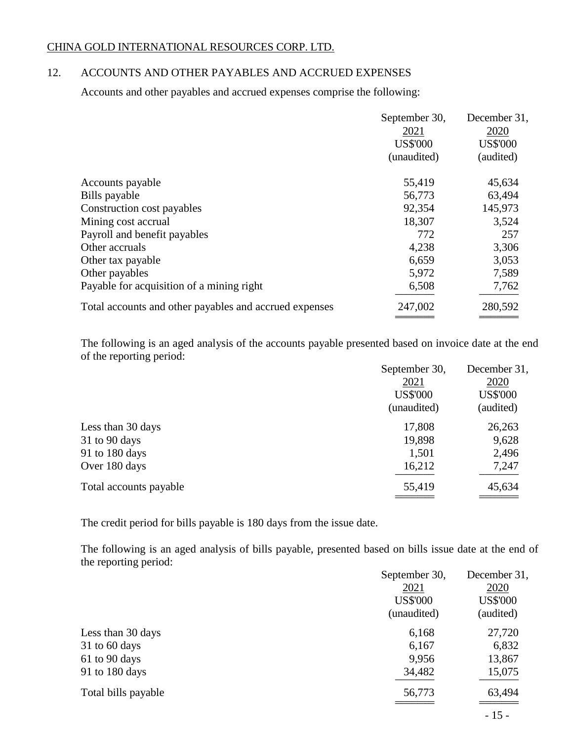CHINA GOLD INTERNATIONAL RESOURCES CORP. LTD.

## 12. ACCOUNTS AND OTHER PAYABLES AND ACCRUED EXPENSES

Accounts and other payables and accrued expenses comprise the following:

| | September 30, 2021 US$'000 (unaudited) | December 31, 2020 US$'000 (audited) |
|---|---|---|
| Accounts payable | 55,419 | 45,634 |
| Bills payable | 56,773 | 63,494 |
| Construction cost payables | 92,354 | 145,973 |
| Mining cost accrual | 18,307 | 3,524 |
| Payroll and benefit payables | 772 | 257 |
| Other accruals | 4,238 | 3,306 |
| Other tax payable | 6,659 | 3,053 |
| Other payables | 5,972 | 7,589 |
| Payable for acquisition of a mining right | 6,508 | 7,762 |
| Total accounts and other payables and accrued expenses | 247,002 | 280,592 |

The following is an aged analysis of the accounts payable presented based on invoice date at the end of the reporting period:

| | September 30, 2021 US$'000 (unaudited) | December 31, 2020 US$'000 (audited) |
|---|---|---|
| Less than 30 days | 17,808 | 26,263 |
| 31 to 90 days | 19,898 | 9,628 |
| 91 to 180 days | 1,501 | 2,496 |
| Over 180 days | 16,212 | 7,247 |
| Total accounts payable | 55,419 | 45,634 |

The credit period for bills payable is 180 days from the issue date.

The following is an aged analysis of bills payable, presented based on bills issue date at the end of the reporting period:

| | September 30, 2021 US$'000 (unaudited) | December 31, 2020 US$'000 (audited) |
|---|---|---|
| Less than 30 days | 6,168 | 27,720 |
| 31 to 60 days | 6,167 | 6,832 |
| 61 to 90 days | 9,956 | 13,867 |
| 91 to 180 days | 34,482 | 15,075 |
| Total bills payable | 56,773 | 63,494 |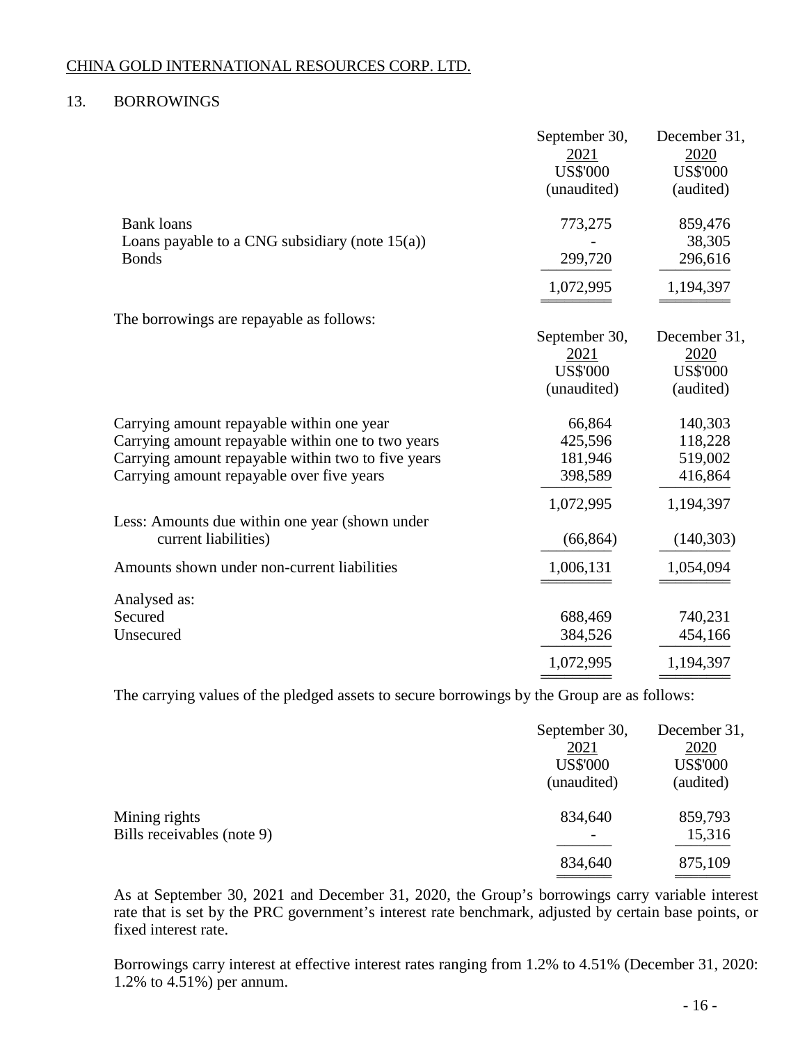CHINA GOLD INTERNATIONAL RESOURCES CORP. LTD.

## 13. BORROWINGS

| | September 30, 2021 US$'000 (unaudited) | December 31, 2020 US$'000 (audited) |
|---|---|---|
| Bank loans | 773,275 | 859,476 |
| Loans payable to a CNG subsidiary (note 15(a)) | - | 38,305 |
| Bonds | 299,720 | 296,616 |
| | 1,072,995 | 1,194,397 |

The borrowings are repayable as follows:

| | September 30, 2021 US$'000 (unaudited) | December 31, 2020 US$'000 (audited) |
|---|---|---|
| Carrying amount repayable within one year | 66,864 | 140,303 |
| Carrying amount repayable within one to two years | 425,596 | 118,228 |
| Carrying amount repayable within two to five years | 181,946 | 519,002 |
| Carrying amount repayable over five years | 398,589 | 416,864 |
| | 1,072,995 | 1,194,397 |
| Less: Amounts due within one year (shown under current liabilities) | (66,864) | (140,303) |
| Amounts shown under non-current liabilities | 1,006,131 | 1,054,094 |
| Analysed as: | | |
| Secured | 688,469 | 740,231 |
| Unsecured | 384,526 | 454,166 |
| | 1,072,995 | 1,194,397 |

The carrying values of the pledged assets to secure borrowings by the Group are as follows:

| | September 30, 2021 US$'000 (unaudited) | December 31, 2020 US$'000 (audited) |
|---|---|---|
| Mining rights | 834,640 | 859,793 |
| Bills receivables (note 9) | - | 15,316 |
| | 834,640 | 875,109 |

As at September 30, 2021 and December 31, 2020, the Group's borrowings carry variable interest rate that is set by the PRC government's interest rate benchmark, adjusted by certain base points, or fixed interest rate.

Borrowings carry interest at effective interest rates ranging from 1.2% to 4.51% (December 31, 2020: 1.2% to 4.51%) per annum.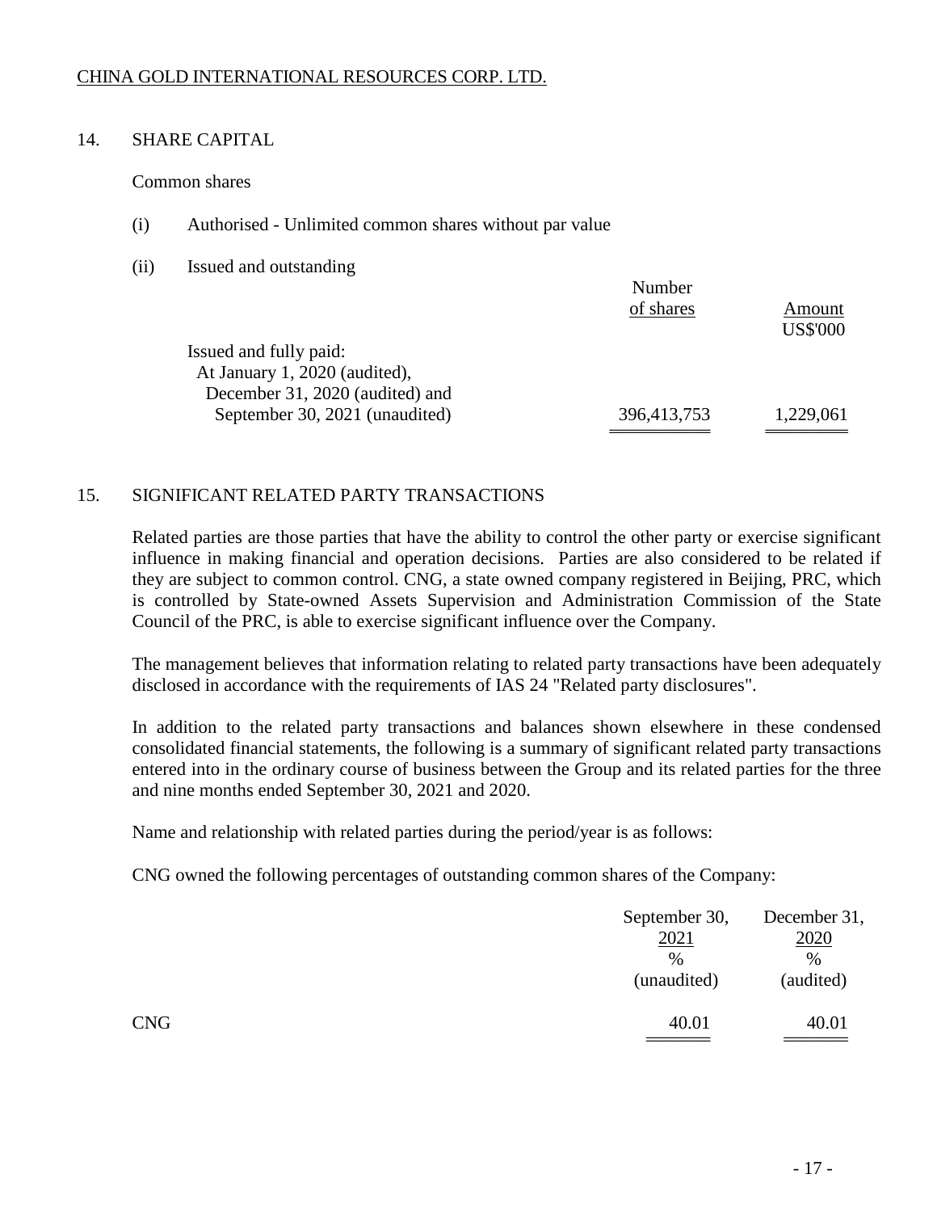CHINA GOLD INTERNATIONAL RESOURCES CORP. LTD.

## 14. SHARE CAPITAL

Common shares

(i) Authorised - Unlimited common shares without par value

(ii) Issued and outstanding

| | Number of shares | Amount US$'000 |
|---|---|---|
| Issued and fully paid: | | |
| At January 1, 2020 (audited), December 31, 2020 (audited) and September 30, 2021 (unaudited) | 396,413,753 | 1,229,061 |

## 15. SIGNIFICANT RELATED PARTY TRANSACTIONS

Related parties are those parties that have the ability to control the other party or exercise significant influence in making financial and operation decisions. Parties are also considered to be related if they are subject to common control. CNG, a state owned company registered in Beijing, PRC, which is controlled by State-owned Assets Supervision and Administration Commission of the State Council of the PRC, is able to exercise significant influence over the Company.

The management believes that information relating to related party transactions have been adequately disclosed in accordance with the requirements of IAS 24 "Related party disclosures".

In addition to the related party transactions and balances shown elsewhere in these condensed consolidated financial statements, the following is a summary of significant related party transactions entered into in the ordinary course of business between the Group and its related parties for the three and nine months ended September 30, 2021 and 2020.

Name and relationship with related parties during the period/year is as follows:

CNG owned the following percentages of outstanding common shares of the Company:

| | September 30, 2021 % (unaudited) | December 31, 2020 % (audited) |
|---|---|---|
| CNG | 40.01 | 40.01 |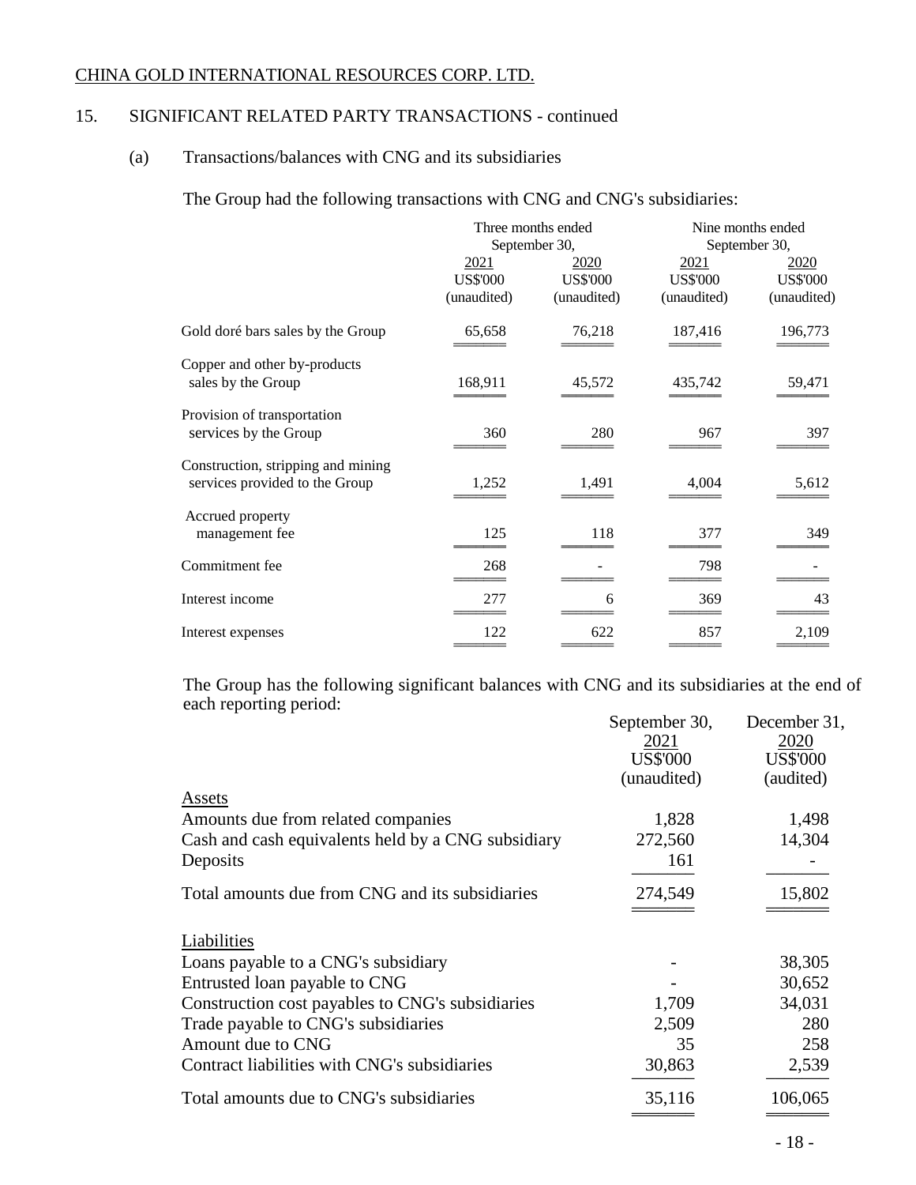CHINA GOLD INTERNATIONAL RESOURCES CORP. LTD.

## 15. SIGNIFICANT RELATED PARTY TRANSACTIONS - continued

### (a) Transactions/balances with CNG and its subsidiaries

The Group had the following transactions with CNG and CNG's subsidiaries:

| | Three months ended September 30, | | Nine months ended September 30, | |
|---|---|---|---|---|
| | 2021 | 2020 | 2021 | 2020 |
| | US$'000 | US$'000 | US$'000 | US$'000 |
| | (unaudited) | (unaudited) | (unaudited) | (unaudited) |
| Gold doré bars sales by the Group | 65,658 | 76,218 | 187,416 | 196,773 |
| Copper and other by-products sales by the Group | 168,911 | 45,572 | 435,742 | 59,471 |
| Provision of transportation services by the Group | 360 | 280 | 967 | 397 |
| Construction, stripping and mining services provided to the Group | 1,252 | 1,491 | 4,004 | 5,612 |
| Accrued property management fee | 125 | 118 | 377 | 349 |
| Commitment fee | 268 | - | 798 | - |
| Interest income | 277 | 6 | 369 | 43 |
| Interest expenses | 122 | 622 | 857 | 2,109 |

The Group has the following significant balances with CNG and its subsidiaries at the end of each reporting period:

| | September 30, 2021 | December 31, 2020 |
|---|---|---|
| | US$'000 | US$'000 |
| | (unaudited) | (audited) |
| Assets | | |
| Amounts due from related companies | 1,828 | 1,498 |
| Cash and cash equivalents held by a CNG subsidiary | 272,560 | 14,304 |
| Deposits | 161 | - |
| Total amounts due from CNG and its subsidiaries | 274,549 | 15,802 |
| Liabilities | | |
| Loans payable to a CNG's subsidiary | - | 38,305 |
| Entrusted loan payable to CNG | - | 30,652 |
| Construction cost payables to CNG's subsidiaries | 1,709 | 34,031 |
| Trade payable to CNG's subsidiaries | 2,509 | 280 |
| Amount due to CNG | 35 | 258 |
| Contract liabilities with CNG's subsidiaries | 30,863 | 2,539 |
| Total amounts due to CNG's subsidiaries | 35,116 | 106,065 |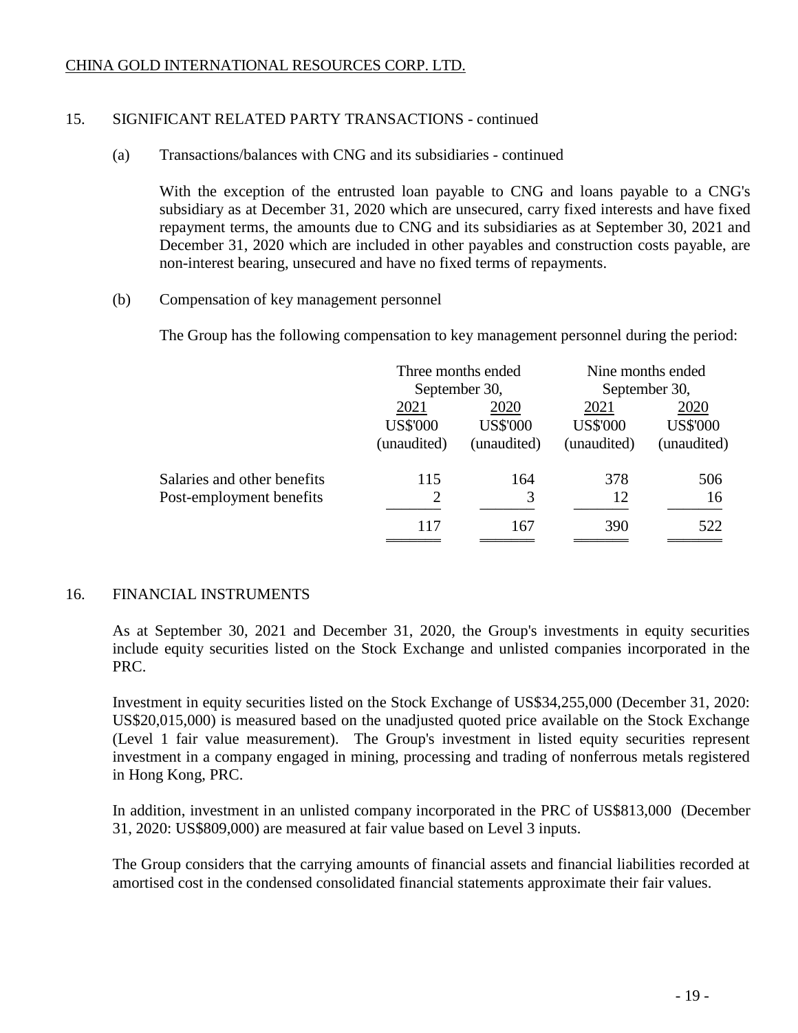## 15. SIGNIFICANT RELATED PARTY TRANSACTIONS - continued

### (a) Transactions/balances with CNG and its subsidiaries - continued

With the exception of the entrusted loan payable to CNG and loans payable to a CNG's subsidiary as at December 31, 2020 which are unsecured, carry fixed interests and have fixed repayment terms, the amounts due to CNG and its subsidiaries as at September 30, 2021 and December 31, 2020 which are included in other payables and construction costs payable, are non-interest bearing, unsecured and have no fixed terms of repayments.

### (b) Compensation of key management personnel

The Group has the following compensation to key management personnel during the period:

| | Three months ended September 30, | | Nine months ended September 30, | |
|---|---|---|---|---|
| | 2021 | 2020 | 2021 | 2020 |
| | US$'000 (unaudited) | US$'000 (unaudited) | US$'000 (unaudited) | US$'000 (unaudited) |
| Salaries and other benefits | 115 | 164 | 378 | 506 |
| Post-employment benefits | 2 | 3 | 12 | 16 |
| | 117 | 167 | 390 | 522 |

## 16. FINANCIAL INSTRUMENTS

As at September 30, 2021 and December 31, 2020, the Group's investments in equity securities include equity securities listed on the Stock Exchange and unlisted companies incorporated in the PRC.

Investment in equity securities listed on the Stock Exchange of US$34,255,000 (December 31, 2020: US$20,015,000) is measured based on the unadjusted quoted price available on the Stock Exchange (Level 1 fair value measurement). The Group's investment in listed equity securities represent investment in a company engaged in mining, processing and trading of nonferrous metals registered in Hong Kong, PRC.

In addition, investment in an unlisted company incorporated in the PRC of US$813,000 (December 31, 2020: US$809,000) are measured at fair value based on Level 3 inputs.

The Group considers that the carrying amounts of financial assets and financial liabilities recorded at amortised cost in the condensed consolidated financial statements approximate their fair values.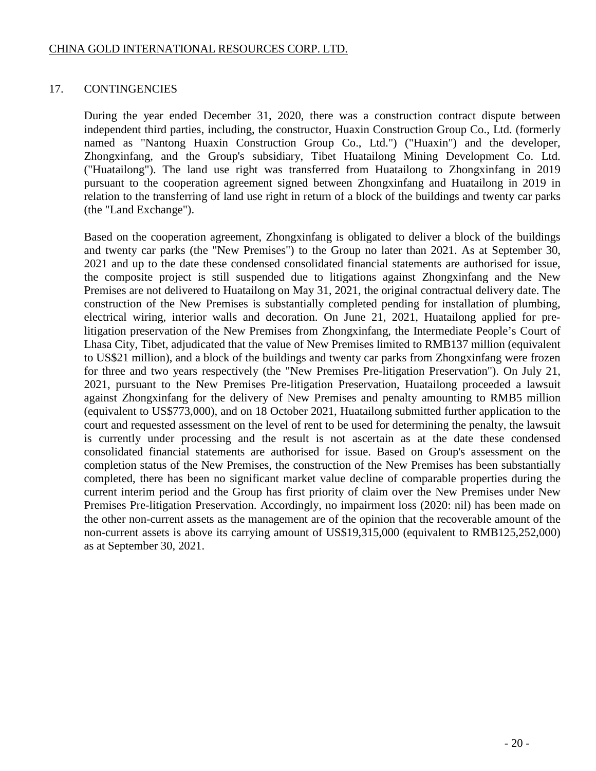## 17. CONTINGENCIES

During the year ended December 31, 2020, there was a construction contract dispute between independent third parties, including, the constructor, Huaxin Construction Group Co., Ltd. (formerly named as "Nantong Huaxin Construction Group Co., Ltd.") ("Huaxin") and the developer, Zhongxinfang, and the Group's subsidiary, Tibet Huatailong Mining Development Co. Ltd. ("Huatailong"). The land use right was transferred from Huatailong to Zhongxinfang in 2019 pursuant to the cooperation agreement signed between Zhongxinfang and Huatailong in 2019 in relation to the transferring of land use right in return of a block of the buildings and twenty car parks (the "Land Exchange").

Based on the cooperation agreement, Zhongxinfang is obligated to deliver a block of the buildings and twenty car parks (the "New Premises") to the Group no later than 2021. As at September 30, 2021 and up to the date these condensed consolidated financial statements are authorised for issue, the composite project is still suspended due to litigations against Zhongxinfang and the New Premises are not delivered to Huatailong on May 31, 2021, the original contractual delivery date. The construction of the New Premises is substantially completed pending for installation of plumbing, electrical wiring, interior walls and decoration. On June 21, 2021, Huatailong applied for pre-litigation preservation of the New Premises from Zhongxinfang, the Intermediate People's Court of Lhasa City, Tibet, adjudicated that the value of New Premises limited to RMB137 million (equivalent to US$21 million), and a block of the buildings and twenty car parks from Zhongxinfang were frozen for three and two years respectively (the "New Premises Pre-litigation Preservation"). On July 21, 2021, pursuant to the New Premises Pre-litigation Preservation, Huatailong proceeded a lawsuit against Zhongxinfang for the delivery of New Premises and penalty amounting to RMB5 million (equivalent to US$773,000), and on 18 October 2021, Huatailong submitted further application to the court and requested assessment on the level of rent to be used for determining the penalty, the lawsuit is currently under processing and the result is not ascertain as at the date these condensed consolidated financial statements are authorised for issue. Based on Group's assessment on the completion status of the New Premises, the construction of the New Premises has been substantially completed, there has been no significant market value decline of comparable properties during the current interim period and the Group has first priority of claim over the New Premises under New Premises Pre-litigation Preservation. Accordingly, no impairment loss (2020: nil) has been made on the other non-current assets as the management are of the opinion that the recoverable amount of the non-current assets is above its carrying amount of US$19,315,000 (equivalent to RMB125,252,000) as at September 30, 2021.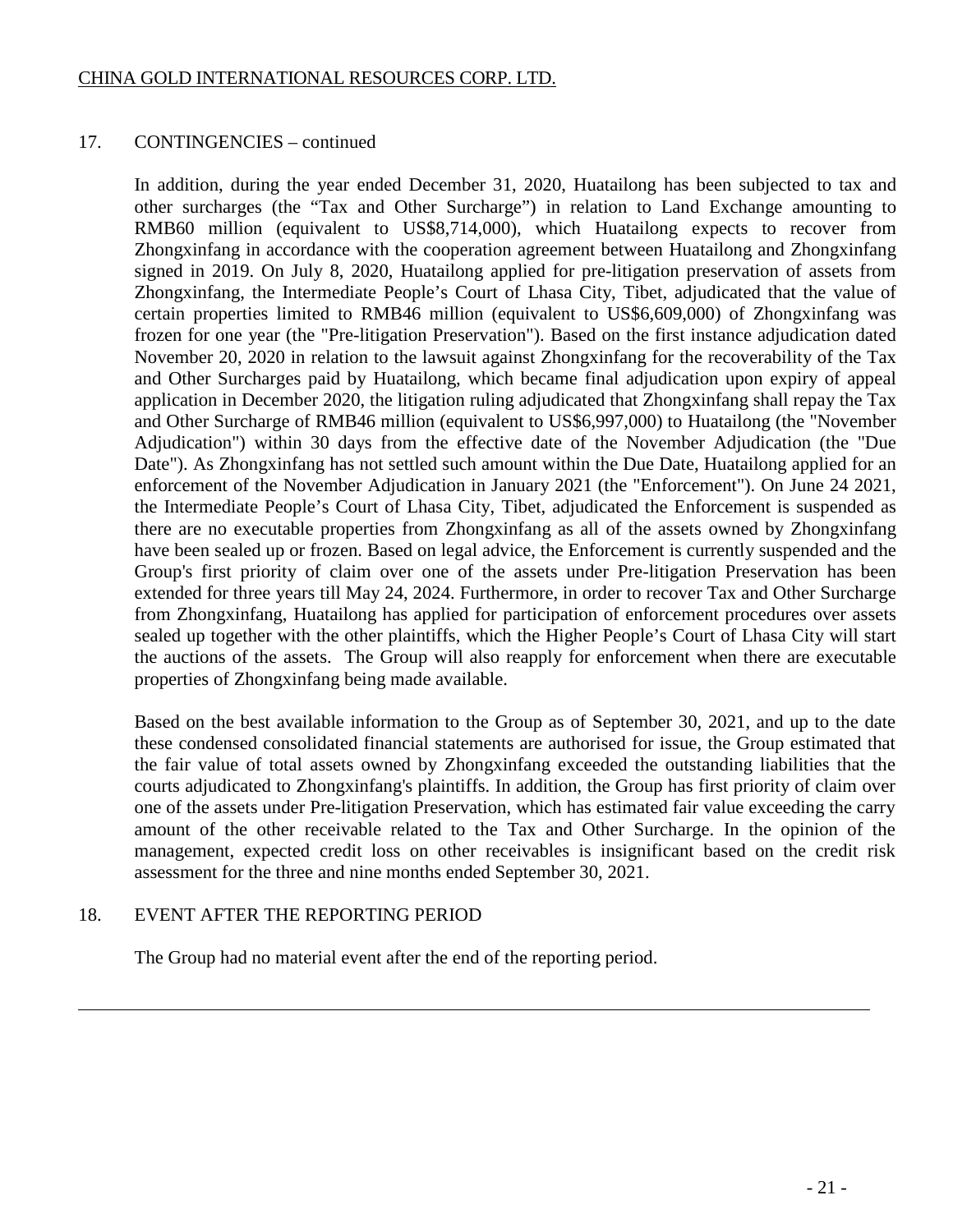## 17. CONTINGENCIES – continued

In addition, during the year ended December 31, 2020, Huatailong has been subjected to tax and other surcharges (the "Tax and Other Surcharge") in relation to Land Exchange amounting to RMB60 million (equivalent to US$8,714,000), which Huatailong expects to recover from Zhongxinfang in accordance with the cooperation agreement between Huatailong and Zhongxinfang signed in 2019. On July 8, 2020, Huatailong applied for pre-litigation preservation of assets from Zhongxinfang, the Intermediate People's Court of Lhasa City, Tibet, adjudicated that the value of certain properties limited to RMB46 million (equivalent to US$6,609,000) of Zhongxinfang was frozen for one year (the "Pre-litigation Preservation"). Based on the first instance adjudication dated November 20, 2020 in relation to the lawsuit against Zhongxinfang for the recoverability of the Tax and Other Surcharges paid by Huatailong, which became final adjudication upon expiry of appeal application in December 2020, the litigation ruling adjudicated that Zhongxinfang shall repay the Tax and Other Surcharge of RMB46 million (equivalent to US$6,997,000) to Huatailong (the "November Adjudication") within 30 days from the effective date of the November Adjudication (the "Due Date"). As Zhongxinfang has not settled such amount within the Due Date, Huatailong applied for an enforcement of the November Adjudication in January 2021 (the "Enforcement"). On June 24 2021, the Intermediate People's Court of Lhasa City, Tibet, adjudicated the Enforcement is suspended as there are no executable properties from Zhongxinfang as all of the assets owned by Zhongxinfang have been sealed up or frozen. Based on legal advice, the Enforcement is currently suspended and the Group's first priority of claim over one of the assets under Pre-litigation Preservation has been extended for three years till May 24, 2024. Furthermore, in order to recover Tax and Other Surcharge from Zhongxinfang, Huatailong has applied for participation of enforcement procedures over assets sealed up together with the other plaintiffs, which the Higher People's Court of Lhasa City will start the auctions of the assets. The Group will also reapply for enforcement when there are executable properties of Zhongxinfang being made available.

Based on the best available information to the Group as of September 30, 2021, and up to the date these condensed consolidated financial statements are authorised for issue, the Group estimated that the fair value of total assets owned by Zhongxinfang exceeded the outstanding liabilities that the courts adjudicated to Zhongxinfang's plaintiffs. In addition, the Group has first priority of claim over one of the assets under Pre-litigation Preservation, which has estimated fair value exceeding the carry amount of the other receivable related to the Tax and Other Surcharge. In the opinion of the management, expected credit loss on other receivables is insignificant based on the credit risk assessment for the three and nine months ended September 30, 2021.

## 18. EVENT AFTER THE REPORTING PERIOD

The Group had no material event after the end of the reporting period.